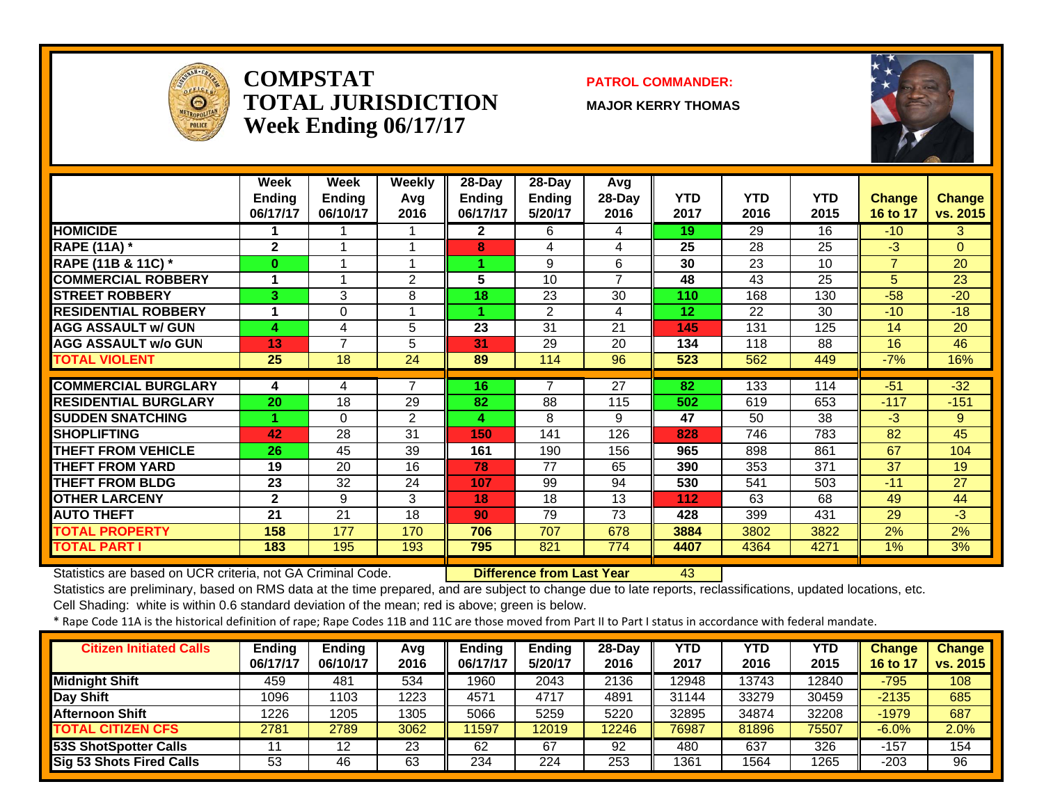# COMPSTAT
# TOTAL JURISDICTION
## Week Ending 06/17/17

**PATROL COMMANDER:**

**MAJOR KERRY THOMAS**

| | Week Ending 06/17/17 | Week Ending 06/10/17 | Weekly Avg 2016 | 28-Day Ending 06/17/17 | 28-Day Ending 5/20/17 | Avg 28-Day 2016 | YTD 2017 | YTD 2016 | YTD 2015 | Change 16 to 17 | Change vs. 2015 |
|---|---|---|---|---|---|---|---|---|---|---|---|
| HOMICIDE | 1 | 1 | 1 | 2 | 6 | 4 | 19 | 29 | 16 | -10 | 3 |
| RAPE (11A) * | 2 | 1 | 1 | 8 | 4 | 4 | 25 | 28 | 25 | -3 | 0 |
| RAPE (11B & 11C) * | 0 | 1 | 1 | 1 | 9 | 6 | 30 | 23 | 10 | 7 | 20 |
| COMMERCIAL ROBBERY | 1 | 1 | 2 | 5 | 10 | 7 | 48 | 43 | 25 | 5 | 23 |
| STREET ROBBERY | 3 | 3 | 8 | 18 | 23 | 30 | 110 | 168 | 130 | -58 | -20 |
| RESIDENTIAL ROBBERY | 1 | 0 | 1 | 1 | 2 | 4 | 12 | 22 | 30 | -10 | -18 |
| AGG ASSAULT w/ GUN | 4 | 4 | 5 | 23 | 31 | 21 | 145 | 131 | 125 | 14 | 20 |
| AGG ASSAULT w/o GUN | 13 | 7 | 5 | 31 | 29 | 20 | 134 | 118 | 88 | 16 | 46 |
| TOTAL VIOLENT | 25 | 18 | 24 | 89 | 114 | 96 | 523 | 562 | 449 | -7% | 16% |
| COMMERCIAL BURGLARY | 4 | 4 | 7 | 16 | 7 | 27 | 82 | 133 | 114 | -51 | -32 |
| RESIDENTIAL BURGLARY | 20 | 18 | 29 | 82 | 88 | 115 | 502 | 619 | 653 | -117 | -151 |
| SUDDEN SNATCHING | 1 | 0 | 2 | 4 | 8 | 9 | 47 | 50 | 38 | -3 | 9 |
| SHOPLIFTING | 42 | 28 | 31 | 150 | 141 | 126 | 828 | 746 | 783 | 82 | 45 |
| THEFT FROM VEHICLE | 26 | 45 | 39 | 161 | 190 | 156 | 965 | 898 | 861 | 67 | 104 |
| THEFT FROM YARD | 19 | 20 | 16 | 78 | 77 | 65 | 390 | 353 | 371 | 37 | 19 |
| THEFT FROM BLDG | 23 | 32 | 24 | 107 | 99 | 94 | 530 | 541 | 503 | -11 | 27 |
| OTHER LARCENY | 2 | 9 | 3 | 18 | 18 | 13 | 112 | 63 | 68 | 49 | 44 |
| AUTO THEFT | 21 | 21 | 18 | 90 | 79 | 73 | 428 | 399 | 431 | 29 | -3 |
| TOTAL PROPERTY | 158 | 177 | 170 | 706 | 707 | 678 | 3884 | 3802 | 3822 | 2% | 2% |
| TOTAL PART I | 183 | 195 | 193 | 795 | 821 | 774 | 4407 | 4364 | 4271 | 1% | 3% |

Statistics are based on UCR criteria, not GA Criminal Code. **Difference from Last Year** 43

Statistics are preliminary, based on RMS data at the time prepared, and are subject to change due to late reports, reclassifications, updated locations, etc.

Cell Shading: white is within 0.6 standard deviation of the mean; red is above; green is below.

* Rape Code 11A is the historical definition of rape; Rape Codes 11B and 11C are those moved from Part II to Part I status in accordance with federal mandate.

| Citizen Initiated Calls | Ending 06/17/17 | Ending 06/10/17 | Avg 2016 | Ending 06/17/17 | Ending 5/20/17 | 28-Day 2016 | YTD 2017 | YTD 2016 | YTD 2015 | Change 16 to 17 | Change vs. 2015 |
|---|---|---|---|---|---|---|---|---|---|---|---|
| Midnight Shift | 459 | 481 | 534 | 1960 | 2043 | 2136 | 12948 | 13743 | 12840 | -795 | 108 |
| Day Shift | 1096 | 1103 | 1223 | 4571 | 4717 | 4891 | 31144 | 33279 | 30459 | -2135 | 685 |
| Afternoon Shift | 1226 | 1205 | 1305 | 5066 | 5259 | 5220 | 32895 | 34874 | 32208 | -1979 | 687 |
| TOTAL CITIZEN CFS | 2781 | 2789 | 3062 | 11597 | 12019 | 12246 | 76987 | 81896 | 75507 | -6.0% | 2.0% |
| 53S ShotSpotter Calls | 11 | 12 | 23 | 62 | 67 | 92 | 480 | 637 | 326 | -157 | 154 |
| Sig 53 Shots Fired Calls | 53 | 46 | 63 | 234 | 224 | 253 | 1361 | 1564 | 1265 | -203 | 96 |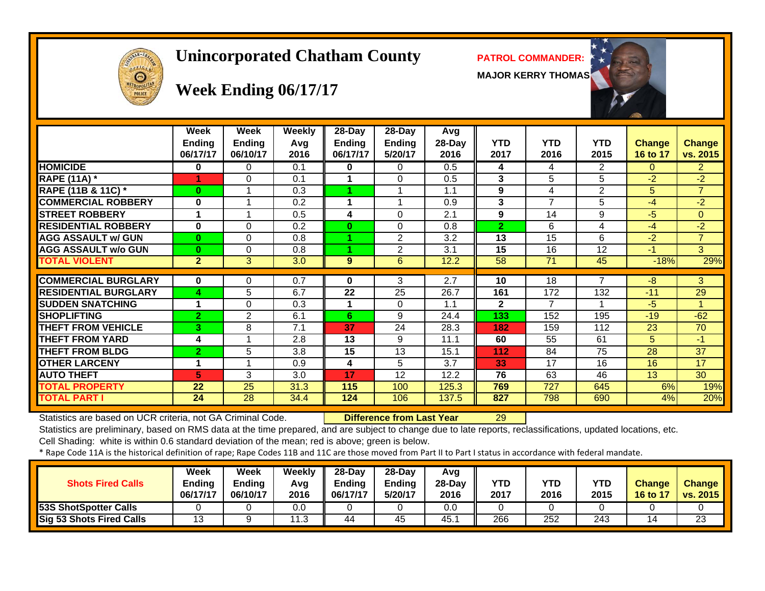# Unincorporated Chatham County

**PATROL COMMANDER:** MAJOR KERRY THOMAS

## Week Ending 06/17/17

| | Week Ending 06/17/17 | Week Ending 06/10/17 | Weekly Avg 2016 | 28-Day Ending 06/17/17 | 28-Day Ending 5/20/17 | Avg 28-Day 2016 | YTD 2017 | YTD 2016 | YTD 2015 | Change 16 to 17 | Change vs. 2015 |
|---|---|---|---|---|---|---|---|---|---|---|---|
| **HOMICIDE** | 0 | 0 | 0.1 | 0 | 0 | 0.5 | 4 | 4 | 2 | 0 | 2 |
| **RAPE (11A) *** | 1 | 0 | 0.1 | 1 | 0 | 0.5 | 3 | 5 | 5 | -2 | -2 |
| **RAPE (11B & 11C) *** | 0 | 1 | 0.3 | 1 | 1 | 1.1 | 9 | 4 | 2 | 5 | 7 |
| **COMMERCIAL ROBBERY** | 0 | 1 | 0.2 | 1 | 1 | 0.9 | 3 | 7 | 5 | -4 | -2 |
| **STREET ROBBERY** | 1 | 1 | 0.5 | 4 | 0 | 2.1 | 9 | 14 | 9 | -5 | 0 |
| **RESIDENTIAL ROBBERY** | 0 | 0 | 0.2 | 0 | 0 | 0.8 | 2 | 6 | 4 | -4 | -2 |
| **AGG ASSAULT w/ GUN** | 0 | 0 | 0.8 | 1 | 2 | 3.2 | 13 | 15 | 6 | -2 | 7 |
| **AGG ASSAULT w/o GUN** | 0 | 0 | 0.8 | 1 | 2 | 3.1 | 15 | 16 | 12 | -1 | 3 |
| **TOTAL VIOLENT** | 2 | 3 | 3.0 | 9 | 6 | 12.2 | 58 | 71 | 45 | -18% | 29% |
| **COMMERCIAL BURGLARY** | 0 | 0 | 0.7 | 0 | 3 | 2.7 | 10 | 18 | 7 | -8 | 3 |
| **RESIDENTIAL BURGLARY** | 4 | 5 | 6.7 | 22 | 25 | 26.7 | 161 | 172 | 132 | -11 | 29 |
| **SUDDEN SNATCHING** | 1 | 0 | 0.3 | 1 | 0 | 1.1 | 2 | 7 | 1 | -5 | 1 |
| **SHOPLIFTING** | 2 | 2 | 6.1 | 6 | 9 | 24.4 | 133 | 152 | 195 | -19 | -62 |
| **THEFT FROM VEHICLE** | 3 | 8 | 7.1 | 37 | 24 | 28.3 | 182 | 159 | 112 | 23 | 70 |
| **THEFT FROM YARD** | 4 | 1 | 2.8 | 13 | 9 | 11.1 | 60 | 55 | 61 | 5 | -1 |
| **THEFT FROM BLDG** | 2 | 5 | 3.8 | 15 | 13 | 15.1 | 112 | 84 | 75 | 28 | 37 |
| **OTHER LARCENY** | 1 | 1 | 0.9 | 4 | 5 | 3.7 | 33 | 17 | 16 | 16 | 17 |
| **AUTO THEFT** | 5 | 3 | 3.0 | 17 | 12 | 12.2 | 76 | 63 | 46 | 13 | 30 |
| **TOTAL PROPERTY** | 22 | 25 | 31.3 | 115 | 100 | 125.3 | 769 | 727 | 645 | 6% | 19% |
| **TOTAL PART I** | 24 | 28 | 34.4 | 124 | 106 | 137.5 | 827 | 798 | 690 | 4% | 20% |

Statistics are based on UCR criteria, not GA Criminal Code. **Difference from Last Year** 29

Statistics are preliminary, based on RMS data at the time prepared, and are subject to change due to late reports, reclassifications, updated locations, etc.

Cell Shading: white is within 0.6 standard deviation of the mean; red is above; green is below.

* Rape Code 11A is the historical definition of rape; Rape Codes 11B and 11C are those moved from Part II to Part I status in accordance with federal mandate.

| Shots Fired Calls | Week Ending 06/17/17 | Week Ending 06/10/17 | Weekly Avg 2016 | 28-Day Ending 06/17/17 | 28-Day Ending 5/20/17 | Avg 28-Day 2016 | YTD 2017 | YTD 2016 | YTD 2015 | Change 16 to 17 | Change vs. 2015 |
|---|---|---|---|---|---|---|---|---|---|---|---|
| **53S ShotSpotter Calls** | 0 | 0 | 0.0 | 0 | 0 | 0.0 | 0 | 0 | 0 | 0 | 0 |
| **Sig 53 Shots Fired Calls** | 13 | 9 | 11.3 | 44 | 45 | 45.1 | 266 | 252 | 243 | 14 | 23 |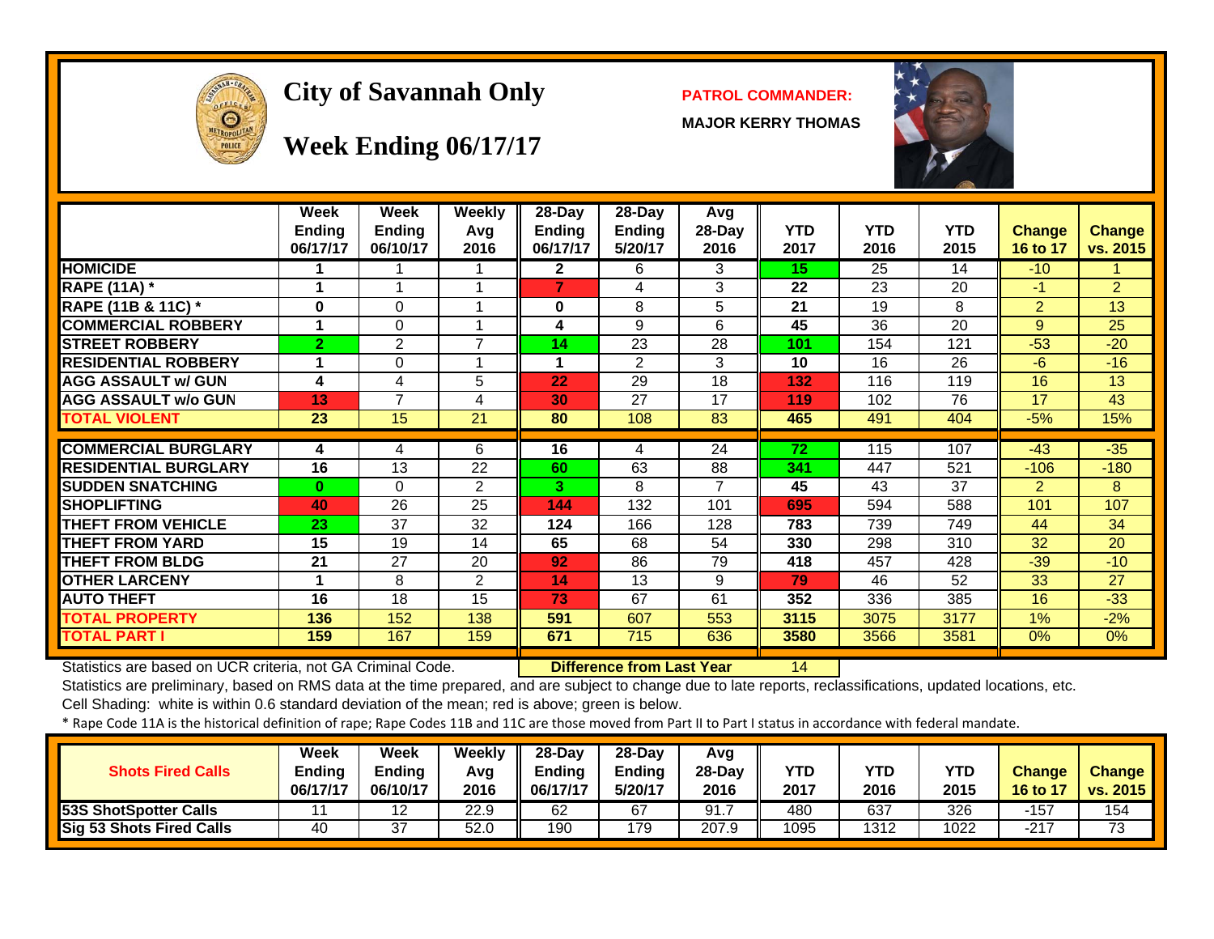# City of Savannah Only

## Week Ending 06/17/17

**PATROL COMMANDER:**

**MAJOR KERRY THOMAS**

| | Week Ending 06/17/17 | Week Ending 06/10/17 | Weekly Avg 2016 | 28-Day Ending 06/17/17 | 28-Day Ending 5/20/17 | Avg 28-Day 2016 | YTD 2017 | YTD 2016 | YTD 2015 | Change 16 to 17 | Change vs. 2015 |
|---|---|---|---|---|---|---|---|---|---|---|---|
| HOMICIDE | 1 | 1 | 1 | 2 | 6 | 3 | 15 | 25 | 14 | -10 | 1 |
| RAPE (11A) * | 1 | 1 | 1 | 7 | 4 | 3 | 22 | 23 | 20 | -1 | 2 |
| RAPE (11B & 11C) * | 0 | 0 | 1 | 0 | 8 | 5 | 21 | 19 | 8 | 2 | 13 |
| COMMERCIAL ROBBERY | 1 | 0 | 1 | 4 | 9 | 6 | 45 | 36 | 20 | 9 | 25 |
| STREET ROBBERY | 2 | 2 | 7 | 14 | 23 | 28 | 101 | 154 | 121 | -53 | -20 |
| RESIDENTIAL ROBBERY | 1 | 0 | 1 | 1 | 2 | 3 | 10 | 16 | 26 | -6 | -16 |
| AGG ASSAULT w/ GUN | 4 | 4 | 5 | 22 | 29 | 18 | 132 | 116 | 119 | 16 | 13 |
| AGG ASSAULT w/o GUN | 13 | 7 | 4 | 30 | 27 | 17 | 119 | 102 | 76 | 17 | 43 |
| TOTAL VIOLENT | 23 | 15 | 21 | 80 | 108 | 83 | 465 | 491 | 404 | -5% | 15% |
| COMMERCIAL BURGLARY | 4 | 4 | 6 | 16 | 4 | 24 | 72 | 115 | 107 | -43 | -35 |
| RESIDENTIAL BURGLARY | 16 | 13 | 22 | 60 | 63 | 88 | 341 | 447 | 521 | -106 | -180 |
| SUDDEN SNATCHING | 0 | 0 | 2 | 3 | 8 | 7 | 45 | 43 | 37 | 2 | 8 |
| SHOPLIFTING | 40 | 26 | 25 | 144 | 132 | 101 | 695 | 594 | 588 | 101 | 107 |
| THEFT FROM VEHICLE | 23 | 37 | 32 | 124 | 166 | 128 | 783 | 739 | 749 | 44 | 34 |
| THEFT FROM YARD | 15 | 19 | 14 | 65 | 68 | 54 | 330 | 298 | 310 | 32 | 20 |
| THEFT FROM BLDG | 21 | 27 | 20 | 92 | 86 | 79 | 418 | 457 | 428 | -39 | -10 |
| OTHER LARCENY | 1 | 8 | 2 | 14 | 13 | 9 | 79 | 46 | 52 | 33 | 27 |
| AUTO THEFT | 16 | 18 | 15 | 73 | 67 | 61 | 352 | 336 | 385 | 16 | -33 |
| TOTAL PROPERTY | 136 | 152 | 138 | 591 | 607 | 553 | 3115 | 3075 | 3177 | 1% | -2% |
| TOTAL PART I | 159 | 167 | 159 | 671 | 715 | 636 | 3580 | 3566 | 3581 | 0% | 0% |

Statistics are based on UCR criteria, not GA Criminal Code. **Difference from Last Year** 14

Statistics are preliminary, based on RMS data at the time prepared, and are subject to change due to late reports, reclassifications, updated locations, etc.

Cell Shading: white is within 0.6 standard deviation of the mean; red is above; green is below.

* Rape Code 11A is the historical definition of rape; Rape Codes 11B and 11C are those moved from Part II to Part I status in accordance with federal mandate.

| Shots Fired Calls | Week Ending 06/17/17 | Week Ending 06/10/17 | Weekly Avg 2016 | 28-Day Ending 06/17/17 | 28-Day Ending 5/20/17 | Avg 28-Day 2016 | YTD 2017 | YTD 2016 | YTD 2015 | Change 16 to 17 | Change vs. 2015 |
|---|---|---|---|---|---|---|---|---|---|---|---|
| 53S ShotSpotter Calls | 11 | 12 | 22.9 | 62 | 67 | 91.7 | 480 | 637 | 326 | -157 | 154 |
| Sig 53 Shots Fired Calls | 40 | 37 | 52.0 | 190 | 179 | 207.9 | 1095 | 1312 | 1022 | -217 | 73 |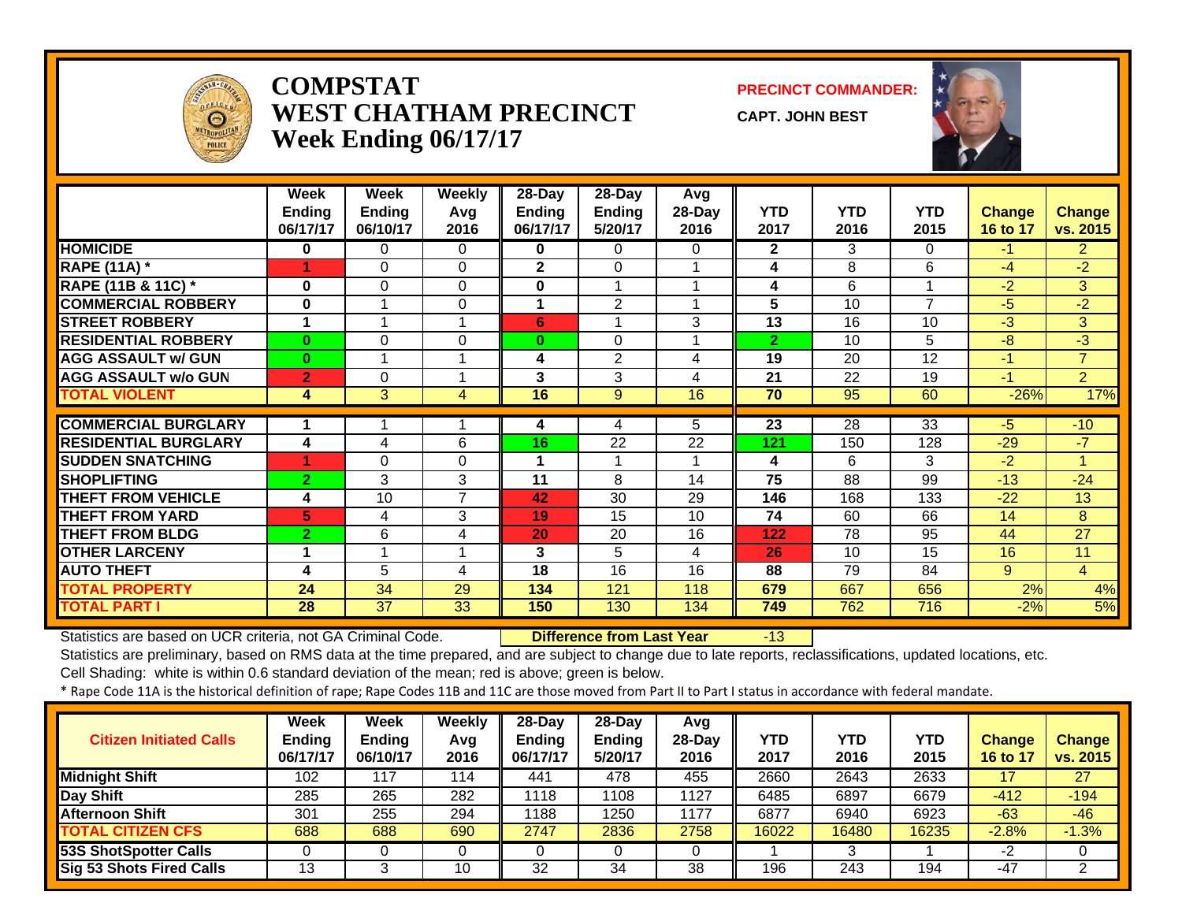# COMPSTAT
# WEST CHATHAM PRECINCT
# Week Ending 06/17/17

**PRECINCT COMMANDER:**
**CAPT. JOHN BEST**

| | Week Ending 06/17/17 | Week Ending 06/10/17 | Weekly Avg 2016 | 28-Day Ending 06/17/17 | 28-Day Ending 5/20/17 | Avg 28-Day 2016 | YTD 2017 | YTD 2016 | YTD 2015 | Change 16 to 17 | Change vs. 2015 |
|---|---|---|---|---|---|---|---|---|---|---|---|
| HOMICIDE | 0 | 0 | 0 | 0 | 0 | 0 | 2 | 3 | 0 | -1 | 2 |
| RAPE (11A) * | 1 | 0 | 0 | 2 | 0 | 1 | 4 | 8 | 6 | -4 | -2 |
| RAPE (11B & 11C) * | 0 | 0 | 0 | 0 | 1 | 1 | 4 | 6 | 1 | -2 | 3 |
| COMMERCIAL ROBBERY | 0 | 1 | 0 | 1 | 2 | 1 | 5 | 10 | 7 | -5 | -2 |
| STREET ROBBERY | 1 | 1 | 1 | 6 | 1 | 3 | 13 | 16 | 10 | -3 | 3 |
| RESIDENTIAL ROBBERY | 0 | 0 | 0 | 0 | 0 | 1 | 2 | 10 | 5 | -8 | -3 |
| AGG ASSAULT w/ GUN | 0 | 1 | 1 | 4 | 2 | 4 | 19 | 20 | 12 | -1 | 7 |
| AGG ASSAULT w/o GUN | 2 | 0 | 1 | 3 | 3 | 4 | 21 | 22 | 19 | -1 | 2 |
| TOTAL VIOLENT | 4 | 3 | 4 | 16 | 9 | 16 | 70 | 95 | 60 | -26% | 17% |
| COMMERCIAL BURGLARY | 1 | 1 | 1 | 4 | 4 | 5 | 23 | 28 | 33 | -5 | -10 |
| RESIDENTIAL BURGLARY | 4 | 4 | 6 | 16 | 22 | 22 | 121 | 150 | 128 | -29 | -7 |
| SUDDEN SNATCHING | 1 | 0 | 0 | 1 | 1 | 1 | 4 | 6 | 3 | -2 | 1 |
| SHOPLIFTING | 2 | 3 | 3 | 11 | 8 | 14 | 75 | 88 | 99 | -13 | -24 |
| THEFT FROM VEHICLE | 4 | 10 | 7 | 42 | 30 | 29 | 146 | 168 | 133 | -22 | 13 |
| THEFT FROM YARD | 5 | 4 | 3 | 19 | 15 | 10 | 74 | 60 | 66 | 14 | 8 |
| THEFT FROM BLDG | 2 | 6 | 4 | 20 | 20 | 16 | 122 | 78 | 95 | 44 | 27 |
| OTHER LARCENY | 1 | 1 | 1 | 3 | 5 | 4 | 26 | 10 | 15 | 16 | 11 |
| AUTO THEFT | 4 | 5 | 4 | 18 | 16 | 16 | 88 | 79 | 84 | 9 | 4 |
| TOTAL PROPERTY | 24 | 34 | 29 | 134 | 121 | 118 | 679 | 667 | 656 | 2% | 4% |
| TOTAL PART I | 28 | 37 | 33 | 150 | 130 | 134 | 749 | 762 | 716 | -2% | 5% |

Statistics are based on UCR criteria, not GA Criminal Code. **Difference from Last Year** -13

Statistics are preliminary, based on RMS data at the time prepared, and are subject to change due to late reports, reclassifications, updated locations, etc.

Cell Shading: white is within 0.6 standard deviation of the mean; red is above; green is below.

* Rape Code 11A is the historical definition of rape; Rape Codes 11B and 11C are those moved from Part II to Part I status in accordance with federal mandate.

| Citizen Initiated Calls | Week Ending 06/17/17 | Week Ending 06/10/17 | Weekly Avg 2016 | 28-Day Ending 06/17/17 | 28-Day Ending 5/20/17 | Avg 28-Day 2016 | YTD 2017 | YTD 2016 | YTD 2015 | Change 16 to 17 | Change vs. 2015 |
|---|---|---|---|---|---|---|---|---|---|---|---|
| Midnight Shift | 102 | 117 | 114 | 441 | 478 | 455 | 2660 | 2643 | 2633 | 17 | 27 |
| Day Shift | 285 | 265 | 282 | 1118 | 1108 | 1127 | 6485 | 6897 | 6679 | -412 | -194 |
| Afternoon Shift | 301 | 255 | 294 | 1188 | 1250 | 1177 | 6877 | 6940 | 6923 | -63 | -46 |
| TOTAL CITIZEN CFS | 688 | 688 | 690 | 2747 | 2836 | 2758 | 16022 | 16480 | 16235 | -2.8% | -1.3% |
| 53S ShotSpotter Calls | 0 | 0 | 0 | 0 | 0 | 0 | 1 | 3 | 1 | -2 | 0 |
| Sig 53 Shots Fired Calls | 13 | 3 | 10 | 32 | 34 | 38 | 196 | 243 | 194 | -47 | 2 |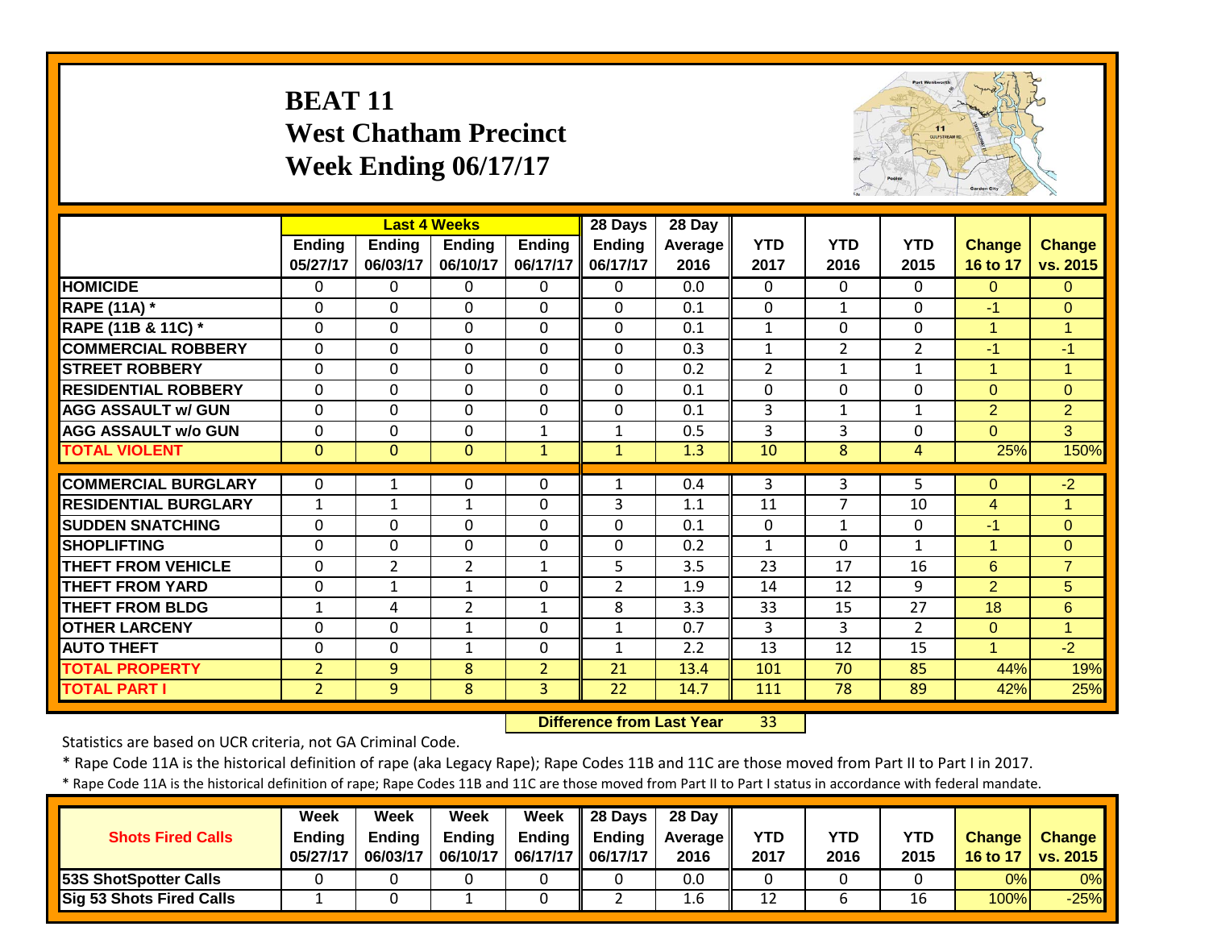# BEAT 11
## West Chatham Precinct
## Week Ending 06/17/17

| | Last 4 Weeks | | | | 28 Days | 28 Day | | | | | |
|---|---|---|---|---|---|---|---|---|---|---|---|
| | Ending 05/27/17 | Ending 06/03/17 | Ending 06/10/17 | Ending 06/17/17 | Ending 06/17/17 | Average 2016 | YTD 2017 | YTD 2016 | YTD 2015 | Change 16 to 17 | Change vs. 2015 |
| HOMICIDE | 0 | 0 | 0 | 0 | 0 | 0.0 | 0 | 0 | 0 | 0 | 0 |
| RAPE (11A) * | 0 | 0 | 0 | 0 | 0 | 0.1 | 0 | 1 | 0 | -1 | 0 |
| RAPE (11B & 11C) * | 0 | 0 | 0 | 0 | 0 | 0.1 | 1 | 0 | 0 | 1 | 1 |
| COMMERCIAL ROBBERY | 0 | 0 | 0 | 0 | 0 | 0.3 | 1 | 2 | 2 | -1 | -1 |
| STREET ROBBERY | 0 | 0 | 0 | 0 | 0 | 0.2 | 2 | 1 | 1 | 1 | 1 |
| RESIDENTIAL ROBBERY | 0 | 0 | 0 | 0 | 0 | 0.1 | 0 | 0 | 0 | 0 | 0 |
| AGG ASSAULT w/ GUN | 0 | 0 | 0 | 0 | 0 | 0.1 | 3 | 1 | 1 | 2 | 2 |
| AGG ASSAULT w/o GUN | 0 | 0 | 0 | 1 | 1 | 0.5 | 3 | 3 | 0 | 0 | 3 |
| TOTAL VIOLENT | 0 | 0 | 0 | 1 | 1 | 1.3 | 10 | 8 | 4 | 25% | 150% |
| COMMERCIAL BURGLARY | 0 | 1 | 0 | 0 | 1 | 0.4 | 3 | 3 | 5 | 0 | -2 |
| RESIDENTIAL BURGLARY | 1 | 1 | 1 | 0 | 3 | 1.1 | 11 | 7 | 10 | 4 | 1 |
| SUDDEN SNATCHING | 0 | 0 | 0 | 0 | 0 | 0.1 | 0 | 1 | 0 | -1 | 0 |
| SHOPLIFTING | 0 | 0 | 0 | 0 | 0 | 0.2 | 1 | 0 | 1 | 1 | 0 |
| THEFT FROM VEHICLE | 0 | 2 | 2 | 1 | 5 | 3.5 | 23 | 17 | 16 | 6 | 7 |
| THEFT FROM YARD | 0 | 1 | 1 | 0 | 2 | 1.9 | 14 | 12 | 9 | 2 | 5 |
| THEFT FROM BLDG | 1 | 4 | 2 | 1 | 8 | 3.3 | 33 | 15 | 27 | 18 | 6 |
| OTHER LARCENY | 0 | 0 | 1 | 0 | 1 | 0.7 | 3 | 3 | 2 | 0 | 1 |
| AUTO THEFT | 0 | 0 | 1 | 0 | 1 | 2.2 | 13 | 12 | 15 | 1 | -2 |
| TOTAL PROPERTY | 2 | 9 | 8 | 2 | 21 | 13.4 | 101 | 70 | 85 | 44% | 19% |
| TOTAL PART I | 2 | 9 | 8 | 3 | 22 | 14.7 | 111 | 78 | 89 | 42% | 25% |

**Difference from Last Year** 33

Statistics are based on UCR criteria, not GA Criminal Code.

\* Rape Code 11A is the historical definition of rape (aka Legacy Rape); Rape Codes 11B and 11C are those moved from Part II to Part I in 2017.

\* Rape Code 11A is the historical definition of rape; Rape Codes 11B and 11C are those moved from Part II to Part I status in accordance with federal mandate.

| Shots Fired Calls | Week Ending 05/27/17 | Week Ending 06/03/17 | Week Ending 06/10/17 | Week Ending 06/17/17 | 28 Days Ending 06/17/17 | 28 Day Average 2016 | YTD 2017 | YTD 2016 | YTD 2015 | Change 16 to 17 | Change vs. 2015 |
|---|---|---|---|---|---|---|---|---|---|---|---|
| 53S ShotSpotter Calls | 0 | 0 | 0 | 0 | 0 | 0.0 | 0 | 0 | 0 | 0% | 0% |
| Sig 53 Shots Fired Calls | 1 | 0 | 1 | 0 | 2 | 1.6 | 12 | 6 | 16 | 100% | -25% |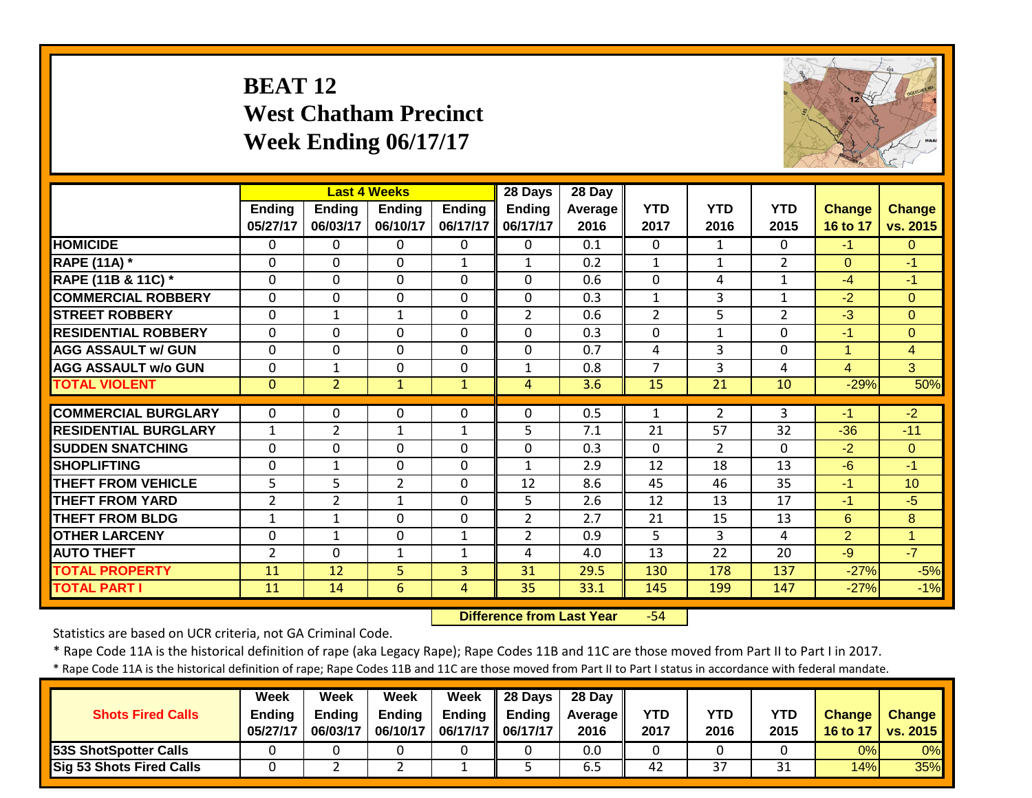# BEAT 12
## West Chatham Precinct
## Week Ending 06/17/17

| | Last 4 Weeks | | | | 28 Days | 28 Day | | | | | |
|---|---|---|---|---|---|---|---|---|---|---|---|
| | Ending 05/27/17 | Ending 06/03/17 | Ending 06/10/17 | Ending 06/17/17 | Ending 06/17/17 | Average 2016 | YTD 2017 | YTD 2016 | YTD 2015 | Change 16 to 17 | Change vs. 2015 |
| HOMICIDE | 0 | 0 | 0 | 0 | 0 | 0.1 | 0 | 1 | 0 | -1 | 0 |
| RAPE (11A) * | 0 | 0 | 0 | 1 | 1 | 0.2 | 1 | 1 | 2 | 0 | -1 |
| RAPE (11B & 11C) * | 0 | 0 | 0 | 0 | 0 | 0.6 | 0 | 4 | 1 | -4 | -1 |
| COMMERCIAL ROBBERY | 0 | 0 | 0 | 0 | 0 | 0.3 | 1 | 3 | 1 | -2 | 0 |
| STREET ROBBERY | 0 | 1 | 1 | 0 | 2 | 0.6 | 2 | 5 | 2 | -3 | 0 |
| RESIDENTIAL ROBBERY | 0 | 0 | 0 | 0 | 0 | 0.3 | 0 | 1 | 0 | -1 | 0 |
| AGG ASSAULT w/ GUN | 0 | 0 | 0 | 0 | 0 | 0.7 | 4 | 3 | 0 | 1 | 4 |
| AGG ASSAULT w/o GUN | 0 | 1 | 0 | 0 | 1 | 0.8 | 7 | 3 | 4 | 4 | 3 |
| TOTAL VIOLENT | 0 | 2 | 1 | 1 | 4 | 3.6 | 15 | 21 | 10 | -29% | 50% |
| COMMERCIAL BURGLARY | 0 | 0 | 0 | 0 | 0 | 0.5 | 1 | 2 | 3 | -1 | -2 |
| RESIDENTIAL BURGLARY | 1 | 2 | 1 | 1 | 5 | 7.1 | 21 | 57 | 32 | -36 | -11 |
| SUDDEN SNATCHING | 0 | 0 | 0 | 0 | 0 | 0.3 | 0 | 2 | 0 | -2 | 0 |
| SHOPLIFTING | 0 | 1 | 0 | 0 | 1 | 2.9 | 12 | 18 | 13 | -6 | -1 |
| THEFT FROM VEHICLE | 5 | 5 | 2 | 0 | 12 | 8.6 | 45 | 46 | 35 | -1 | 10 |
| THEFT FROM YARD | 2 | 2 | 1 | 0 | 5 | 2.6 | 12 | 13 | 17 | -1 | -5 |
| THEFT FROM BLDG | 1 | 1 | 0 | 0 | 2 | 2.7 | 21 | 15 | 13 | 6 | 8 |
| OTHER LARCENY | 0 | 1 | 0 | 1 | 2 | 0.9 | 5 | 3 | 4 | 2 | 1 |
| AUTO THEFT | 2 | 0 | 1 | 1 | 4 | 4.0 | 13 | 22 | 20 | -9 | -7 |
| TOTAL PROPERTY | 11 | 12 | 5 | 3 | 31 | 29.5 | 130 | 178 | 137 | -27% | -5% |
| TOTAL PART I | 11 | 14 | 6 | 4 | 35 | 33.1 | 145 | 199 | 147 | -27% | -1% |

**Difference from Last Year** -54

Statistics are based on UCR criteria, not GA Criminal Code.

* Rape Code 11A is the historical definition of rape (aka Legacy Rape); Rape Codes 11B and 11C are those moved from Part II to Part I in 2017.

* Rape Code 11A is the historical definition of rape; Rape Codes 11B and 11C are those moved from Part II to Part I status in accordance with federal mandate.

| Shots Fired Calls | Week Ending 05/27/17 | Week Ending 06/03/17 | Week Ending 06/10/17 | Week Ending 06/17/17 | 28 Days Ending 06/17/17 | 28 Day Average 2016 | YTD 2017 | YTD 2016 | YTD 2015 | Change 16 to 17 | Change vs. 2015 |
|---|---|---|---|---|---|---|---|---|---|---|---|
| 53S ShotSpotter Calls | 0 | 0 | 0 | 0 | 0 | 0.0 | 0 | 0 | 0 | 0% | 0% |
| Sig 53 Shots Fired Calls | 0 | 2 | 2 | 1 | 5 | 6.5 | 42 | 37 | 31 | 14% | 35% |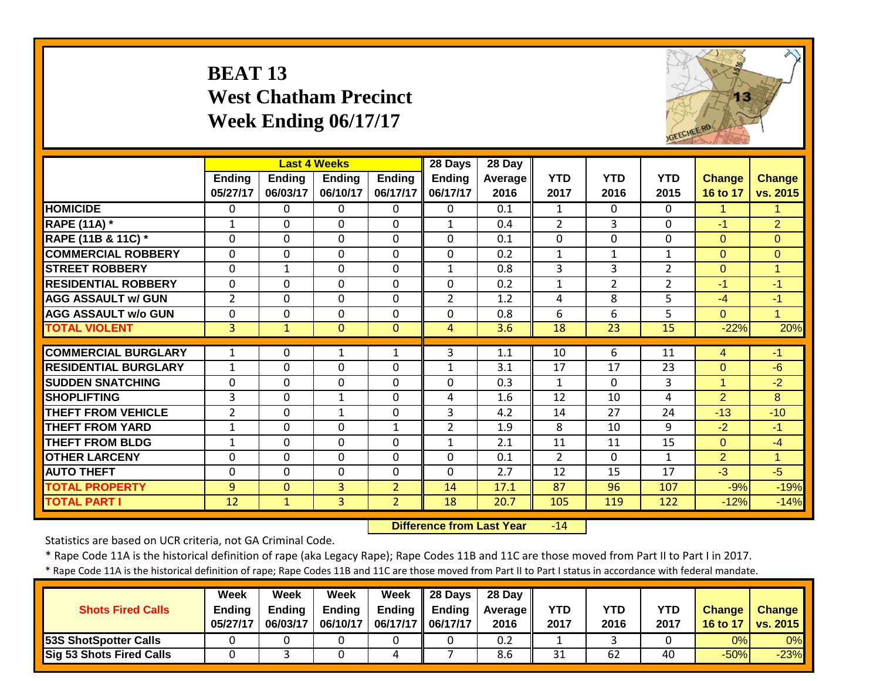# BEAT 13
## West Chatham Precinct
## Week Ending 06/17/17

| | Last 4 Weeks | | | | 28 Days | 28 Day | | | | | |
|---|---|---|---|---|---|---|---|---|---|---|---|
| | Ending 05/27/17 | Ending 06/03/17 | Ending 06/10/17 | Ending 06/17/17 | Ending 06/17/17 | Average 2016 | YTD 2017 | YTD 2016 | YTD 2015 | Change 16 to 17 | Change vs. 2015 |
| HOMICIDE | 0 | 0 | 0 | 0 | 0 | 0.1 | 1 | 0 | 0 | 1 | 1 |
| RAPE (11A) * | 1 | 0 | 0 | 0 | 1 | 0.4 | 2 | 3 | 0 | -1 | 2 |
| RAPE (11B & 11C) * | 0 | 0 | 0 | 0 | 0 | 0.1 | 0 | 0 | 0 | 0 | 0 |
| COMMERCIAL ROBBERY | 0 | 0 | 0 | 0 | 0 | 0.2 | 1 | 1 | 1 | 0 | 0 |
| STREET ROBBERY | 0 | 1 | 0 | 0 | 1 | 0.8 | 3 | 3 | 2 | 0 | 1 |
| RESIDENTIAL ROBBERY | 0 | 0 | 0 | 0 | 0 | 0.2 | 1 | 2 | 2 | -1 | -1 |
| AGG ASSAULT w/ GUN | 2 | 0 | 0 | 0 | 2 | 1.2 | 4 | 8 | 5 | -4 | -1 |
| AGG ASSAULT w/o GUN | 0 | 0 | 0 | 0 | 0 | 0.8 | 6 | 6 | 5 | 0 | 1 |
| TOTAL VIOLENT | 3 | 1 | 0 | 0 | 4 | 3.6 | 18 | 23 | 15 | -22% | 20% |
| COMMERCIAL BURGLARY | 1 | 0 | 1 | 1 | 3 | 1.1 | 10 | 6 | 11 | 4 | -1 |
| RESIDENTIAL BURGLARY | 1 | 0 | 0 | 0 | 1 | 3.1 | 17 | 17 | 23 | 0 | -6 |
| SUDDEN SNATCHING | 0 | 0 | 0 | 0 | 0 | 0.3 | 1 | 0 | 3 | 1 | -2 |
| SHOPLIFTING | 3 | 0 | 1 | 0 | 4 | 1.6 | 12 | 10 | 4 | 2 | 8 |
| THEFT FROM VEHICLE | 2 | 0 | 1 | 0 | 3 | 4.2 | 14 | 27 | 24 | -13 | -10 |
| THEFT FROM YARD | 1 | 0 | 0 | 1 | 2 | 1.9 | 8 | 10 | 9 | -2 | -1 |
| THEFT FROM BLDG | 1 | 0 | 0 | 0 | 1 | 2.1 | 11 | 11 | 15 | 0 | -4 |
| OTHER LARCENY | 0 | 0 | 0 | 0 | 0 | 0.1 | 2 | 0 | 1 | 2 | 1 |
| AUTO THEFT | 0 | 0 | 0 | 0 | 0 | 2.7 | 12 | 15 | 17 | -3 | -5 |
| TOTAL PROPERTY | 9 | 0 | 3 | 2 | 14 | 17.1 | 87 | 96 | 107 | -9% | -19% |
| TOTAL PART I | 12 | 1 | 3 | 2 | 18 | 20.7 | 105 | 119 | 122 | -12% | -14% |

**Difference from Last Year** -14

Statistics are based on UCR criteria, not GA Criminal Code.

* Rape Code 11A is the historical definition of rape (aka Legacy Rape); Rape Codes 11B and 11C are those moved from Part II to Part I in 2017.

* Rape Code 11A is the historical definition of rape; Rape Codes 11B and 11C are those moved from Part II to Part I status in accordance with federal mandate.

| Shots Fired Calls | Week Ending 05/27/17 | Week Ending 06/03/17 | Week Ending 06/10/17 | Week Ending 06/17/17 | 28 Days Ending 06/17/17 | 28 Day Average 2016 | YTD 2017 | YTD 2016 | YTD 2017 | Change 16 to 17 | Change vs. 2015 |
|---|---|---|---|---|---|---|---|---|---|---|---|
| 53S ShotSpotter Calls | 0 | 0 | 0 | 0 | 0 | 0.2 | 1 | 3 | 0 | 0% | 0% |
| Sig 53 Shots Fired Calls | 0 | 3 | 0 | 4 | 7 | 8.6 | 31 | 62 | 40 | -50% | -23% |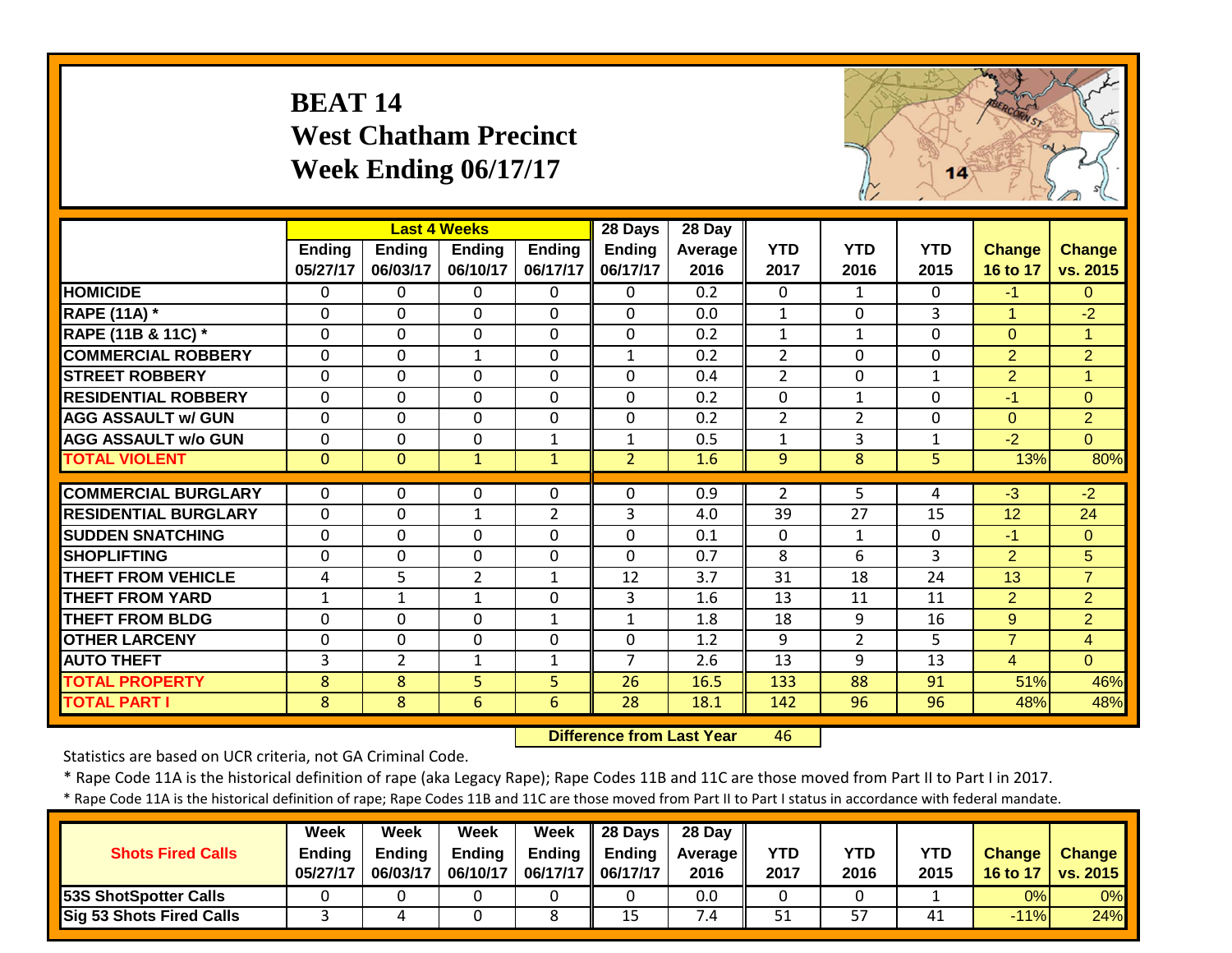# BEAT 14
## West Chatham Precinct
## Week Ending 06/17/17

| | Last 4 Weeks | | | | 28 Days | 28 Day | | | | | |
|---|---|---|---|---|---|---|---|---|---|---|---|
| | Ending 05/27/17 | Ending 06/03/17 | Ending 06/10/17 | Ending 06/17/17 | Ending 06/17/17 | Average 2016 | YTD 2017 | YTD 2016 | YTD 2015 | Change 16 to 17 | Change vs. 2015 |
| HOMICIDE | 0 | 0 | 0 | 0 | 0 | 0.2 | 0 | 1 | 0 | -1 | 0 |
| RAPE (11A) * | 0 | 0 | 0 | 0 | 0 | 0.0 | 1 | 0 | 3 | 1 | -2 |
| RAPE (11B & 11C) * | 0 | 0 | 0 | 0 | 0 | 0.2 | 1 | 1 | 0 | 0 | 1 |
| COMMERCIAL ROBBERY | 0 | 0 | 1 | 0 | 1 | 0.2 | 2 | 0 | 0 | 2 | 2 |
| STREET ROBBERY | 0 | 0 | 0 | 0 | 0 | 0.4 | 2 | 0 | 1 | 2 | 1 |
| RESIDENTIAL ROBBERY | 0 | 0 | 0 | 0 | 0 | 0.2 | 0 | 1 | 0 | -1 | 0 |
| AGG ASSAULT w/ GUN | 0 | 0 | 0 | 0 | 0 | 0.2 | 2 | 2 | 0 | 0 | 2 |
| AGG ASSAULT w/o GUN | 0 | 0 | 0 | 1 | 1 | 0.5 | 1 | 3 | 1 | -2 | 0 |
| TOTAL VIOLENT | 0 | 0 | 1 | 1 | 2 | 1.6 | 9 | 8 | 5 | 13% | 80% |
| COMMERCIAL BURGLARY | 0 | 0 | 0 | 0 | 0 | 0.9 | 2 | 5 | 4 | -3 | -2 |
| RESIDENTIAL BURGLARY | 0 | 0 | 1 | 2 | 3 | 4.0 | 39 | 27 | 15 | 12 | 24 |
| SUDDEN SNATCHING | 0 | 0 | 0 | 0 | 0 | 0.1 | 0 | 1 | 0 | -1 | 0 |
| SHOPLIFTING | 0 | 0 | 0 | 0 | 0 | 0.7 | 8 | 6 | 3 | 2 | 5 |
| THEFT FROM VEHICLE | 4 | 5 | 2 | 1 | 12 | 3.7 | 31 | 18 | 24 | 13 | 7 |
| THEFT FROM YARD | 1 | 1 | 1 | 0 | 3 | 1.6 | 13 | 11 | 11 | 2 | 2 |
| THEFT FROM BLDG | 0 | 0 | 0 | 1 | 1 | 1.8 | 18 | 9 | 16 | 9 | 2 |
| OTHER LARCENY | 0 | 0 | 0 | 0 | 0 | 1.2 | 9 | 2 | 5 | 7 | 4 |
| AUTO THEFT | 3 | 2 | 1 | 1 | 7 | 2.6 | 13 | 9 | 13 | 4 | 0 |
| TOTAL PROPERTY | 8 | 8 | 5 | 5 | 26 | 16.5 | 133 | 88 | 91 | 51% | 46% |
| TOTAL PART I | 8 | 8 | 6 | 6 | 28 | 18.1 | 142 | 96 | 96 | 48% | 48% |

**Difference from Last Year** 46

Statistics are based on UCR criteria, not GA Criminal Code.

* Rape Code 11A is the historical definition of rape (aka Legacy Rape); Rape Codes 11B and 11C are those moved from Part II to Part I in 2017.

* Rape Code 11A is the historical definition of rape; Rape Codes 11B and 11C are those moved from Part II to Part I status in accordance with federal mandate.

| Shots Fired Calls | Week Ending 05/27/17 | Week Ending 06/03/17 | Week Ending 06/10/17 | Week Ending 06/17/17 | 28 Days Ending 06/17/17 | 28 Day Average 2016 | YTD 2017 | YTD 2016 | YTD 2015 | Change 16 to 17 | Change vs. 2015 |
|---|---|---|---|---|---|---|---|---|---|---|---|
| 53S ShotSpotter Calls | 0 | 0 | 0 | 0 | 0 | 0.0 | 0 | 0 | 1 | 0% | 0% |
| Sig 53 Shots Fired Calls | 3 | 4 | 0 | 8 | 15 | 7.4 | 51 | 57 | 41 | -11% | 24% |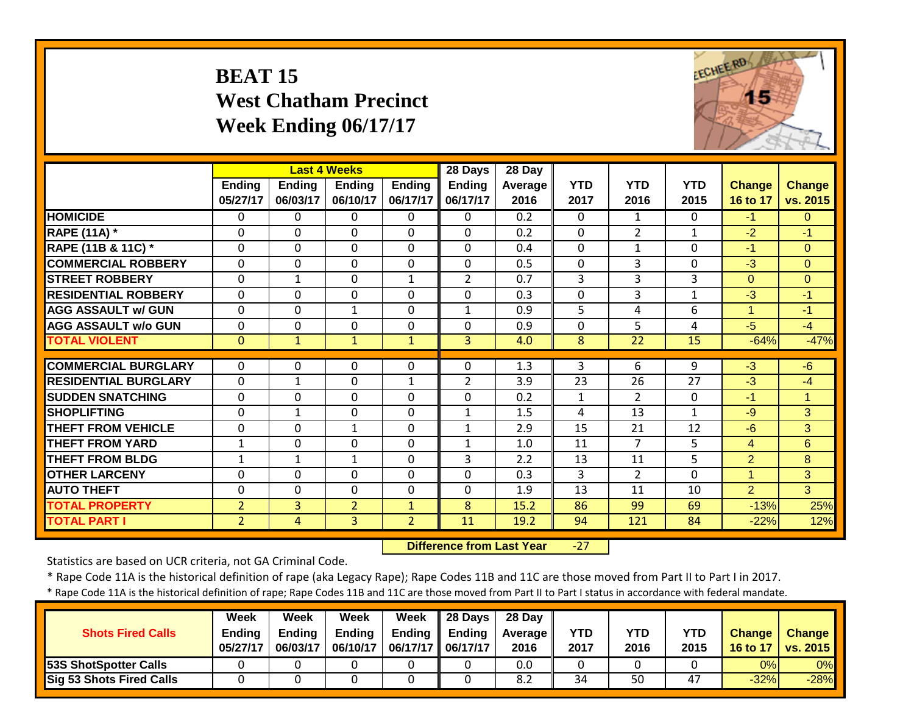# BEAT 15
# West Chatham Precinct
# Week Ending 06/17/17

| | Last 4 Weeks | | | | 28 Days | 28 Day | | | | | |
|---|---|---|---|---|---|---|---|---|---|---|---|
| | Ending 05/27/17 | Ending 06/03/17 | Ending 06/10/17 | Ending 06/17/17 | Ending 06/17/17 | Average 2016 | YTD 2017 | YTD 2016 | YTD 2015 | Change 16 to 17 | Change vs. 2015 |
| HOMICIDE | 0 | 0 | 0 | 0 | 0 | 0.2 | 0 | 1 | 0 | -1 | 0 |
| RAPE (11A) * | 0 | 0 | 0 | 0 | 0 | 0.2 | 0 | 2 | 1 | -2 | -1 |
| RAPE (11B & 11C) * | 0 | 0 | 0 | 0 | 0 | 0.4 | 0 | 1 | 0 | -1 | 0 |
| COMMERCIAL ROBBERY | 0 | 0 | 0 | 0 | 0 | 0.5 | 0 | 3 | 0 | -3 | 0 |
| STREET ROBBERY | 0 | 1 | 0 | 1 | 2 | 0.7 | 3 | 3 | 3 | 0 | 0 |
| RESIDENTIAL ROBBERY | 0 | 0 | 0 | 0 | 0 | 0.3 | 0 | 3 | 1 | -3 | -1 |
| AGG ASSAULT w/ GUN | 0 | 0 | 1 | 0 | 1 | 0.9 | 5 | 4 | 6 | 1 | -1 |
| AGG ASSAULT w/o GUN | 0 | 0 | 0 | 0 | 0 | 0.9 | 0 | 5 | 4 | -5 | -4 |
| TOTAL VIOLENT | 0 | 1 | 1 | 1 | 3 | 4.0 | 8 | 22 | 15 | -64% | -47% |
| COMMERCIAL BURGLARY | 0 | 0 | 0 | 0 | 0 | 1.3 | 3 | 6 | 9 | -3 | -6 |
| RESIDENTIAL BURGLARY | 0 | 1 | 0 | 1 | 2 | 3.9 | 23 | 26 | 27 | -3 | -4 |
| SUDDEN SNATCHING | 0 | 0 | 0 | 0 | 0 | 0.2 | 1 | 2 | 0 | -1 | 1 |
| SHOPLIFTING | 0 | 1 | 0 | 0 | 1 | 1.5 | 4 | 13 | 1 | -9 | 3 |
| THEFT FROM VEHICLE | 0 | 0 | 1 | 0 | 1 | 2.9 | 15 | 21 | 12 | -6 | 3 |
| THEFT FROM YARD | 1 | 0 | 0 | 0 | 1 | 1.0 | 11 | 7 | 5 | 4 | 6 |
| THEFT FROM BLDG | 1 | 1 | 1 | 0 | 3 | 2.2 | 13 | 11 | 5 | 2 | 8 |
| OTHER LARCENY | 0 | 0 | 0 | 0 | 0 | 0.3 | 3 | 2 | 0 | 1 | 3 |
| AUTO THEFT | 0 | 0 | 0 | 0 | 0 | 1.9 | 13 | 11 | 10 | 2 | 3 |
| TOTAL PROPERTY | 2 | 3 | 2 | 1 | 8 | 15.2 | 86 | 99 | 69 | -13% | 25% |
| TOTAL PART I | 2 | 4 | 3 | 2 | 11 | 19.2 | 94 | 121 | 84 | -22% | 12% |

**Difference from Last Year** -27

Statistics are based on UCR criteria, not GA Criminal Code.

* Rape Code 11A is the historical definition of rape (aka Legacy Rape); Rape Codes 11B and 11C are those moved from Part II to Part I in 2017.

* Rape Code 11A is the historical definition of rape; Rape Codes 11B and 11C are those moved from Part II to Part I status in accordance with federal mandate.

| Shots Fired Calls | Week Ending 05/27/17 | Week Ending 06/03/17 | Week Ending 06/10/17 | Week Ending 06/17/17 | 28 Days Ending 06/17/17 | 28 Day Average 2016 | YTD 2017 | YTD 2016 | YTD 2015 | Change 16 to 17 | Change vs. 2015 |
|---|---|---|---|---|---|---|---|---|---|---|---|
| 53S ShotSpotter Calls | 0 | 0 | 0 | 0 | 0 | 0.0 | 0 | 0 | 0 | 0% | 0% |
| Sig 53 Shots Fired Calls | 0 | 0 | 0 | 0 | 0 | 8.2 | 34 | 50 | 47 | -32% | -28% |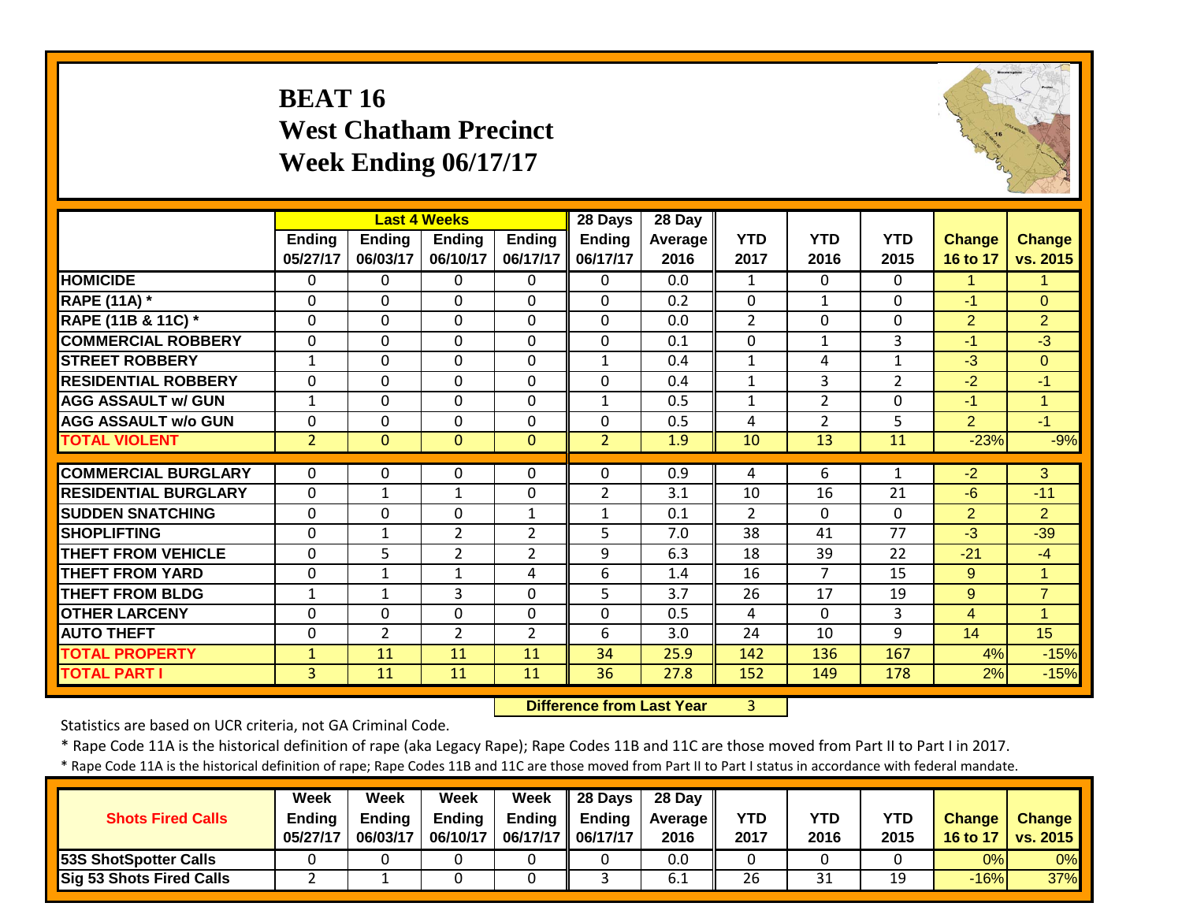# BEAT 16
## West Chatham Precinct
## Week Ending 06/17/17

| | Last 4 Weeks | | | | 28 Days | 28 Day | | | | | |
|---|---|---|---|---|---|---|---|---|---|---|---|
| | Ending 05/27/17 | Ending 06/03/17 | Ending 06/10/17 | Ending 06/17/17 | Ending 06/17/17 | Average 2016 | YTD 2017 | YTD 2016 | YTD 2015 | Change 16 to 17 | Change vs. 2015 |
| HOMICIDE | 0 | 0 | 0 | 0 | 0 | 0.0 | 1 | 0 | 0 | 1 | 1 |
| RAPE (11A) * | 0 | 0 | 0 | 0 | 0 | 0.2 | 0 | 1 | 0 | -1 | 0 |
| RAPE (11B & 11C) * | 0 | 0 | 0 | 0 | 0 | 0.0 | 2 | 0 | 0 | 2 | 2 |
| COMMERCIAL ROBBERY | 0 | 0 | 0 | 0 | 0 | 0.1 | 0 | 1 | 3 | -1 | -3 |
| STREET ROBBERY | 1 | 0 | 0 | 0 | 1 | 0.4 | 1 | 4 | 1 | -3 | 0 |
| RESIDENTIAL ROBBERY | 0 | 0 | 0 | 0 | 0 | 0.4 | 1 | 3 | 2 | -2 | -1 |
| AGG ASSAULT w/ GUN | 1 | 0 | 0 | 0 | 1 | 0.5 | 1 | 2 | 0 | -1 | 1 |
| AGG ASSAULT w/o GUN | 0 | 0 | 0 | 0 | 0 | 0.5 | 4 | 2 | 5 | 2 | -1 |
| TOTAL VIOLENT | 2 | 0 | 0 | 0 | 2 | 1.9 | 10 | 13 | 11 | -23% | -9% |
| COMMERCIAL BURGLARY | 0 | 0 | 0 | 0 | 0 | 0.9 | 4 | 6 | 1 | -2 | 3 |
| RESIDENTIAL BURGLARY | 0 | 1 | 1 | 0 | 2 | 3.1 | 10 | 16 | 21 | -6 | -11 |
| SUDDEN SNATCHING | 0 | 0 | 0 | 1 | 1 | 0.1 | 2 | 0 | 0 | 2 | 2 |
| SHOPLIFTING | 0 | 1 | 2 | 2 | 5 | 7.0 | 38 | 41 | 77 | -3 | -39 |
| THEFT FROM VEHICLE | 0 | 5 | 2 | 2 | 9 | 6.3 | 18 | 39 | 22 | -21 | -4 |
| THEFT FROM YARD | 0 | 1 | 1 | 4 | 6 | 1.4 | 16 | 7 | 15 | 9 | 1 |
| THEFT FROM BLDG | 1 | 1 | 3 | 0 | 5 | 3.7 | 26 | 17 | 19 | 9 | 7 |
| OTHER LARCENY | 0 | 0 | 0 | 0 | 0 | 0.5 | 4 | 0 | 3 | 4 | 1 |
| AUTO THEFT | 0 | 2 | 2 | 2 | 6 | 3.0 | 24 | 10 | 9 | 14 | 15 |
| TOTAL PROPERTY | 1 | 11 | 11 | 11 | 34 | 25.9 | 142 | 136 | 167 | 4% | -15% |
| TOTAL PART I | 3 | 11 | 11 | 11 | 36 | 27.8 | 152 | 149 | 178 | 2% | -15% |

**Difference from Last Year** 3

Statistics are based on UCR criteria, not GA Criminal Code.

* Rape Code 11A is the historical definition of rape (aka Legacy Rape); Rape Codes 11B and 11C are those moved from Part II to Part I in 2017.

* Rape Code 11A is the historical definition of rape; Rape Codes 11B and 11C are those moved from Part II to Part I status in accordance with federal mandate.

| Shots Fired Calls | Week Ending 05/27/17 | Week Ending 06/03/17 | Week Ending 06/10/17 | Week Ending 06/17/17 | 28 Days Ending 06/17/17 | 28 Day Average 2016 | YTD 2017 | YTD 2016 | YTD 2015 | Change 16 to 17 | Change vs. 2015 |
|---|---|---|---|---|---|---|---|---|---|---|---|
| 53S ShotSpotter Calls | 0 | 0 | 0 | 0 | 0 | 0.0 | 0 | 0 | 0 | 0% | 0% |
| Sig 53 Shots Fired Calls | 2 | 1 | 0 | 0 | 3 | 6.1 | 26 | 31 | 19 | -16% | 37% |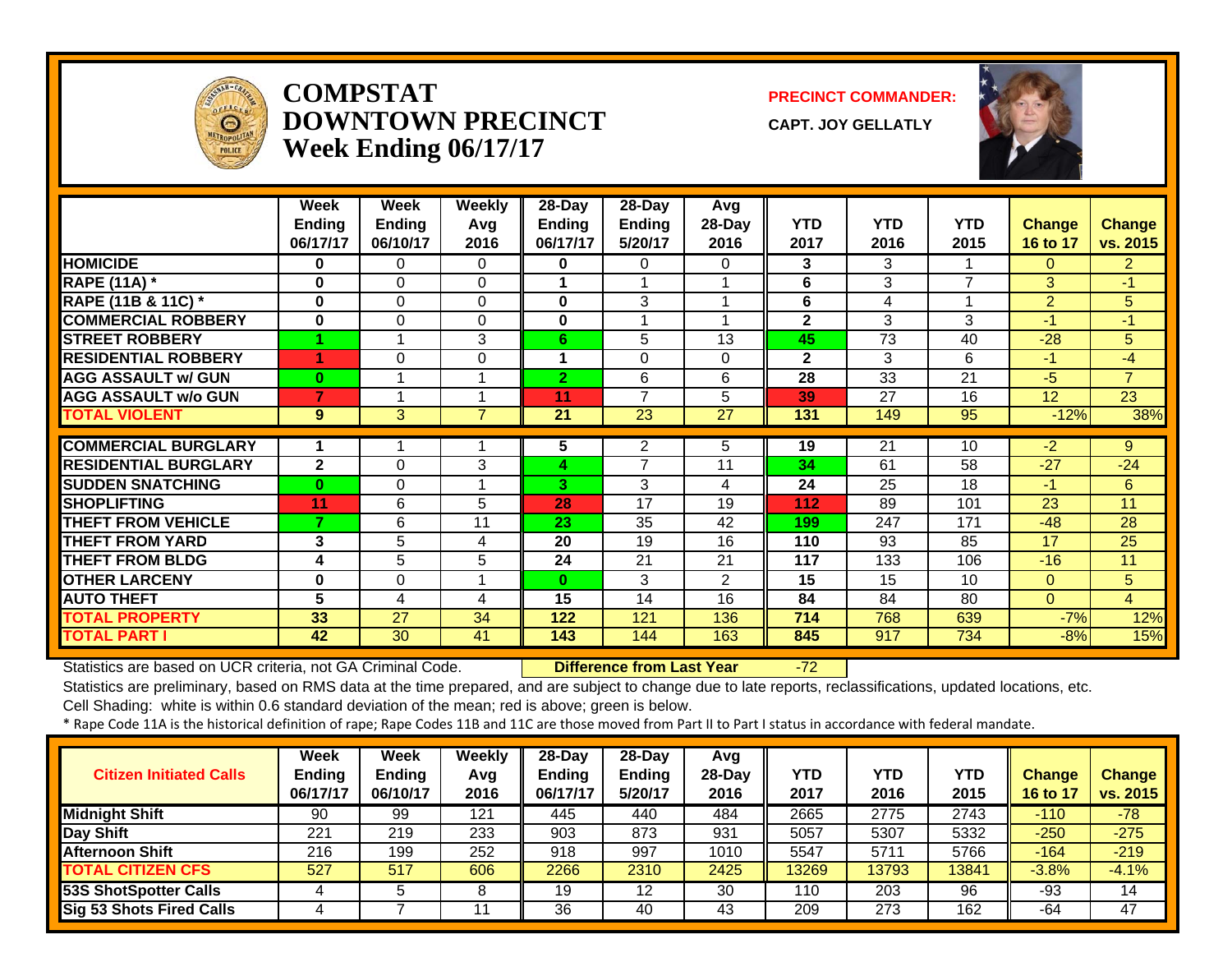# COMPSTAT
# DOWNTOWN PRECINCT
## Week Ending 06/17/17

**PRECINCT COMMANDER:**

**CAPT. JOY GELLATLY**

| | Week Ending 06/17/17 | Week Ending 06/10/17 | Weekly Avg 2016 | 28-Day Ending 06/17/17 | 28-Day Ending 5/20/17 | Avg 28-Day 2016 | YTD 2017 | YTD 2016 | YTD 2015 | Change 16 to 17 | Change vs. 2015 |
|---|---|---|---|---|---|---|---|---|---|---|---|
| HOMICIDE | 0 | 0 | 0 | 0 | 0 | 0 | 3 | 3 | 1 | 0 | 2 |
| RAPE (11A) * | 0 | 0 | 0 | 1 | 1 | 1 | 6 | 3 | 7 | 3 | -1 |
| RAPE (11B & 11C) * | 0 | 0 | 0 | 0 | 3 | 1 | 6 | 4 | 1 | 2 | 5 |
| COMMERCIAL ROBBERY | 0 | 0 | 0 | 0 | 1 | 1 | 2 | 3 | 3 | -1 | -1 |
| STREET ROBBERY | 1 | 1 | 3 | 6 | 5 | 13 | 45 | 73 | 40 | -28 | 5 |
| RESIDENTIAL ROBBERY | 1 | 0 | 0 | 1 | 0 | 0 | 2 | 3 | 6 | -1 | -4 |
| AGG ASSAULT w/ GUN | 0 | 1 | 1 | 2 | 6 | 6 | 28 | 33 | 21 | -5 | 7 |
| AGG ASSAULT w/o GUN | 7 | 1 | 1 | 11 | 7 | 5 | 39 | 27 | 16 | 12 | 23 |
| TOTAL VIOLENT | 9 | 3 | 7 | 21 | 23 | 27 | 131 | 149 | 95 | -12% | 38% |
| COMMERCIAL BURGLARY | 1 | 1 | 1 | 5 | 2 | 5 | 19 | 21 | 10 | -2 | 9 |
| RESIDENTIAL BURGLARY | 2 | 0 | 3 | 4 | 7 | 11 | 34 | 61 | 58 | -27 | -24 |
| SUDDEN SNATCHING | 0 | 0 | 1 | 3 | 3 | 4 | 24 | 25 | 18 | -1 | 6 |
| SHOPLIFTING | 11 | 6 | 5 | 28 | 17 | 19 | 112 | 89 | 101 | 23 | 11 |
| THEFT FROM VEHICLE | 7 | 6 | 11 | 23 | 35 | 42 | 199 | 247 | 171 | -48 | 28 |
| THEFT FROM YARD | 3 | 5 | 4 | 20 | 19 | 16 | 110 | 93 | 85 | 17 | 25 |
| THEFT FROM BLDG | 4 | 5 | 5 | 24 | 21 | 21 | 117 | 133 | 106 | -16 | 11 |
| OTHER LARCENY | 0 | 0 | 1 | 0 | 3 | 2 | 15 | 15 | 10 | 0 | 5 |
| AUTO THEFT | 5 | 4 | 4 | 15 | 14 | 16 | 84 | 84 | 80 | 0 | 4 |
| TOTAL PROPERTY | 33 | 27 | 34 | 122 | 121 | 136 | 714 | 768 | 639 | -7% | 12% |
| TOTAL PART I | 42 | 30 | 41 | 143 | 144 | 163 | 845 | 917 | 734 | -8% | 15% |

Statistics are based on UCR criteria, not GA Criminal Code. **Difference from Last Year** -72

Statistics are preliminary, based on RMS data at the time prepared, and are subject to change due to late reports, reclassifications, updated locations, etc.

Cell Shading: white is within 0.6 standard deviation of the mean; red is above; green is below.

* Rape Code 11A is the historical definition of rape; Rape Codes 11B and 11C are those moved from Part II to Part I status in accordance with federal mandate.

| Citizen Initiated Calls | Week Ending 06/17/17 | Week Ending 06/10/17 | Weekly Avg 2016 | 28-Day Ending 06/17/17 | 28-Day Ending 5/20/17 | Avg 28-Day 2016 | YTD 2017 | YTD 2016 | YTD 2015 | Change 16 to 17 | Change vs. 2015 |
|---|---|---|---|---|---|---|---|---|---|---|---|
| Midnight Shift | 90 | 99 | 121 | 445 | 440 | 484 | 2665 | 2775 | 2743 | -110 | -78 |
| Day Shift | 221 | 219 | 233 | 903 | 873 | 931 | 5057 | 5307 | 5332 | -250 | -275 |
| Afternoon Shift | 216 | 199 | 252 | 918 | 997 | 1010 | 5547 | 5711 | 5766 | -164 | -219 |
| TOTAL CITIZEN CFS | 527 | 517 | 606 | 2266 | 2310 | 2425 | 13269 | 13793 | 13841 | -3.8% | -4.1% |
| 53S ShotSpotter Calls | 4 | 5 | 8 | 19 | 12 | 30 | 110 | 203 | 96 | -93 | 14 |
| Sig 53 Shots Fired Calls | 4 | 7 | 11 | 36 | 40 | 43 | 209 | 273 | 162 | -64 | 47 |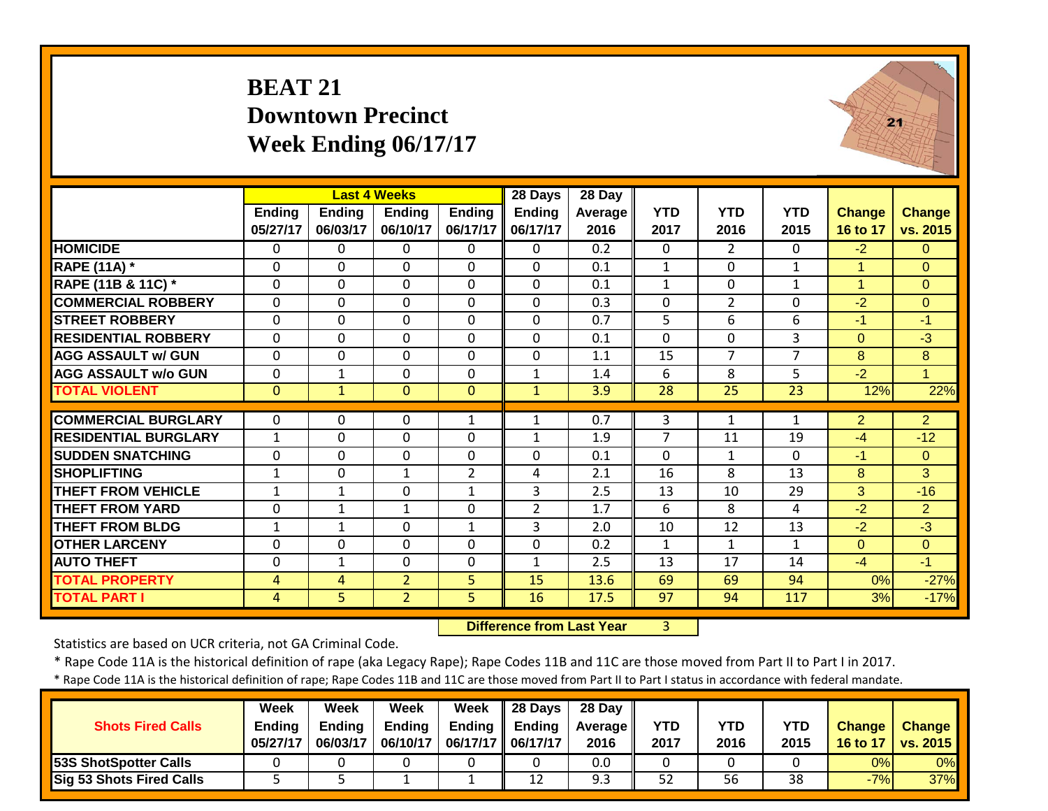# BEAT 21
## Downtown Precinct
## Week Ending 06/17/17

| | Last 4 Weeks | | | | 28 Days | 28 Day | | | | | |
|---|---|---|---|---|---|---|---|---|---|---|---|
| | Ending 05/27/17 | Ending 06/03/17 | Ending 06/10/17 | Ending 06/17/17 | Ending 06/17/17 | Average 2016 | YTD 2017 | YTD 2016 | YTD 2015 | Change 16 to 17 | Change vs. 2015 |
| HOMICIDE | 0 | 0 | 0 | 0 | 0 | 0.2 | 0 | 2 | 0 | -2 | 0 |
| RAPE (11A) * | 0 | 0 | 0 | 0 | 0 | 0.1 | 1 | 0 | 1 | 1 | 0 |
| RAPE (11B & 11C) * | 0 | 0 | 0 | 0 | 0 | 0.1 | 1 | 0 | 1 | 1 | 0 |
| COMMERCIAL ROBBERY | 0 | 0 | 0 | 0 | 0 | 0.3 | 0 | 2 | 0 | -2 | 0 |
| STREET ROBBERY | 0 | 0 | 0 | 0 | 0 | 0.7 | 5 | 6 | 6 | -1 | -1 |
| RESIDENTIAL ROBBERY | 0 | 0 | 0 | 0 | 0 | 0.1 | 0 | 0 | 3 | 0 | -3 |
| AGG ASSAULT w/ GUN | 0 | 0 | 0 | 0 | 0 | 1.1 | 15 | 7 | 7 | 8 | 8 |
| AGG ASSAULT w/o GUN | 0 | 1 | 0 | 0 | 1 | 1.4 | 6 | 8 | 5 | -2 | 1 |
| TOTAL VIOLENT | 0 | 1 | 0 | 0 | 1 | 3.9 | 28 | 25 | 23 | 12% | 22% |
| COMMERCIAL BURGLARY | 0 | 0 | 0 | 1 | 1 | 0.7 | 3 | 1 | 1 | 2 | 2 |
| RESIDENTIAL BURGLARY | 1 | 0 | 0 | 0 | 1 | 1.9 | 7 | 11 | 19 | -4 | -12 |
| SUDDEN SNATCHING | 0 | 0 | 0 | 0 | 0 | 0.1 | 0 | 1 | 0 | -1 | 0 |
| SHOPLIFTING | 1 | 0 | 1 | 2 | 4 | 2.1 | 16 | 8 | 13 | 8 | 3 |
| THEFT FROM VEHICLE | 1 | 1 | 0 | 1 | 3 | 2.5 | 13 | 10 | 29 | 3 | -16 |
| THEFT FROM YARD | 0 | 1 | 1 | 0 | 2 | 1.7 | 6 | 8 | 4 | -2 | 2 |
| THEFT FROM BLDG | 1 | 1 | 0 | 1 | 3 | 2.0 | 10 | 12 | 13 | -2 | -3 |
| OTHER LARCENY | 0 | 0 | 0 | 0 | 0 | 0.2 | 1 | 1 | 1 | 0 | 0 |
| AUTO THEFT | 0 | 1 | 0 | 0 | 1 | 2.5 | 13 | 17 | 14 | -4 | -1 |
| TOTAL PROPERTY | 4 | 4 | 2 | 5 | 15 | 13.6 | 69 | 69 | 94 | 0% | -27% |
| TOTAL PART I | 4 | 5 | 2 | 5 | 16 | 17.5 | 97 | 94 | 117 | 3% | -17% |

**Difference from Last Year** 3

Statistics are based on UCR criteria, not GA Criminal Code.

* Rape Code 11A is the historical definition of rape (aka Legacy Rape); Rape Codes 11B and 11C are those moved from Part II to Part I in 2017.

* Rape Code 11A is the historical definition of rape; Rape Codes 11B and 11C are those moved from Part II to Part I status in accordance with federal mandate.

| Shots Fired Calls | Week Ending 05/27/17 | Week Ending 06/03/17 | Week Ending 06/10/17 | Week Ending 06/17/17 | 28 Days Ending 06/17/17 | 28 Day Average 2016 | YTD 2017 | YTD 2016 | YTD 2015 | Change 16 to 17 | Change vs. 2015 |
|---|---|---|---|---|---|---|---|---|---|---|---|
| 53S ShotSpotter Calls | 0 | 0 | 0 | 0 | 0 | 0.0 | 0 | 0 | 0 | 0% | 0% |
| Sig 53 Shots Fired Calls | 5 | 5 | 1 | 1 | 12 | 9.3 | 52 | 56 | 38 | -7% | 37% |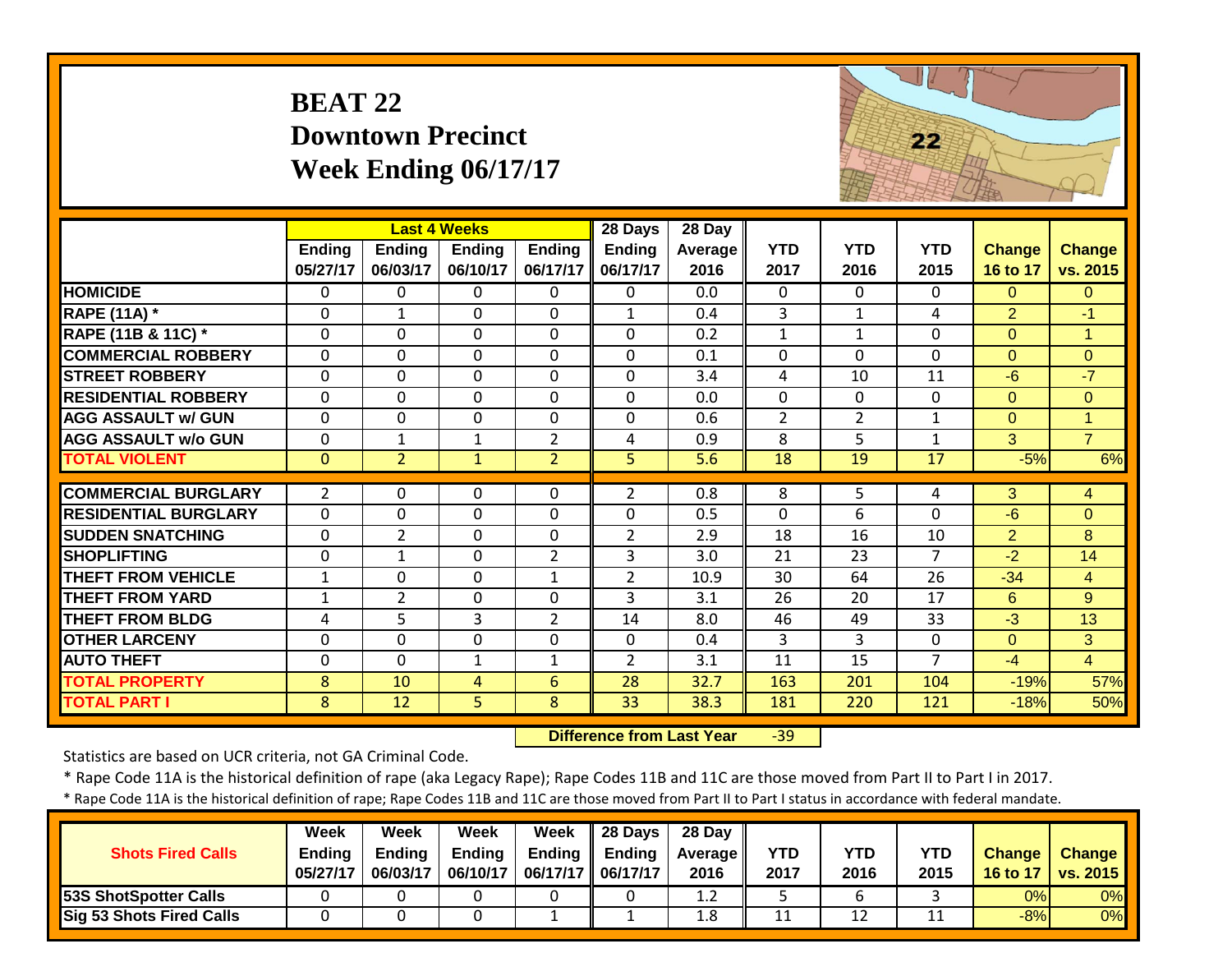# BEAT 22
# Downtown Precinct
# Week Ending 06/17/17

| | Last 4 Weeks | | | | 28 Days | 28 Day | | | | | |
|---|---|---|---|---|---|---|---|---|---|---|---|
| | Ending 05/27/17 | Ending 06/03/17 | Ending 06/10/17 | Ending 06/17/17 | Ending 06/17/17 | Average 2016 | YTD 2017 | YTD 2016 | YTD 2015 | Change 16 to 17 | Change vs. 2015 |
| HOMICIDE | 0 | 0 | 0 | 0 | 0 | 0.0 | 0 | 0 | 0 | 0 | 0 |
| RAPE (11A) * | 0 | 1 | 0 | 0 | 1 | 0.4 | 3 | 1 | 4 | 2 | -1 |
| RAPE (11B & 11C) * | 0 | 0 | 0 | 0 | 0 | 0.2 | 1 | 1 | 0 | 0 | 1 |
| COMMERCIAL ROBBERY | 0 | 0 | 0 | 0 | 0 | 0.1 | 0 | 0 | 0 | 0 | 0 |
| STREET ROBBERY | 0 | 0 | 0 | 0 | 0 | 3.4 | 4 | 10 | 11 | -6 | -7 |
| RESIDENTIAL ROBBERY | 0 | 0 | 0 | 0 | 0 | 0.0 | 0 | 0 | 0 | 0 | 0 |
| AGG ASSAULT w/ GUN | 0 | 0 | 0 | 0 | 0 | 0.6 | 2 | 2 | 1 | 0 | 1 |
| AGG ASSAULT w/o GUN | 0 | 1 | 1 | 2 | 4 | 0.9 | 8 | 5 | 1 | 3 | 7 |
| TOTAL VIOLENT | 0 | 2 | 1 | 2 | 5 | 5.6 | 18 | 19 | 17 | -5% | 6% |
| COMMERCIAL BURGLARY | 2 | 0 | 0 | 0 | 2 | 0.8 | 8 | 5 | 4 | 3 | 4 |
| RESIDENTIAL BURGLARY | 0 | 0 | 0 | 0 | 0 | 0.5 | 0 | 6 | 0 | -6 | 0 |
| SUDDEN SNATCHING | 0 | 2 | 0 | 0 | 2 | 2.9 | 18 | 16 | 10 | 2 | 8 |
| SHOPLIFTING | 0 | 1 | 0 | 2 | 3 | 3.0 | 21 | 23 | 7 | -2 | 14 |
| THEFT FROM VEHICLE | 1 | 0 | 0 | 1 | 2 | 10.9 | 30 | 64 | 26 | -34 | 4 |
| THEFT FROM YARD | 1 | 2 | 0 | 0 | 3 | 3.1 | 26 | 20 | 17 | 6 | 9 |
| THEFT FROM BLDG | 4 | 5 | 3 | 2 | 14 | 8.0 | 46 | 49 | 33 | -3 | 13 |
| OTHER LARCENY | 0 | 0 | 0 | 0 | 0 | 0.4 | 3 | 3 | 0 | 0 | 3 |
| AUTO THEFT | 0 | 0 | 1 | 1 | 2 | 3.1 | 11 | 15 | 7 | -4 | 4 |
| TOTAL PROPERTY | 8 | 10 | 4 | 6 | 28 | 32.7 | 163 | 201 | 104 | -19% | 57% |
| TOTAL PART I | 8 | 12 | 5 | 8 | 33 | 38.3 | 181 | 220 | 121 | -18% | 50% |

**Difference from Last Year** -39

Statistics are based on UCR criteria, not GA Criminal Code.

* Rape Code 11A is the historical definition of rape (aka Legacy Rape); Rape Codes 11B and 11C are those moved from Part II to Part I in 2017.

* Rape Code 11A is the historical definition of rape; Rape Codes 11B and 11C are those moved from Part II to Part I status in accordance with federal mandate.

| Shots Fired Calls | Week Ending 05/27/17 | Week Ending 06/03/17 | Week Ending 06/10/17 | Week Ending 06/17/17 | 28 Days Ending 06/17/17 | 28 Day Average 2016 | YTD 2017 | YTD 2016 | YTD 2015 | Change 16 to 17 | Change vs. 2015 |
|---|---|---|---|---|---|---|---|---|---|---|---|
| 53S ShotSpotter Calls | 0 | 0 | 0 | 0 | 0 | 1.2 | 5 | 6 | 3 | 0% | 0% |
| Sig 53 Shots Fired Calls | 0 | 0 | 0 | 1 | 1 | 1.8 | 11 | 12 | 11 | -8% | 0% |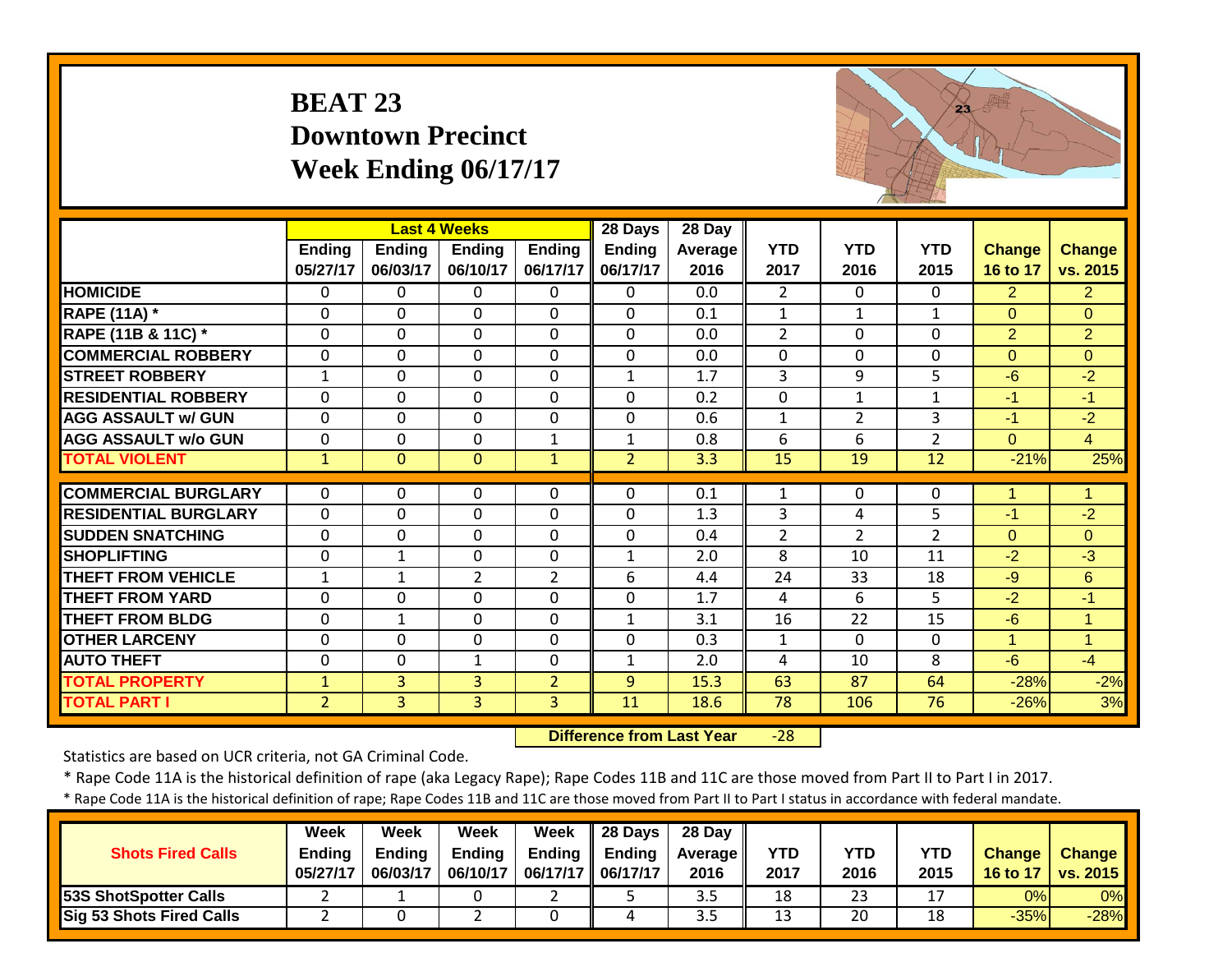# BEAT 23
## Downtown Precinct
## Week Ending 06/17/17

| | Last 4 Weeks | | | | 28 Days | 28 Day | | | | | |
|---|---|---|---|---|---|---|---|---|---|---|---|
| | Ending 05/27/17 | Ending 06/03/17 | Ending 06/10/17 | Ending 06/17/17 | Ending 06/17/17 | Average 2016 | YTD 2017 | YTD 2016 | YTD 2015 | Change 16 to 17 | Change vs. 2015 |
| HOMICIDE | 0 | 0 | 0 | 0 | 0 | 0.0 | 2 | 0 | 0 | 2 | 2 |
| RAPE (11A) * | 0 | 0 | 0 | 0 | 0 | 0.1 | 1 | 1 | 1 | 0 | 0 |
| RAPE (11B & 11C) * | 0 | 0 | 0 | 0 | 0 | 0.0 | 2 | 0 | 0 | 2 | 2 |
| COMMERCIAL ROBBERY | 0 | 0 | 0 | 0 | 0 | 0.0 | 0 | 0 | 0 | 0 | 0 |
| STREET ROBBERY | 1 | 0 | 0 | 0 | 1 | 1.7 | 3 | 9 | 5 | -6 | -2 |
| RESIDENTIAL ROBBERY | 0 | 0 | 0 | 0 | 0 | 0.2 | 0 | 1 | 1 | -1 | -1 |
| AGG ASSAULT w/ GUN | 0 | 0 | 0 | 0 | 0 | 0.6 | 1 | 2 | 3 | -1 | -2 |
| AGG ASSAULT w/o GUN | 0 | 0 | 0 | 1 | 1 | 0.8 | 6 | 6 | 2 | 0 | 4 |
| TOTAL VIOLENT | 1 | 0 | 0 | 1 | 2 | 3.3 | 15 | 19 | 12 | -21% | 25% |
| COMMERCIAL BURGLARY | 0 | 0 | 0 | 0 | 0 | 0.1 | 1 | 0 | 0 | 1 | 1 |
| RESIDENTIAL BURGLARY | 0 | 0 | 0 | 0 | 0 | 1.3 | 3 | 4 | 5 | -1 | -2 |
| SUDDEN SNATCHING | 0 | 0 | 0 | 0 | 0 | 0.4 | 2 | 2 | 2 | 0 | 0 |
| SHOPLIFTING | 0 | 1 | 0 | 0 | 1 | 2.0 | 8 | 10 | 11 | -2 | -3 |
| THEFT FROM VEHICLE | 1 | 1 | 2 | 2 | 6 | 4.4 | 24 | 33 | 18 | -9 | 6 |
| THEFT FROM YARD | 0 | 0 | 0 | 0 | 0 | 1.7 | 4 | 6 | 5 | -2 | -1 |
| THEFT FROM BLDG | 0 | 1 | 0 | 0 | 1 | 3.1 | 16 | 22 | 15 | -6 | 1 |
| OTHER LARCENY | 0 | 0 | 0 | 0 | 0 | 0.3 | 1 | 0 | 0 | 1 | 1 |
| AUTO THEFT | 0 | 0 | 1 | 0 | 1 | 2.0 | 4 | 10 | 8 | -6 | -4 |
| TOTAL PROPERTY | 1 | 3 | 3 | 2 | 9 | 15.3 | 63 | 87 | 64 | -28% | -2% |
| TOTAL PART I | 2 | 3 | 3 | 3 | 11 | 18.6 | 78 | 106 | 76 | -26% | 3% |

**Difference from Last Year** -28

Statistics are based on UCR criteria, not GA Criminal Code.

* Rape Code 11A is the historical definition of rape (aka Legacy Rape); Rape Codes 11B and 11C are those moved from Part II to Part I in 2017.

* Rape Code 11A is the historical definition of rape; Rape Codes 11B and 11C are those moved from Part II to Part I status in accordance with federal mandate.

| Shots Fired Calls | Week Ending 05/27/17 | Week Ending 06/03/17 | Week Ending 06/10/17 | Week Ending 06/17/17 | 28 Days Ending 06/17/17 | 28 Day Average 2016 | YTD 2017 | YTD 2016 | YTD 2015 | Change 16 to 17 | Change vs. 2015 |
|---|---|---|---|---|---|---|---|---|---|---|---|
| 53S ShotSpotter Calls | 2 | 1 | 0 | 2 | 5 | 3.5 | 18 | 23 | 17 | 0% | 0% |
| Sig 53 Shots Fired Calls | 2 | 0 | 2 | 0 | 4 | 3.5 | 13 | 20 | 18 | -35% | -28% |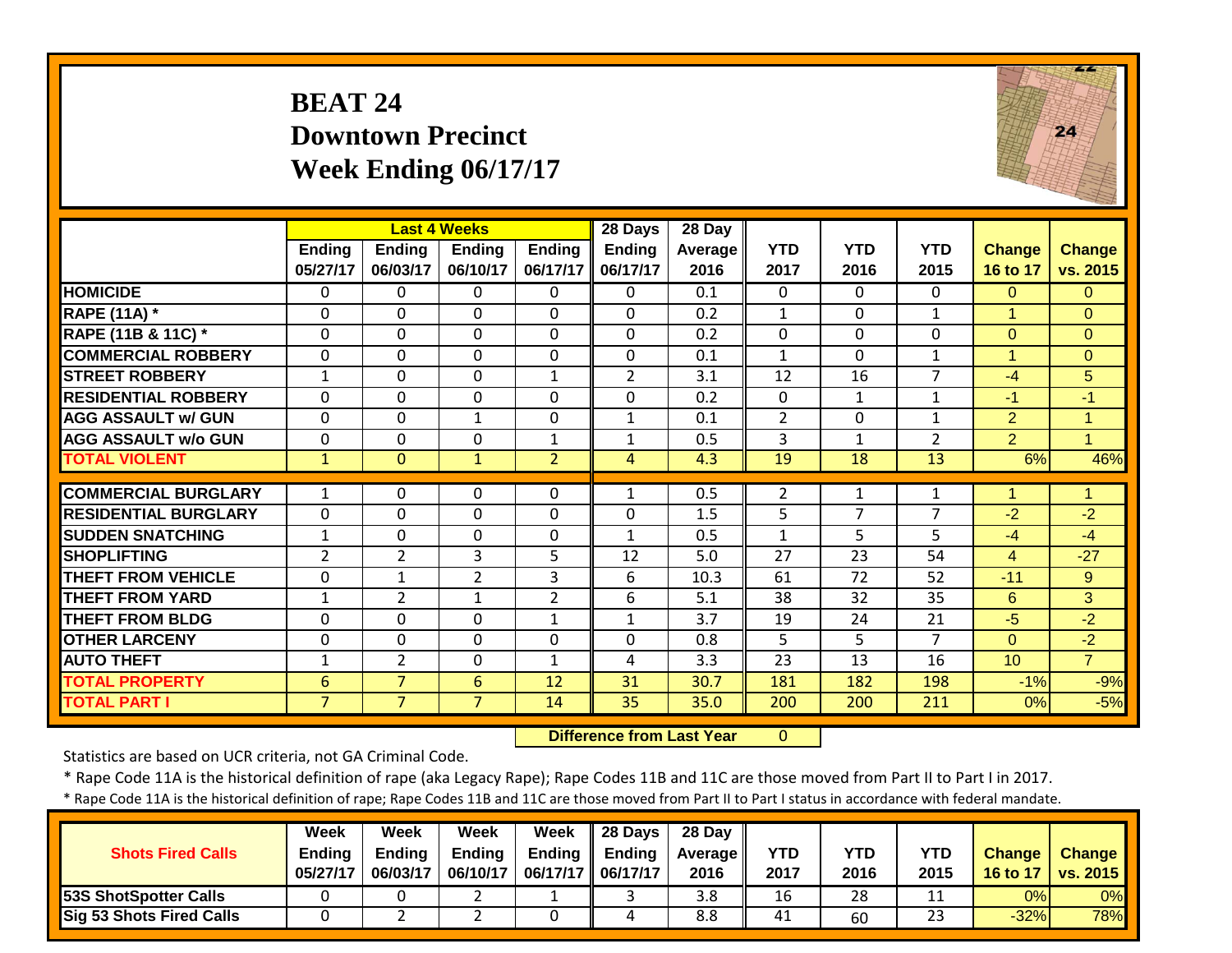# BEAT 24
## Downtown Precinct
## Week Ending 06/17/17

| | Last 4 Weeks | | | | 28 Days | 28 Day | | | | | |
|---|---|---|---|---|---|---|---|---|---|---|---|
| | Ending 05/27/17 | Ending 06/03/17 | Ending 06/10/17 | Ending 06/17/17 | Ending 06/17/17 | Average 2016 | YTD 2017 | YTD 2016 | YTD 2015 | Change 16 to 17 | Change vs. 2015 |
| HOMICIDE | 0 | 0 | 0 | 0 | 0 | 0.1 | 0 | 0 | 0 | 0 | 0 |
| RAPE (11A) * | 0 | 0 | 0 | 0 | 0 | 0.2 | 1 | 0 | 1 | 1 | 0 |
| RAPE (11B & 11C) * | 0 | 0 | 0 | 0 | 0 | 0.2 | 0 | 0 | 0 | 0 | 0 |
| COMMERCIAL ROBBERY | 0 | 0 | 0 | 0 | 0 | 0.1 | 1 | 0 | 1 | 1 | 0 |
| STREET ROBBERY | 1 | 0 | 0 | 1 | 2 | 3.1 | 12 | 16 | 7 | -4 | 5 |
| RESIDENTIAL ROBBERY | 0 | 0 | 0 | 0 | 0 | 0.2 | 0 | 1 | 1 | -1 | -1 |
| AGG ASSAULT w/ GUN | 0 | 0 | 1 | 0 | 1 | 0.1 | 2 | 0 | 1 | 2 | 1 |
| AGG ASSAULT w/o GUN | 0 | 0 | 0 | 1 | 1 | 0.5 | 3 | 1 | 2 | 2 | 1 |
| TOTAL VIOLENT | 1 | 0 | 1 | 2 | 4 | 4.3 | 19 | 18 | 13 | 6% | 46% |
| COMMERCIAL BURGLARY | 1 | 0 | 0 | 0 | 1 | 0.5 | 2 | 1 | 1 | 1 | 1 |
| RESIDENTIAL BURGLARY | 0 | 0 | 0 | 0 | 0 | 1.5 | 5 | 7 | 7 | -2 | -2 |
| SUDDEN SNATCHING | 1 | 0 | 0 | 0 | 1 | 0.5 | 1 | 5 | 5 | -4 | -4 |
| SHOPLIFTING | 2 | 2 | 3 | 5 | 12 | 5.0 | 27 | 23 | 54 | 4 | -27 |
| THEFT FROM VEHICLE | 0 | 1 | 2 | 3 | 6 | 10.3 | 61 | 72 | 52 | -11 | 9 |
| THEFT FROM YARD | 1 | 2 | 1 | 2 | 6 | 5.1 | 38 | 32 | 35 | 6 | 3 |
| THEFT FROM BLDG | 0 | 0 | 0 | 1 | 1 | 3.7 | 19 | 24 | 21 | -5 | -2 |
| OTHER LARCENY | 0 | 0 | 0 | 0 | 0 | 0.8 | 5 | 5 | 7 | 0 | -2 |
| AUTO THEFT | 1 | 2 | 0 | 1 | 4 | 3.3 | 23 | 13 | 16 | 10 | 7 |
| TOTAL PROPERTY | 6 | 7 | 6 | 12 | 31 | 30.7 | 181 | 182 | 198 | -1% | -9% |
| TOTAL PART I | 7 | 7 | 7 | 14 | 35 | 35.0 | 200 | 200 | 211 | 0% | -5% |

**Difference from Last Year** 0

Statistics are based on UCR criteria, not GA Criminal Code.

\* Rape Code 11A is the historical definition of rape (aka Legacy Rape); Rape Codes 11B and 11C are those moved from Part II to Part I in 2017.

\* Rape Code 11A is the historical definition of rape; Rape Codes 11B and 11C are those moved from Part II to Part I status in accordance with federal mandate.

| Shots Fired Calls | Week Ending 05/27/17 | Week Ending 06/03/17 | Week Ending 06/10/17 | Week Ending 06/17/17 | 28 Days Ending 06/17/17 | 28 Day Average 2016 | YTD 2017 | YTD 2016 | YTD 2015 | Change 16 to 17 | Change vs. 2015 |
|---|---|---|---|---|---|---|---|---|---|---|---|
| 53S ShotSpotter Calls | 0 | 0 | 2 | 1 | 3 | 3.8 | 16 | 28 | 11 | 0% | 0% |
| Sig 53 Shots Fired Calls | 0 | 2 | 2 | 0 | 4 | 8.8 | 41 | 60 | 23 | -32% | 78% |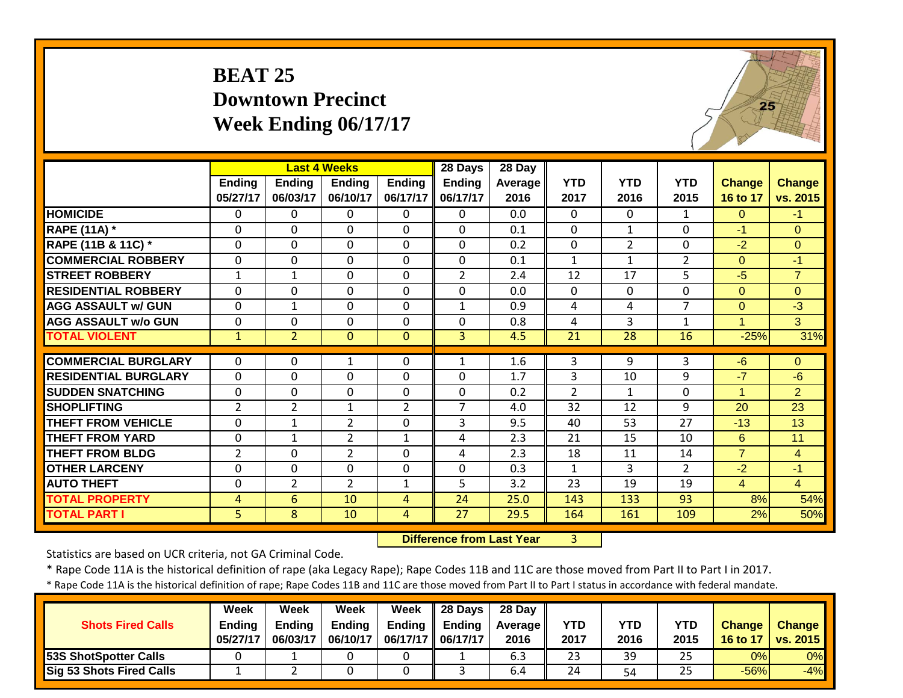# BEAT 25
## Downtown Precinct
## Week Ending 06/17/17

| | Last 4 Weeks | | | | 28 Days | 28 Day | | | | | |
|---|---|---|---|---|---|---|---|---|---|---|---|
| | Ending 05/27/17 | Ending 06/03/17 | Ending 06/10/17 | Ending 06/17/17 | Ending 06/17/17 | Average 2016 | YTD 2017 | YTD 2016 | YTD 2015 | Change 16 to 17 | Change vs. 2015 |
| HOMICIDE | 0 | 0 | 0 | 0 | 0 | 0.0 | 0 | 0 | 1 | 0 | -1 |
| RAPE (11A) * | 0 | 0 | 0 | 0 | 0 | 0.1 | 0 | 1 | 0 | -1 | 0 |
| RAPE (11B & 11C) * | 0 | 0 | 0 | 0 | 0 | 0.2 | 0 | 2 | 0 | -2 | 0 |
| COMMERCIAL ROBBERY | 0 | 0 | 0 | 0 | 0 | 0.1 | 1 | 1 | 2 | 0 | -1 |
| STREET ROBBERY | 1 | 1 | 0 | 0 | 2 | 2.4 | 12 | 17 | 5 | -5 | 7 |
| RESIDENTIAL ROBBERY | 0 | 0 | 0 | 0 | 0 | 0.0 | 0 | 0 | 0 | 0 | 0 |
| AGG ASSAULT w/ GUN | 0 | 1 | 0 | 0 | 1 | 0.9 | 4 | 4 | 7 | 0 | -3 |
| AGG ASSAULT w/o GUN | 0 | 0 | 0 | 0 | 0 | 0.8 | 4 | 3 | 1 | 1 | 3 |
| TOTAL VIOLENT | 1 | 2 | 0 | 0 | 3 | 4.5 | 21 | 28 | 16 | -25% | 31% |
| COMMERCIAL BURGLARY | 0 | 0 | 1 | 0 | 1 | 1.6 | 3 | 9 | 3 | -6 | 0 |
| RESIDENTIAL BURGLARY | 0 | 0 | 0 | 0 | 0 | 1.7 | 3 | 10 | 9 | -7 | -6 |
| SUDDEN SNATCHING | 0 | 0 | 0 | 0 | 0 | 0.2 | 2 | 1 | 0 | 1 | 2 |
| SHOPLIFTING | 2 | 2 | 1 | 2 | 7 | 4.0 | 32 | 12 | 9 | 20 | 23 |
| THEFT FROM VEHICLE | 0 | 1 | 2 | 0 | 3 | 9.5 | 40 | 53 | 27 | -13 | 13 |
| THEFT FROM YARD | 0 | 1 | 2 | 1 | 4 | 2.3 | 21 | 15 | 10 | 6 | 11 |
| THEFT FROM BLDG | 2 | 0 | 2 | 0 | 4 | 2.3 | 18 | 11 | 14 | 7 | 4 |
| OTHER LARCENY | 0 | 0 | 0 | 0 | 0 | 0.3 | 1 | 3 | 2 | -2 | -1 |
| AUTO THEFT | 0 | 2 | 2 | 1 | 5 | 3.2 | 23 | 19 | 19 | 4 | 4 |
| TOTAL PROPERTY | 4 | 6 | 10 | 4 | 24 | 25.0 | 143 | 133 | 93 | 8% | 54% |
| TOTAL PART I | 5 | 8 | 10 | 4 | 27 | 29.5 | 164 | 161 | 109 | 2% | 50% |

**Difference from Last Year** 3

Statistics are based on UCR criteria, not GA Criminal Code.

* Rape Code 11A is the historical definition of rape (aka Legacy Rape); Rape Codes 11B and 11C are those moved from Part II to Part I in 2017.

* Rape Code 11A is the historical definition of rape; Rape Codes 11B and 11C are those moved from Part II to Part I status in accordance with federal mandate.

| Shots Fired Calls | Week Ending 05/27/17 | Week Ending 06/03/17 | Week Ending 06/10/17 | Week Ending 06/17/17 | 28 Days Ending 06/17/17 | 28 Day Average 2016 | YTD 2017 | YTD 2016 | YTD 2015 | Change 16 to 17 | Change vs. 2015 |
|---|---|---|---|---|---|---|---|---|---|---|---|
| 53S ShotSpotter Calls | 0 | 1 | 0 | 0 | 1 | 6.3 | 23 | 39 | 25 | 0% | 0% |
| Sig 53 Shots Fired Calls | 1 | 2 | 0 | 0 | 3 | 6.4 | 24 | 54 | 25 | -56% | -4% |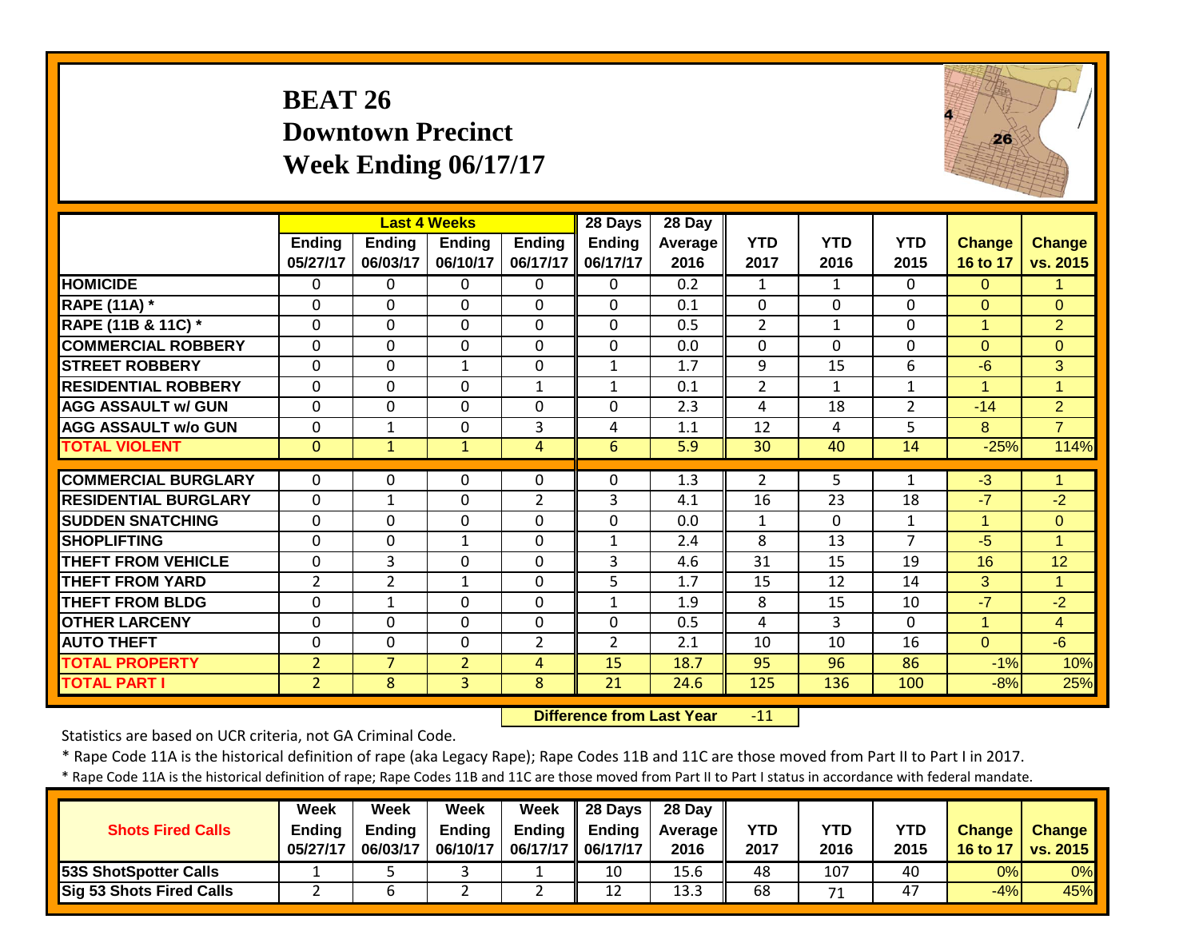# BEAT 26
## Downtown Precinct
## Week Ending 06/17/17

| | Last 4 Weeks | | | | 28 Days | 28 Day | | | | | |
|---|---|---|---|---|---|---|---|---|---|---|---|
| | Ending 05/27/17 | Ending 06/03/17 | Ending 06/10/17 | Ending 06/17/17 | Ending 06/17/17 | Average 2016 | YTD 2017 | YTD 2016 | YTD 2015 | Change 16 to 17 | Change vs. 2015 |
| HOMICIDE | 0 | 0 | 0 | 0 | 0 | 0.2 | 1 | 1 | 0 | 0 | 1 |
| RAPE (11A) * | 0 | 0 | 0 | 0 | 0 | 0.1 | 0 | 0 | 0 | 0 | 0 |
| RAPE (11B & 11C) * | 0 | 0 | 0 | 0 | 0 | 0.5 | 2 | 1 | 0 | 1 | 2 |
| COMMERCIAL ROBBERY | 0 | 0 | 0 | 0 | 0 | 0.0 | 0 | 0 | 0 | 0 | 0 |
| STREET ROBBERY | 0 | 0 | 1 | 0 | 1 | 1.7 | 9 | 15 | 6 | -6 | 3 |
| RESIDENTIAL ROBBERY | 0 | 0 | 0 | 1 | 1 | 0.1 | 2 | 1 | 1 | 1 | 1 |
| AGG ASSAULT w/ GUN | 0 | 0 | 0 | 0 | 0 | 2.3 | 4 | 18 | 2 | -14 | 2 |
| AGG ASSAULT w/o GUN | 0 | 1 | 0 | 3 | 4 | 1.1 | 12 | 4 | 5 | 8 | 7 |
| TOTAL VIOLENT | 0 | 1 | 1 | 4 | 6 | 5.9 | 30 | 40 | 14 | -25% | 114% |
| COMMERCIAL BURGLARY | 0 | 0 | 0 | 0 | 0 | 1.3 | 2 | 5 | 1 | -3 | 1 |
| RESIDENTIAL BURGLARY | 0 | 1 | 0 | 2 | 3 | 4.1 | 16 | 23 | 18 | -7 | -2 |
| SUDDEN SNATCHING | 0 | 0 | 0 | 0 | 0 | 0.0 | 1 | 0 | 1 | 1 | 0 |
| SHOPLIFTING | 0 | 0 | 1 | 0 | 1 | 2.4 | 8 | 13 | 7 | -5 | 1 |
| THEFT FROM VEHICLE | 0 | 3 | 0 | 0 | 3 | 4.6 | 31 | 15 | 19 | 16 | 12 |
| THEFT FROM YARD | 2 | 2 | 1 | 0 | 5 | 1.7 | 15 | 12 | 14 | 3 | 1 |
| THEFT FROM BLDG | 0 | 1 | 0 | 0 | 1 | 1.9 | 8 | 15 | 10 | -7 | -2 |
| OTHER LARCENY | 0 | 0 | 0 | 0 | 0 | 0.5 | 4 | 3 | 0 | 1 | 4 |
| AUTO THEFT | 0 | 0 | 0 | 2 | 2 | 2.1 | 10 | 10 | 16 | 0 | -6 |
| TOTAL PROPERTY | 2 | 7 | 2 | 4 | 15 | 18.7 | 95 | 96 | 86 | -1% | 10% |
| TOTAL PART I | 2 | 8 | 3 | 8 | 21 | 24.6 | 125 | 136 | 100 | -8% | 25% |

**Difference from Last Year** -11

Statistics are based on UCR criteria, not GA Criminal Code.

* Rape Code 11A is the historical definition of rape (aka Legacy Rape); Rape Codes 11B and 11C are those moved from Part II to Part I in 2017.

* Rape Code 11A is the historical definition of rape; Rape Codes 11B and 11C are those moved from Part II to Part I status in accordance with federal mandate.

| Shots Fired Calls | Week Ending 05/27/17 | Week Ending 06/03/17 | Week Ending 06/10/17 | Week Ending 06/17/17 | 28 Days Ending 06/17/17 | 28 Day Average 2016 | YTD 2017 | YTD 2016 | YTD 2015 | Change 16 to 17 | Change vs. 2015 |
|---|---|---|---|---|---|---|---|---|---|---|---|
| 53S ShotSpotter Calls | 1 | 5 | 3 | 1 | 10 | 15.6 | 48 | 107 | 40 | 0% | 0% |
| Sig 53 Shots Fired Calls | 2 | 6 | 2 | 2 | 12 | 13.3 | 68 | 71 | 47 | -4% | 45% |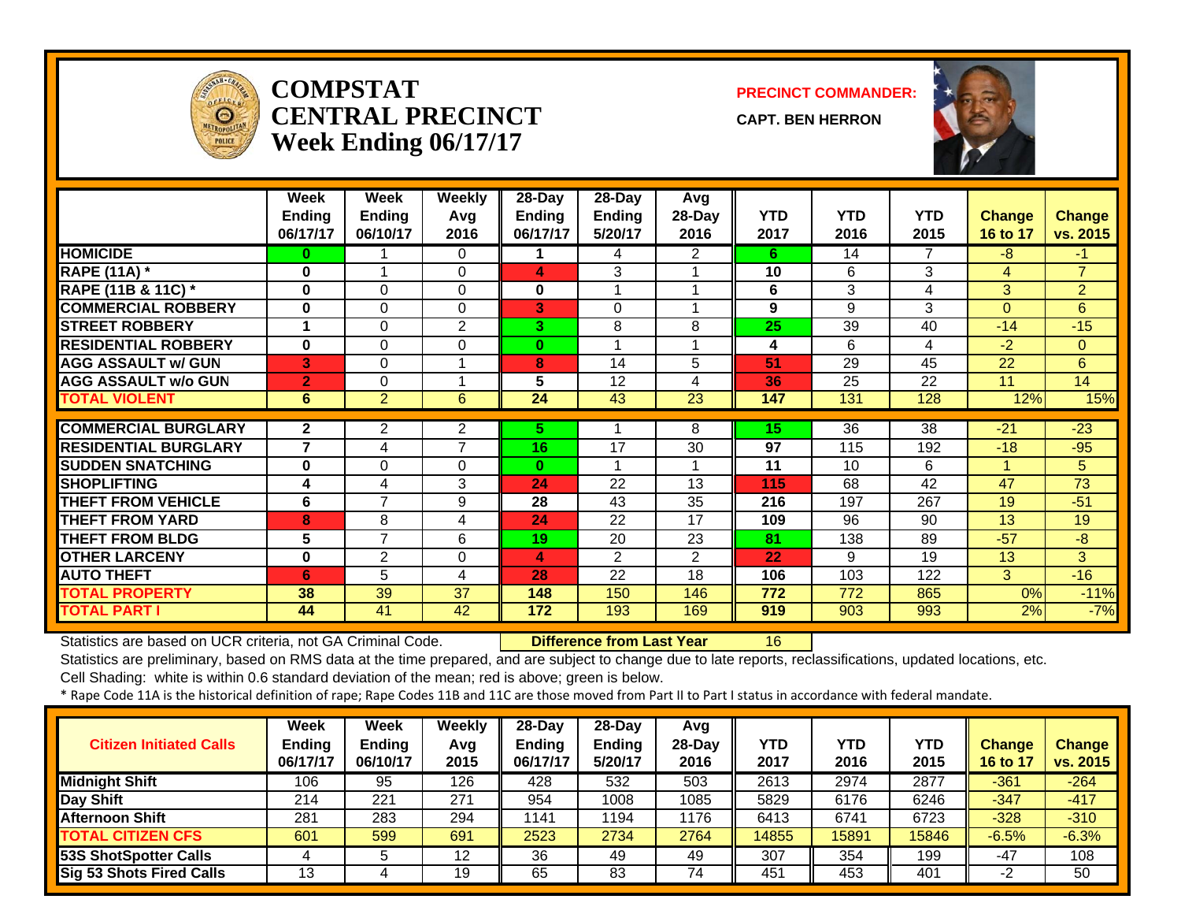# COMPSTAT
# CENTRAL PRECINCT
## Week Ending 06/17/17

**PRECINCT COMMANDER:**

**CAPT. BEN HERRON**

| | Week Ending 06/17/17 | Week Ending 06/10/17 | Weekly Avg 2016 | 28-Day Ending 06/17/17 | 28-Day Ending 5/20/17 | Avg 28-Day 2016 | YTD 2017 | YTD 2016 | YTD 2015 | Change 16 to 17 | Change vs. 2015 |
|---|---|---|---|---|---|---|---|---|---|---|---|
| HOMICIDE | 0 | 1 | 0 | 1 | 4 | 2 | 6 | 14 | 7 | -8 | -1 |
| RAPE (11A) * | 0 | 1 | 0 | 4 | 3 | 1 | 10 | 6 | 3 | 4 | 7 |
| RAPE (11B & 11C) * | 0 | 0 | 0 | 0 | 1 | 1 | 6 | 3 | 4 | 3 | 2 |
| COMMERCIAL ROBBERY | 0 | 0 | 0 | 3 | 0 | 1 | 9 | 9 | 3 | 0 | 6 |
| STREET ROBBERY | 1 | 0 | 2 | 3 | 8 | 8 | 25 | 39 | 40 | -14 | -15 |
| RESIDENTIAL ROBBERY | 0 | 0 | 0 | 0 | 1 | 1 | 4 | 6 | 4 | -2 | 0 |
| AGG ASSAULT w/ GUN | 3 | 0 | 1 | 8 | 14 | 5 | 51 | 29 | 45 | 22 | 6 |
| AGG ASSAULT w/o GUN | 2 | 0 | 1 | 5 | 12 | 4 | 36 | 25 | 22 | 11 | 14 |
| TOTAL VIOLENT | 6 | 2 | 6 | 24 | 43 | 23 | 147 | 131 | 128 | 12% | 15% |
| COMMERCIAL BURGLARY | 2 | 2 | 2 | 5 | 1 | 8 | 15 | 36 | 38 | -21 | -23 |
| RESIDENTIAL BURGLARY | 7 | 4 | 7 | 16 | 17 | 30 | 97 | 115 | 192 | -18 | -95 |
| SUDDEN SNATCHING | 0 | 0 | 0 | 0 | 1 | 1 | 11 | 10 | 6 | 1 | 5 |
| SHOPLIFTING | 4 | 4 | 3 | 24 | 22 | 13 | 115 | 68 | 42 | 47 | 73 |
| THEFT FROM VEHICLE | 6 | 7 | 9 | 28 | 43 | 35 | 216 | 197 | 267 | 19 | -51 |
| THEFT FROM YARD | 8 | 8 | 4 | 24 | 22 | 17 | 109 | 96 | 90 | 13 | 19 |
| THEFT FROM BLDG | 5 | 7 | 6 | 19 | 20 | 23 | 81 | 138 | 89 | -57 | -8 |
| OTHER LARCENY | 0 | 2 | 0 | 4 | 2 | 2 | 22 | 9 | 19 | 13 | 3 |
| AUTO THEFT | 6 | 5 | 4 | 28 | 22 | 18 | 106 | 103 | 122 | 3 | -16 |
| TOTAL PROPERTY | 38 | 39 | 37 | 148 | 150 | 146 | 772 | 772 | 865 | 0% | -11% |
| TOTAL PART I | 44 | 41 | 42 | 172 | 193 | 169 | 919 | 903 | 993 | 2% | -7% |

Statistics are based on UCR criteria, not GA Criminal Code. **Difference from Last Year** 16

Statistics are preliminary, based on RMS data at the time prepared, and are subject to change due to late reports, reclassifications, updated locations, etc.

Cell Shading: white is within 0.6 standard deviation of the mean; red is above; green is below.

* Rape Code 11A is the historical definition of rape; Rape Codes 11B and 11C are those moved from Part II to Part I status in accordance with federal mandate.

| Citizen Initiated Calls | Week Ending 06/17/17 | Week Ending 06/10/17 | Weekly Avg 2015 | 28-Day Ending 06/17/17 | 28-Day Ending 5/20/17 | Avg 28-Day 2016 | YTD 2017 | YTD 2016 | YTD 2015 | Change 16 to 17 | Change vs. 2015 |
|---|---|---|---|---|---|---|---|---|---|---|---|
| Midnight Shift | 106 | 95 | 126 | 428 | 532 | 503 | 2613 | 2974 | 2877 | -361 | -264 |
| Day Shift | 214 | 221 | 271 | 954 | 1008 | 1085 | 5829 | 6176 | 6246 | -347 | -417 |
| Afternoon Shift | 281 | 283 | 294 | 1141 | 1194 | 1176 | 6413 | 6741 | 6723 | -328 | -310 |
| TOTAL CITIZEN CFS | 601 | 599 | 691 | 2523 | 2734 | 2764 | 14855 | 15891 | 15846 | -6.5% | -6.3% |
| 53S ShotSpotter Calls | 4 | 5 | 12 | 36 | 49 | 49 | 307 | 354 | 199 | -47 | 108 |
| Sig 53 Shots Fired Calls | 13 | 4 | 19 | 65 | 83 | 74 | 451 | 453 | 401 | -2 | 50 |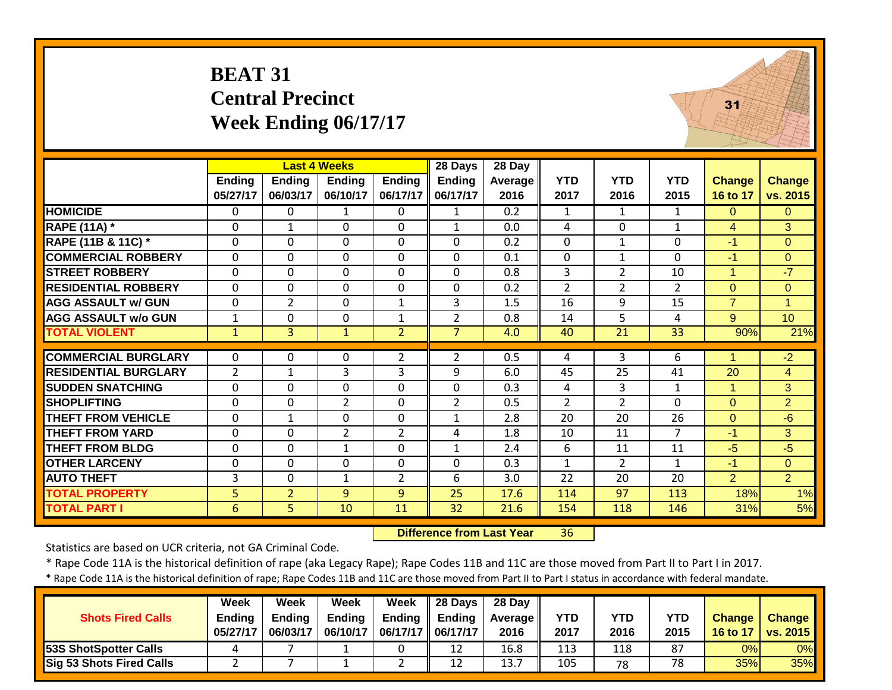# BEAT 31
## Central Precinct
## Week Ending 06/17/17

| | Last 4 Weeks | | | | 28 Days | 28 Day | | | | | |
|---|---|---|---|---|---|---|---|---|---|---|---|
| | Ending 05/27/17 | Ending 06/03/17 | Ending 06/10/17 | Ending 06/17/17 | Ending 06/17/17 | Average 2016 | YTD 2017 | YTD 2016 | YTD 2015 | Change 16 to 17 | Change vs. 2015 |
| HOMICIDE | 0 | 0 | 1 | 0 | 1 | 0.2 | 1 | 1 | 1 | 0 | 0 |
| RAPE (11A) * | 0 | 1 | 0 | 0 | 1 | 0.0 | 4 | 0 | 1 | 4 | 3 |
| RAPE (11B & 11C) * | 0 | 0 | 0 | 0 | 0 | 0.2 | 0 | 1 | 0 | -1 | 0 |
| COMMERCIAL ROBBERY | 0 | 0 | 0 | 0 | 0 | 0.1 | 0 | 1 | 0 | -1 | 0 |
| STREET ROBBERY | 0 | 0 | 0 | 0 | 0 | 0.8 | 3 | 2 | 10 | 1 | -7 |
| RESIDENTIAL ROBBERY | 0 | 0 | 0 | 0 | 0 | 0.2 | 2 | 2 | 2 | 0 | 0 |
| AGG ASSAULT w/ GUN | 0 | 2 | 0 | 1 | 3 | 1.5 | 16 | 9 | 15 | 7 | 1 |
| AGG ASSAULT w/o GUN | 1 | 0 | 0 | 1 | 2 | 0.8 | 14 | 5 | 4 | 9 | 10 |
| TOTAL VIOLENT | 1 | 3 | 1 | 2 | 7 | 4.0 | 40 | 21 | 33 | 90% | 21% |
| COMMERCIAL BURGLARY | 0 | 0 | 0 | 2 | 2 | 0.5 | 4 | 3 | 6 | 1 | -2 |
| RESIDENTIAL BURGLARY | 2 | 1 | 3 | 3 | 9 | 6.0 | 45 | 25 | 41 | 20 | 4 |
| SUDDEN SNATCHING | 0 | 0 | 0 | 0 | 0 | 0.3 | 4 | 3 | 1 | 1 | 3 |
| SHOPLIFTING | 0 | 0 | 2 | 0 | 2 | 0.5 | 2 | 2 | 0 | 0 | 2 |
| THEFT FROM VEHICLE | 0 | 1 | 0 | 0 | 1 | 2.8 | 20 | 20 | 26 | 0 | -6 |
| THEFT FROM YARD | 0 | 0 | 2 | 2 | 4 | 1.8 | 10 | 11 | 7 | -1 | 3 |
| THEFT FROM BLDG | 0 | 0 | 1 | 0 | 1 | 2.4 | 6 | 11 | 11 | -5 | -5 |
| OTHER LARCENY | 0 | 0 | 0 | 0 | 0 | 0.3 | 1 | 2 | 1 | -1 | 0 |
| AUTO THEFT | 3 | 0 | 1 | 2 | 6 | 3.0 | 22 | 20 | 20 | 2 | 2 |
| TOTAL PROPERTY | 5 | 2 | 9 | 9 | 25 | 17.6 | 114 | 97 | 113 | 18% | 1% |
| TOTAL PART I | 6 | 5 | 10 | 11 | 32 | 21.6 | 154 | 118 | 146 | 31% | 5% |

**Difference from Last Year** 36

Statistics are based on UCR criteria, not GA Criminal Code.

\* Rape Code 11A is the historical definition of rape (aka Legacy Rape); Rape Codes 11B and 11C are those moved from Part II to Part I in 2017.

\* Rape Code 11A is the historical definition of rape; Rape Codes 11B and 11C are those moved from Part II to Part I status in accordance with federal mandate.

| Shots Fired Calls | Week Ending 05/27/17 | Week Ending 06/03/17 | Week Ending 06/10/17 | Week Ending 06/17/17 | 28 Days Ending 06/17/17 | 28 Day Average 2016 | YTD 2017 | YTD 2016 | YTD 2015 | Change 16 to 17 | Change vs. 2015 |
|---|---|---|---|---|---|---|---|---|---|---|---|
| 53S ShotSpotter Calls | 4 | 7 | 1 | 0 | 12 | 16.8 | 113 | 118 | 87 | 0% | 0% |
| Sig 53 Shots Fired Calls | 2 | 7 | 1 | 2 | 12 | 13.7 | 105 | 78 | 78 | 35% | 35% |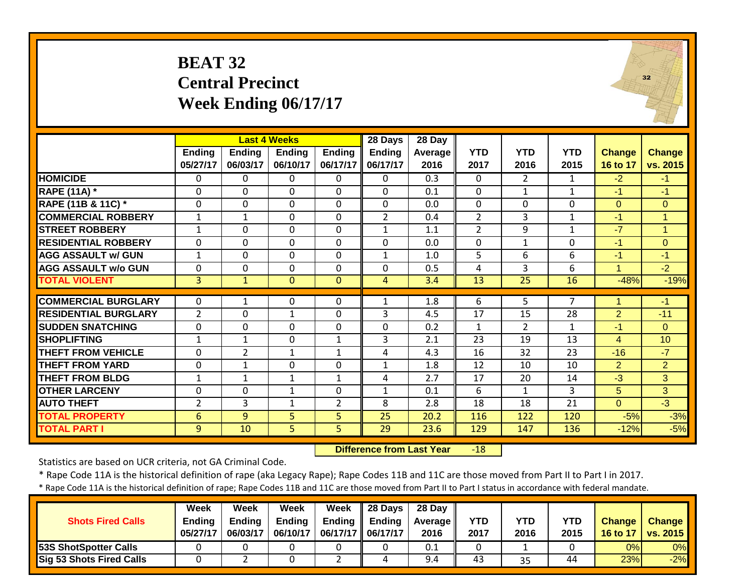# BEAT 32
## Central Precinct
## Week Ending 06/17/17

| | Last 4 Weeks | | | | 28 Days | 28 Day | | | | | |
|---|---|---|---|---|---|---|---|---|---|---|---|
| | Ending 05/27/17 | Ending 06/03/17 | Ending 06/10/17 | Ending 06/17/17 | Ending 06/17/17 | Average 2016 | YTD 2017 | YTD 2016 | YTD 2015 | Change 16 to 17 | Change vs. 2015 |
| HOMICIDE | 0 | 0 | 0 | 0 | 0 | 0.3 | 0 | 2 | 1 | -2 | -1 |
| RAPE (11A) * | 0 | 0 | 0 | 0 | 0 | 0.1 | 0 | 1 | 1 | -1 | -1 |
| RAPE (11B & 11C) * | 0 | 0 | 0 | 0 | 0 | 0.0 | 0 | 0 | 0 | 0 | 0 |
| COMMERCIAL ROBBERY | 1 | 1 | 0 | 0 | 2 | 0.4 | 2 | 3 | 1 | -1 | 1 |
| STREET ROBBERY | 1 | 0 | 0 | 0 | 1 | 1.1 | 2 | 9 | 1 | -7 | 1 |
| RESIDENTIAL ROBBERY | 0 | 0 | 0 | 0 | 0 | 0.0 | 0 | 1 | 0 | -1 | 0 |
| AGG ASSAULT w/ GUN | 1 | 0 | 0 | 0 | 1 | 1.0 | 5 | 6 | 6 | -1 | -1 |
| AGG ASSAULT w/o GUN | 0 | 0 | 0 | 0 | 0 | 0.5 | 4 | 3 | 6 | 1 | -2 |
| TOTAL VIOLENT | 3 | 1 | 0 | 0 | 4 | 3.4 | 13 | 25 | 16 | -48% | -19% |
| COMMERCIAL BURGLARY | 0 | 1 | 0 | 0 | 1 | 1.8 | 6 | 5 | 7 | 1 | -1 |
| RESIDENTIAL BURGLARY | 2 | 0 | 1 | 0 | 3 | 4.5 | 17 | 15 | 28 | 2 | -11 |
| SUDDEN SNATCHING | 0 | 0 | 0 | 0 | 0 | 0.2 | 1 | 2 | 1 | -1 | 0 |
| SHOPLIFTING | 1 | 1 | 0 | 1 | 3 | 2.1 | 23 | 19 | 13 | 4 | 10 |
| THEFT FROM VEHICLE | 0 | 2 | 1 | 1 | 4 | 4.3 | 16 | 32 | 23 | -16 | -7 |
| THEFT FROM YARD | 0 | 1 | 0 | 0 | 1 | 1.8 | 12 | 10 | 10 | 2 | 2 |
| THEFT FROM BLDG | 1 | 1 | 1 | 1 | 4 | 2.7 | 17 | 20 | 14 | -3 | 3 |
| OTHER LARCENY | 0 | 0 | 1 | 0 | 1 | 0.1 | 6 | 1 | 3 | 5 | 3 |
| AUTO THEFT | 2 | 3 | 1 | 2 | 8 | 2.8 | 18 | 18 | 21 | 0 | -3 |
| TOTAL PROPERTY | 6 | 9 | 5 | 5 | 25 | 20.2 | 116 | 122 | 120 | -5% | -3% |
| TOTAL PART I | 9 | 10 | 5 | 5 | 29 | 23.6 | 129 | 147 | 136 | -12% | -5% |

**Difference from Last Year** -18

Statistics are based on UCR criteria, not GA Criminal Code.

* Rape Code 11A is the historical definition of rape (aka Legacy Rape); Rape Codes 11B and 11C are those moved from Part II to Part I in 2017.

* Rape Code 11A is the historical definition of rape; Rape Codes 11B and 11C are those moved from Part II to Part I status in accordance with federal mandate.

| Shots Fired Calls | Week Ending 05/27/17 | Week Ending 06/03/17 | Week Ending 06/10/17 | Week Ending 06/17/17 | 28 Days Ending 06/17/17 | 28 Day Average 2016 | YTD 2017 | YTD 2016 | YTD 2015 | Change 16 to 17 | Change vs. 2015 |
|---|---|---|---|---|---|---|---|---|---|---|---|
| 53S ShotSpotter Calls | 0 | 0 | 0 | 0 | 0 | 0.1 | 0 | 1 | 0 | 0% | 0% |
| Sig 53 Shots Fired Calls | 0 | 2 | 0 | 2 | 4 | 9.4 | 43 | 35 | 44 | 23% | -2% |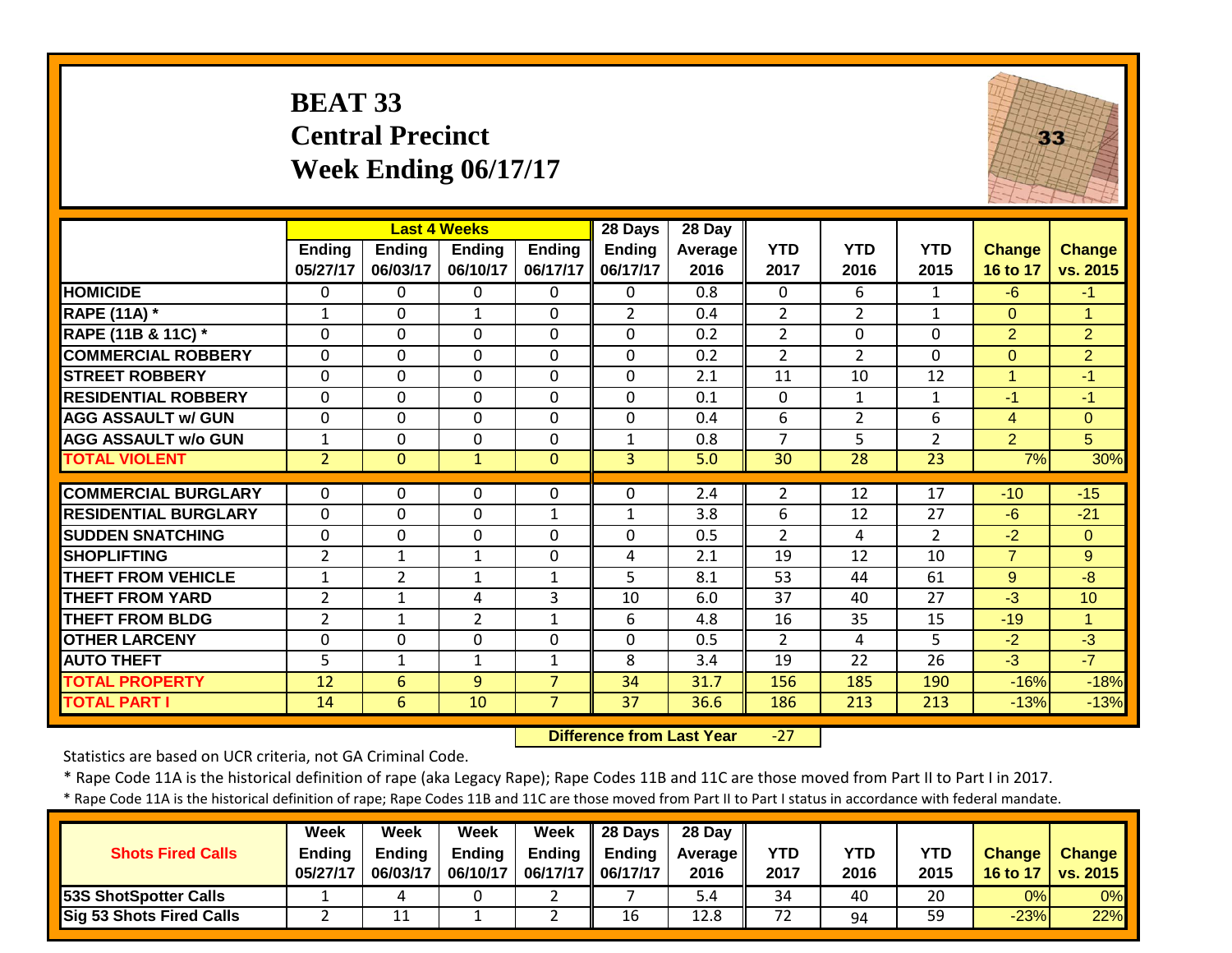# BEAT 33
## Central Precinct
## Week Ending 06/17/17

| | Last 4 Weeks | | | | 28 Days | 28 Day | | | | | |
|---|---|---|---|---|---|---|---|---|---|---|---|
| | Ending 05/27/17 | Ending 06/03/17 | Ending 06/10/17 | Ending 06/17/17 | Ending 06/17/17 | Average 2016 | YTD 2017 | YTD 2016 | YTD 2015 | Change 16 to 17 | Change vs. 2015 |
| HOMICIDE | 0 | 0 | 0 | 0 | 0 | 0.8 | 0 | 6 | 1 | -6 | -1 |
| RAPE (11A) * | 1 | 0 | 1 | 0 | 2 | 0.4 | 2 | 2 | 1 | 0 | 1 |
| RAPE (11B & 11C) * | 0 | 0 | 0 | 0 | 0 | 0.2 | 2 | 0 | 0 | 2 | 2 |
| COMMERCIAL ROBBERY | 0 | 0 | 0 | 0 | 0 | 0.2 | 2 | 2 | 0 | 0 | 2 |
| STREET ROBBERY | 0 | 0 | 0 | 0 | 0 | 2.1 | 11 | 10 | 12 | 1 | -1 |
| RESIDENTIAL ROBBERY | 0 | 0 | 0 | 0 | 0 | 0.1 | 0 | 1 | 1 | -1 | -1 |
| AGG ASSAULT w/ GUN | 0 | 0 | 0 | 0 | 0 | 0.4 | 6 | 2 | 6 | 4 | 0 |
| AGG ASSAULT w/o GUN | 1 | 0 | 0 | 0 | 1 | 0.8 | 7 | 5 | 2 | 2 | 5 |
| TOTAL VIOLENT | 2 | 0 | 1 | 0 | 3 | 5.0 | 30 | 28 | 23 | 7% | 30% |
| COMMERCIAL BURGLARY | 0 | 0 | 0 | 0 | 0 | 2.4 | 2 | 12 | 17 | -10 | -15 |
| RESIDENTIAL BURGLARY | 0 | 0 | 0 | 1 | 1 | 3.8 | 6 | 12 | 27 | -6 | -21 |
| SUDDEN SNATCHING | 0 | 0 | 0 | 0 | 0 | 0.5 | 2 | 4 | 2 | -2 | 0 |
| SHOPLIFTING | 2 | 1 | 1 | 0 | 4 | 2.1 | 19 | 12 | 10 | 7 | 9 |
| THEFT FROM VEHICLE | 1 | 2 | 1 | 1 | 5 | 8.1 | 53 | 44 | 61 | 9 | -8 |
| THEFT FROM YARD | 2 | 1 | 4 | 3 | 10 | 6.0 | 37 | 40 | 27 | -3 | 10 |
| THEFT FROM BLDG | 2 | 1 | 2 | 1 | 6 | 4.8 | 16 | 35 | 15 | -19 | 1 |
| OTHER LARCENY | 0 | 0 | 0 | 0 | 0 | 0.5 | 2 | 4 | 5 | -2 | -3 |
| AUTO THEFT | 5 | 1 | 1 | 1 | 8 | 3.4 | 19 | 22 | 26 | -3 | -7 |
| TOTAL PROPERTY | 12 | 6 | 9 | 7 | 34 | 31.7 | 156 | 185 | 190 | -16% | -18% |
| TOTAL PART I | 14 | 6 | 10 | 7 | 37 | 36.6 | 186 | 213 | 213 | -13% | -13% |

**Difference from Last Year** -27

Statistics are based on UCR criteria, not GA Criminal Code.

* Rape Code 11A is the historical definition of rape (aka Legacy Rape); Rape Codes 11B and 11C are those moved from Part II to Part I in 2017.

* Rape Code 11A is the historical definition of rape; Rape Codes 11B and 11C are those moved from Part II to Part I status in accordance with federal mandate.

| Shots Fired Calls | Week Ending 05/27/17 | Week Ending 06/03/17 | Week Ending 06/10/17 | Week Ending 06/17/17 | 28 Days Ending 06/17/17 | 28 Day Average 2016 | YTD 2017 | YTD 2016 | YTD 2015 | Change 16 to 17 | Change vs. 2015 |
|---|---|---|---|---|---|---|---|---|---|---|---|
| 53S ShotSpotter Calls | 1 | 4 | 0 | 2 | 7 | 5.4 | 34 | 40 | 20 | 0% | 0% |
| Sig 53 Shots Fired Calls | 2 | 11 | 1 | 2 | 16 | 12.8 | 72 | 94 | 59 | -23% | 22% |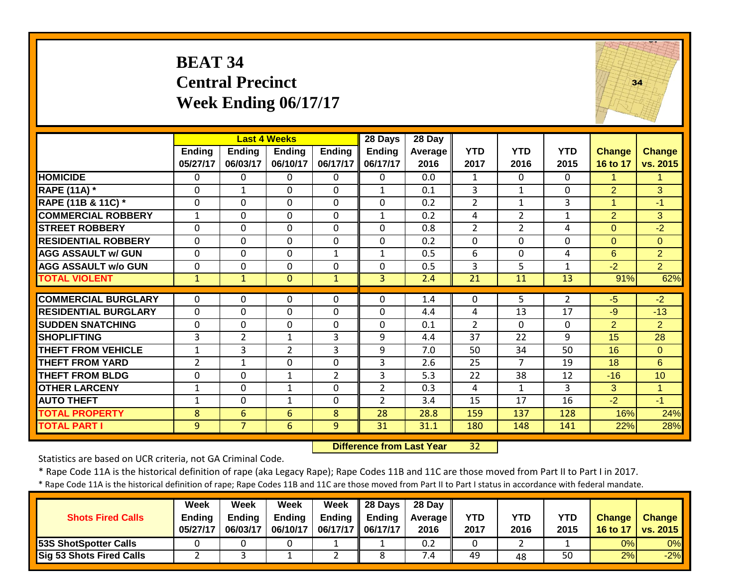# BEAT 34
## Central Precinct
## Week Ending 06/17/17

| | Last 4 Weeks | | | | 28 Days | 28 Day | | | | | |
|---|---|---|---|---|---|---|---|---|---|---|---|
| | Ending 05/27/17 | Ending 06/03/17 | Ending 06/10/17 | Ending 06/17/17 | Ending 06/17/17 | Average 2016 | YTD 2017 | YTD 2016 | YTD 2015 | Change 16 to 17 | Change vs. 2015 |
| HOMICIDE | 0 | 0 | 0 | 0 | 0 | 0.0 | 1 | 0 | 0 | 1 | 1 |
| RAPE (11A) * | 0 | 1 | 0 | 0 | 1 | 0.1 | 3 | 1 | 0 | 2 | 3 |
| RAPE (11B & 11C) * | 0 | 0 | 0 | 0 | 0 | 0.2 | 2 | 1 | 3 | 1 | -1 |
| COMMERCIAL ROBBERY | 1 | 0 | 0 | 0 | 1 | 0.2 | 4 | 2 | 1 | 2 | 3 |
| STREET ROBBERY | 0 | 0 | 0 | 0 | 0 | 0.8 | 2 | 2 | 4 | 0 | -2 |
| RESIDENTIAL ROBBERY | 0 | 0 | 0 | 0 | 0 | 0.2 | 0 | 0 | 0 | 0 | 0 |
| AGG ASSAULT w/ GUN | 0 | 0 | 0 | 1 | 1 | 0.5 | 6 | 0 | 4 | 6 | 2 |
| AGG ASSAULT w/o GUN | 0 | 0 | 0 | 0 | 0 | 0.5 | 3 | 5 | 1 | -2 | 2 |
| TOTAL VIOLENT | 1 | 1 | 0 | 1 | 3 | 2.4 | 21 | 11 | 13 | 91% | 62% |
| COMMERCIAL BURGLARY | 0 | 0 | 0 | 0 | 0 | 1.4 | 0 | 5 | 2 | -5 | -2 |
| RESIDENTIAL BURGLARY | 0 | 0 | 0 | 0 | 0 | 4.4 | 4 | 13 | 17 | -9 | -13 |
| SUDDEN SNATCHING | 0 | 0 | 0 | 0 | 0 | 0.1 | 2 | 0 | 0 | 2 | 2 |
| SHOPLIFTING | 3 | 2 | 1 | 3 | 9 | 4.4 | 37 | 22 | 9 | 15 | 28 |
| THEFT FROM VEHICLE | 1 | 3 | 2 | 3 | 9 | 7.0 | 50 | 34 | 50 | 16 | 0 |
| THEFT FROM YARD | 2 | 1 | 0 | 0 | 3 | 2.6 | 25 | 7 | 19 | 18 | 6 |
| THEFT FROM BLDG | 0 | 0 | 1 | 2 | 3 | 5.3 | 22 | 38 | 12 | -16 | 10 |
| OTHER LARCENY | 1 | 0 | 1 | 0 | 2 | 0.3 | 4 | 1 | 3 | 3 | 1 |
| AUTO THEFT | 1 | 0 | 1 | 0 | 2 | 3.4 | 15 | 17 | 16 | -2 | -1 |
| TOTAL PROPERTY | 8 | 6 | 6 | 8 | 28 | 28.8 | 159 | 137 | 128 | 16% | 24% |
| TOTAL PART I | 9 | 7 | 6 | 9 | 31 | 31.1 | 180 | 148 | 141 | 22% | 28% |

**Difference from Last Year** 32

Statistics are based on UCR criteria, not GA Criminal Code.

\* Rape Code 11A is the historical definition of rape (aka Legacy Rape); Rape Codes 11B and 11C are those moved from Part II to Part I in 2017.

\* Rape Code 11A is the historical definition of rape; Rape Codes 11B and 11C are those moved from Part II to Part I status in accordance with federal mandate.

| Shots Fired Calls | Week Ending 05/27/17 | Week Ending 06/03/17 | Week Ending 06/10/17 | Week Ending 06/17/17 | 28 Days Ending 06/17/17 | 28 Day Average 2016 | YTD 2017 | YTD 2016 | YTD 2015 | Change 16 to 17 | Change vs. 2015 |
|---|---|---|---|---|---|---|---|---|---|---|---|
| 53S ShotSpotter Calls | 0 | 0 | 0 | 1 | 1 | 0.2 | 0 | 2 | 1 | 0% | 0% |
| Sig 53 Shots Fired Calls | 2 | 3 | 1 | 2 | 8 | 7.4 | 49 | 48 | 50 | 2% | -2% |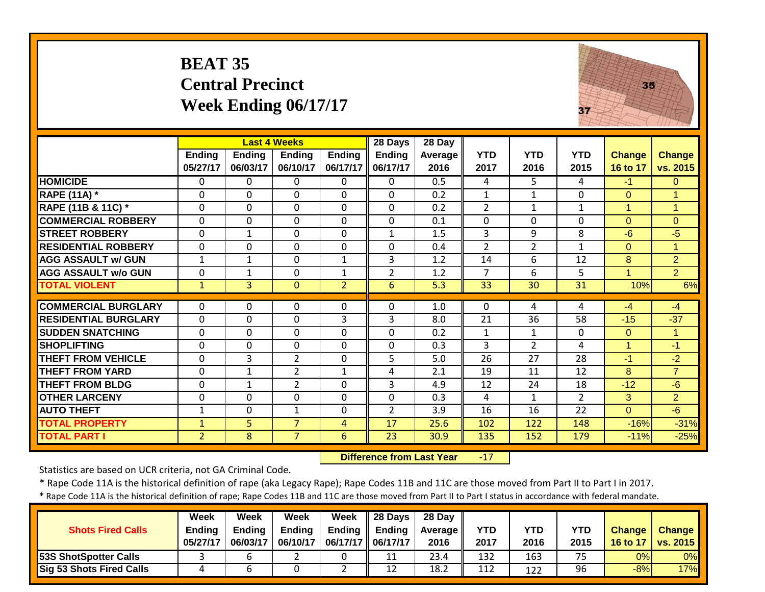# BEAT 35
## Central Precinct
## Week Ending 06/17/17

| | Last 4 Weeks | | | | 28 Days | 28 Day | | | | | |
|---|---|---|---|---|---|---|---|---|---|---|---|
| | Ending 05/27/17 | Ending 06/03/17 | Ending 06/10/17 | Ending 06/17/17 | Ending 06/17/17 | Average 2016 | YTD 2017 | YTD 2016 | YTD 2015 | Change 16 to 17 | Change vs. 2015 |
| HOMICIDE | 0 | 0 | 0 | 0 | 0 | 0.5 | 4 | 5 | 4 | -1 | 0 |
| RAPE (11A) * | 0 | 0 | 0 | 0 | 0 | 0.2 | 1 | 1 | 0 | 0 | 1 |
| RAPE (11B & 11C) * | 0 | 0 | 0 | 0 | 0 | 0.2 | 2 | 1 | 1 | 1 | 1 |
| COMMERCIAL ROBBERY | 0 | 0 | 0 | 0 | 0 | 0.1 | 0 | 0 | 0 | 0 | 0 |
| STREET ROBBERY | 0 | 1 | 0 | 0 | 1 | 1.5 | 3 | 9 | 8 | -6 | -5 |
| RESIDENTIAL ROBBERY | 0 | 0 | 0 | 0 | 0 | 0.4 | 2 | 2 | 1 | 0 | 1 |
| AGG ASSAULT w/ GUN | 1 | 1 | 0 | 1 | 3 | 1.2 | 14 | 6 | 12 | 8 | 2 |
| AGG ASSAULT w/o GUN | 0 | 1 | 0 | 1 | 2 | 1.2 | 7 | 6 | 5 | 1 | 2 |
| TOTAL VIOLENT | 1 | 3 | 0 | 2 | 6 | 5.3 | 33 | 30 | 31 | 10% | 6% |
| COMMERCIAL BURGLARY | 0 | 0 | 0 | 0 | 0 | 1.0 | 0 | 4 | 4 | -4 | -4 |
| RESIDENTIAL BURGLARY | 0 | 0 | 0 | 3 | 3 | 8.0 | 21 | 36 | 58 | -15 | -37 |
| SUDDEN SNATCHING | 0 | 0 | 0 | 0 | 0 | 0.2 | 1 | 1 | 0 | 0 | 1 |
| SHOPLIFTING | 0 | 0 | 0 | 0 | 0 | 0.3 | 3 | 2 | 4 | 1 | -1 |
| THEFT FROM VEHICLE | 0 | 3 | 2 | 0 | 5 | 5.0 | 26 | 27 | 28 | -1 | -2 |
| THEFT FROM YARD | 0 | 1 | 2 | 1 | 4 | 2.1 | 19 | 11 | 12 | 8 | 7 |
| THEFT FROM BLDG | 0 | 1 | 2 | 0 | 3 | 4.9 | 12 | 24 | 18 | -12 | -6 |
| OTHER LARCENY | 0 | 0 | 0 | 0 | 0 | 0.3 | 4 | 1 | 2 | 3 | 2 |
| AUTO THEFT | 1 | 0 | 1 | 0 | 2 | 3.9 | 16 | 16 | 22 | 0 | -6 |
| TOTAL PROPERTY | 1 | 5 | 7 | 4 | 17 | 25.6 | 102 | 122 | 148 | -16% | -31% |
| TOTAL PART I | 2 | 8 | 7 | 6 | 23 | 30.9 | 135 | 152 | 179 | -11% | -25% |

**Difference from Last Year** -17

Statistics are based on UCR criteria, not GA Criminal Code.

* Rape Code 11A is the historical definition of rape (aka Legacy Rape); Rape Codes 11B and 11C are those moved from Part II to Part I in 2017.

* Rape Code 11A is the historical definition of rape; Rape Codes 11B and 11C are those moved from Part II to Part I status in accordance with federal mandate.

| Shots Fired Calls | Week Ending 05/27/17 | Week Ending 06/03/17 | Week Ending 06/10/17 | Week Ending 06/17/17 | 28 Days Ending 06/17/17 | 28 Day Average 2016 | YTD 2017 | YTD 2016 | YTD 2015 | Change 16 to 17 | Change vs. 2015 |
|---|---|---|---|---|---|---|---|---|---|---|---|
| 53S ShotSpotter Calls | 3 | 6 | 2 | 0 | 11 | 23.4 | 132 | 163 | 75 | 0% | 0% |
| Sig 53 Shots Fired Calls | 4 | 6 | 0 | 2 | 12 | 18.2 | 112 | 122 | 96 | -8% | 17% |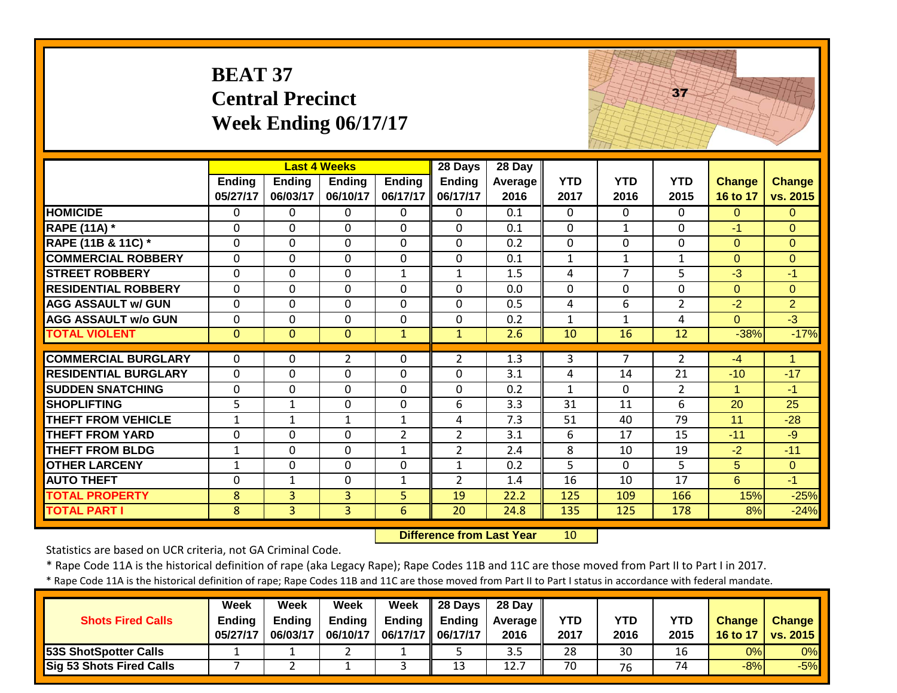# BEAT 37
## Central Precinct
## Week Ending 06/17/17

| | Last 4 Weeks | | | | 28 Days | 28 Day | | | | | |
|---|---|---|---|---|---|---|---|---|---|---|---|
| | Ending 05/27/17 | Ending 06/03/17 | Ending 06/10/17 | Ending 06/17/17 | Ending 06/17/17 | Average 2016 | YTD 2017 | YTD 2016 | YTD 2015 | Change 16 to 17 | Change vs. 2015 |
| HOMICIDE | 0 | 0 | 0 | 0 | 0 | 0.1 | 0 | 0 | 0 | 0 | 0 |
| RAPE (11A) * | 0 | 0 | 0 | 0 | 0 | 0.1 | 0 | 1 | 0 | -1 | 0 |
| RAPE (11B & 11C) * | 0 | 0 | 0 | 0 | 0 | 0.2 | 0 | 0 | 0 | 0 | 0 |
| COMMERCIAL ROBBERY | 0 | 0 | 0 | 0 | 0 | 0.1 | 1 | 1 | 1 | 0 | 0 |
| STREET ROBBERY | 0 | 0 | 0 | 1 | 1 | 1.5 | 4 | 7 | 5 | -3 | -1 |
| RESIDENTIAL ROBBERY | 0 | 0 | 0 | 0 | 0 | 0.0 | 0 | 0 | 0 | 0 | 0 |
| AGG ASSAULT w/ GUN | 0 | 0 | 0 | 0 | 0 | 0.5 | 4 | 6 | 2 | -2 | 2 |
| AGG ASSAULT w/o GUN | 0 | 0 | 0 | 0 | 0 | 0.2 | 1 | 1 | 4 | 0 | -3 |
| TOTAL VIOLENT | 0 | 0 | 0 | 1 | 1 | 2.6 | 10 | 16 | 12 | -38% | -17% |
| COMMERCIAL BURGLARY | 0 | 0 | 2 | 0 | 2 | 1.3 | 3 | 7 | 2 | -4 | 1 |
| RESIDENTIAL BURGLARY | 0 | 0 | 0 | 0 | 0 | 3.1 | 4 | 14 | 21 | -10 | -17 |
| SUDDEN SNATCHING | 0 | 0 | 0 | 0 | 0 | 0.2 | 1 | 0 | 2 | 1 | -1 |
| SHOPLIFTING | 5 | 1 | 0 | 0 | 6 | 3.3 | 31 | 11 | 6 | 20 | 25 |
| THEFT FROM VEHICLE | 1 | 1 | 1 | 1 | 4 | 7.3 | 51 | 40 | 79 | 11 | -28 |
| THEFT FROM YARD | 0 | 0 | 0 | 2 | 2 | 3.1 | 6 | 17 | 15 | -11 | -9 |
| THEFT FROM BLDG | 1 | 0 | 0 | 1 | 2 | 2.4 | 8 | 10 | 19 | -2 | -11 |
| OTHER LARCENY | 1 | 0 | 0 | 0 | 1 | 0.2 | 5 | 0 | 5 | 5 | 0 |
| AUTO THEFT | 0 | 1 | 0 | 1 | 2 | 1.4 | 16 | 10 | 17 | 6 | -1 |
| TOTAL PROPERTY | 8 | 3 | 3 | 5 | 19 | 22.2 | 125 | 109 | 166 | 15% | -25% |
| TOTAL PART I | 8 | 3 | 3 | 6 | 20 | 24.8 | 135 | 125 | 178 | 8% | -24% |

**Difference from Last Year** 10

Statistics are based on UCR criteria, not GA Criminal Code.

* Rape Code 11A is the historical definition of rape (aka Legacy Rape); Rape Codes 11B and 11C are those moved from Part II to Part I in 2017.

* Rape Code 11A is the historical definition of rape; Rape Codes 11B and 11C are those moved from Part II to Part I status in accordance with federal mandate.

| Shots Fired Calls | Week Ending 05/27/17 | Week Ending 06/03/17 | Week Ending 06/10/17 | Week Ending 06/17/17 | 28 Days Ending 06/17/17 | 28 Day Average 2016 | YTD 2017 | YTD 2016 | YTD 2015 | Change 16 to 17 | Change vs. 2015 |
|---|---|---|---|---|---|---|---|---|---|---|---|
| 53S ShotSpotter Calls | 1 | 1 | 2 | 1 | 5 | 3.5 | 28 | 30 | 16 | 0% | 0% |
| Sig 53 Shots Fired Calls | 7 | 2 | 1 | 3 | 13 | 12.7 | 70 | 76 | 74 | -8% | -5% |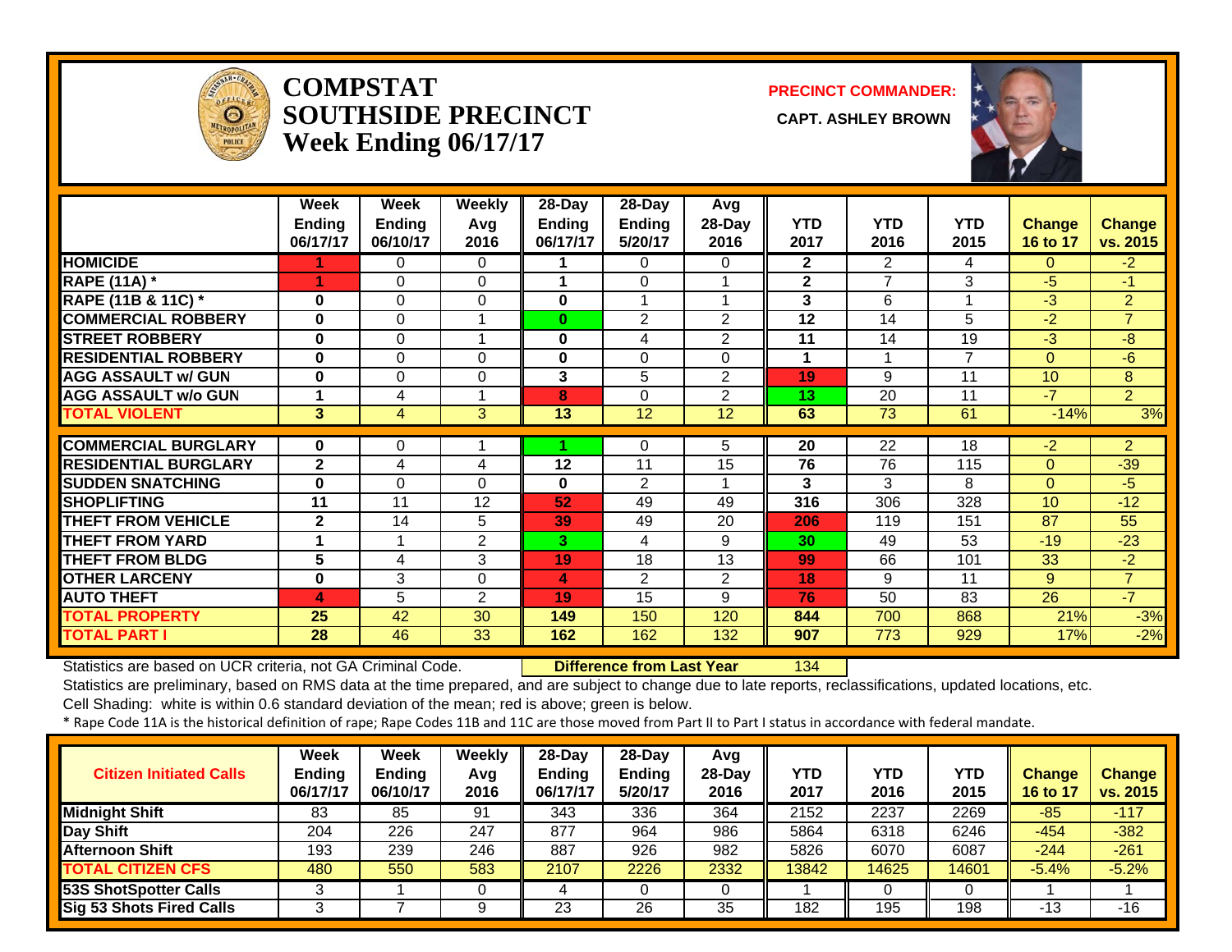# COMPSTAT
# SOUTHSIDE PRECINCT
# Week Ending 06/17/17

**PRECINCT COMMANDER:**

**CAPT. ASHLEY BROWN**

| | Week Ending 06/17/17 | Week Ending 06/10/17 | Weekly Avg 2016 | 28-Day Ending 06/17/17 | 28-Day Ending 5/20/17 | Avg 28-Day 2016 | YTD 2017 | YTD 2016 | YTD 2015 | Change 16 to 17 | Change vs. 2015 |
|---|---|---|---|---|---|---|---|---|---|---|---|
| HOMICIDE | 1 | 0 | 0 | 1 | 0 | 0 | 2 | 2 | 4 | 0 | -2 |
| RAPE (11A) * | 1 | 0 | 0 | 1 | 0 | 1 | 2 | 7 | 3 | -5 | -1 |
| RAPE (11B & 11C) * | 0 | 0 | 0 | 0 | 1 | 1 | 3 | 6 | 1 | -3 | 2 |
| COMMERCIAL ROBBERY | 0 | 0 | 1 | 0 | 2 | 2 | 12 | 14 | 5 | -2 | 7 |
| STREET ROBBERY | 0 | 0 | 1 | 0 | 4 | 2 | 11 | 14 | 19 | -3 | -8 |
| RESIDENTIAL ROBBERY | 0 | 0 | 0 | 0 | 0 | 0 | 1 | 1 | 7 | 0 | -6 |
| AGG ASSAULT w/ GUN | 0 | 0 | 0 | 3 | 5 | 2 | 19 | 9 | 11 | 10 | 8 |
| AGG ASSAULT w/o GUN | 1 | 4 | 1 | 8 | 0 | 2 | 13 | 20 | 11 | -7 | 2 |
| TOTAL VIOLENT | 3 | 4 | 3 | 13 | 12 | 12 | 63 | 73 | 61 | -14% | 3% |
| COMMERCIAL BURGLARY | 0 | 0 | 1 | 1 | 0 | 5 | 20 | 22 | 18 | -2 | 2 |
| RESIDENTIAL BURGLARY | 2 | 4 | 4 | 12 | 11 | 15 | 76 | 76 | 115 | 0 | -39 |
| SUDDEN SNATCHING | 0 | 0 | 0 | 0 | 2 | 1 | 3 | 3 | 8 | 0 | -5 |
| SHOPLIFTING | 11 | 11 | 12 | 52 | 49 | 49 | 316 | 306 | 328 | 10 | -12 |
| THEFT FROM VEHICLE | 2 | 14 | 5 | 39 | 49 | 20 | 206 | 119 | 151 | 87 | 55 |
| THEFT FROM YARD | 1 | 1 | 2 | 3 | 4 | 9 | 30 | 49 | 53 | -19 | -23 |
| THEFT FROM BLDG | 5 | 4 | 3 | 19 | 18 | 13 | 99 | 66 | 101 | 33 | -2 |
| OTHER LARCENY | 0 | 3 | 0 | 4 | 2 | 2 | 18 | 9 | 11 | 9 | 7 |
| AUTO THEFT | 4 | 5 | 2 | 19 | 15 | 9 | 76 | 50 | 83 | 26 | -7 |
| TOTAL PROPERTY | 25 | 42 | 30 | 149 | 150 | 120 | 844 | 700 | 868 | 21% | -3% |
| TOTAL PART I | 28 | 46 | 33 | 162 | 162 | 132 | 907 | 773 | 929 | 17% | -2% |

Statistics are based on UCR criteria, not GA Criminal Code. **Difference from Last Year** 134

Statistics are preliminary, based on RMS data at the time prepared, and are subject to change due to late reports, reclassifications, updated locations, etc.

Cell Shading: white is within 0.6 standard deviation of the mean; red is above; green is below.

\* Rape Code 11A is the historical definition of rape; Rape Codes 11B and 11C are those moved from Part II to Part I status in accordance with federal mandate.

| Citizen Initiated Calls | Week Ending 06/17/17 | Week Ending 06/10/17 | Weekly Avg 2016 | 28-Day Ending 06/17/17 | 28-Day Ending 5/20/17 | Avg 28-Day 2016 | YTD 2017 | YTD 2016 | YTD 2015 | Change 16 to 17 | Change vs. 2015 |
|---|---|---|---|---|---|---|---|---|---|---|---|
| Midnight Shift | 83 | 85 | 91 | 343 | 336 | 364 | 2152 | 2237 | 2269 | -85 | -117 |
| Day Shift | 204 | 226 | 247 | 877 | 964 | 986 | 5864 | 6318 | 6246 | -454 | -382 |
| Afternoon Shift | 193 | 239 | 246 | 887 | 926 | 982 | 5826 | 6070 | 6087 | -244 | -261 |
| TOTAL CITIZEN CFS | 480 | 550 | 583 | 2107 | 2226 | 2332 | 13842 | 14625 | 14601 | -5.4% | -5.2% |
| 53S ShotSpotter Calls | 3 | 1 | 0 | 4 | 0 | 0 | 1 | 0 | 0 | 1 | 1 |
| Sig 53 Shots Fired Calls | 3 | 7 | 9 | 23 | 26 | 35 | 182 | 195 | 198 | -13 | -16 |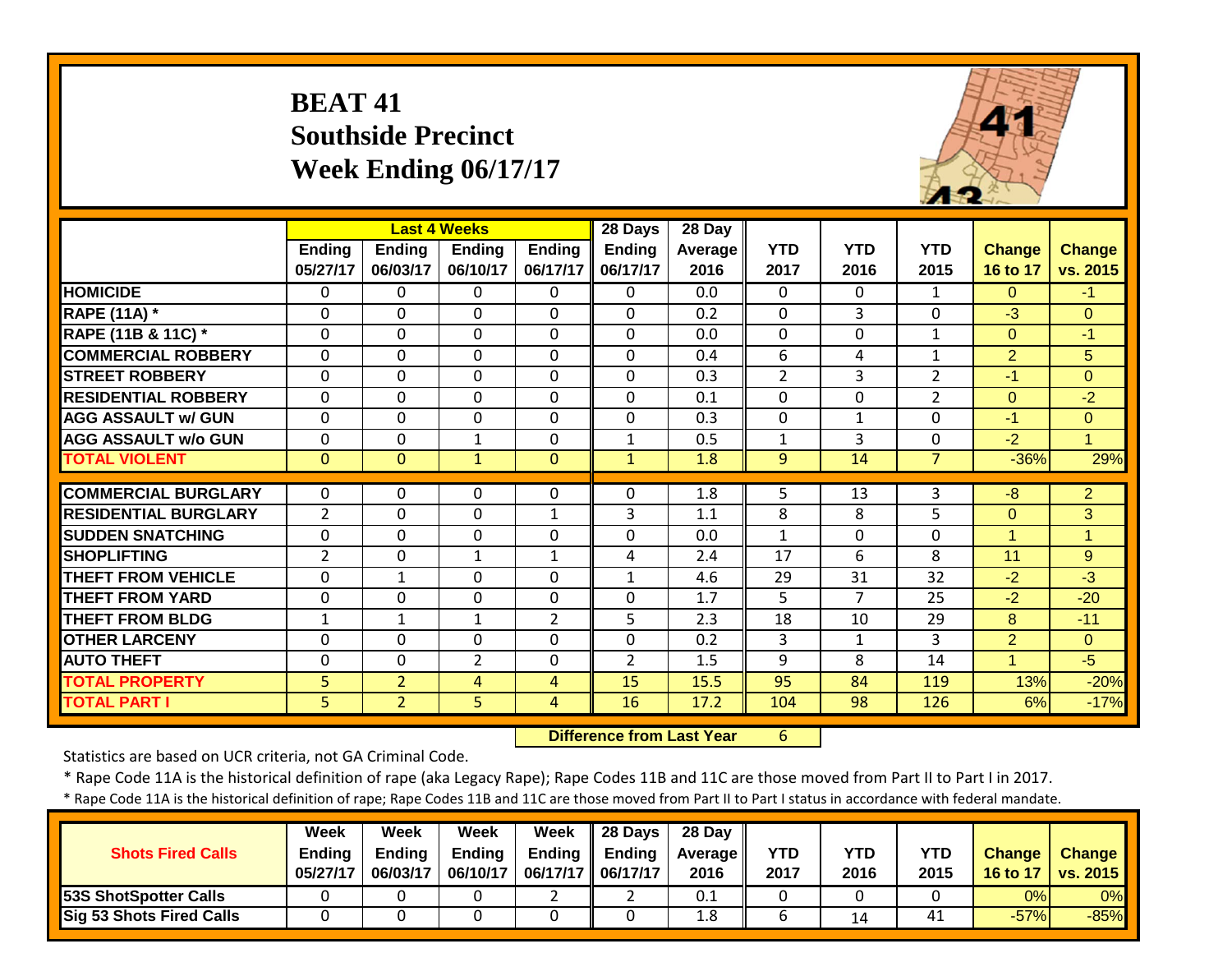# BEAT 41
## Southside Precinct
## Week Ending 06/17/17

| | Last 4 Weeks | | | | 28 Days | 28 Day | | | | | |
|---|---|---|---|---|---|---|---|---|---|---|---|
| | Ending 05/27/17 | Ending 06/03/17 | Ending 06/10/17 | Ending 06/17/17 | Ending 06/17/17 | Average 2016 | YTD 2017 | YTD 2016 | YTD 2015 | Change 16 to 17 | Change vs. 2015 |
| HOMICIDE | 0 | 0 | 0 | 0 | 0 | 0.0 | 0 | 0 | 1 | 0 | -1 |
| RAPE (11A) * | 0 | 0 | 0 | 0 | 0 | 0.2 | 0 | 3 | 0 | -3 | 0 |
| RAPE (11B & 11C) * | 0 | 0 | 0 | 0 | 0 | 0.0 | 0 | 0 | 1 | 0 | -1 |
| COMMERCIAL ROBBERY | 0 | 0 | 0 | 0 | 0 | 0.4 | 6 | 4 | 1 | 2 | 5 |
| STREET ROBBERY | 0 | 0 | 0 | 0 | 0 | 0.3 | 2 | 3 | 2 | -1 | 0 |
| RESIDENTIAL ROBBERY | 0 | 0 | 0 | 0 | 0 | 0.1 | 0 | 0 | 2 | 0 | -2 |
| AGG ASSAULT w/ GUN | 0 | 0 | 0 | 0 | 0 | 0.3 | 0 | 1 | 0 | -1 | 0 |
| AGG ASSAULT w/o GUN | 0 | 0 | 1 | 0 | 1 | 0.5 | 1 | 3 | 0 | -2 | 1 |
| TOTAL VIOLENT | 0 | 0 | 1 | 0 | 1 | 1.8 | 9 | 14 | 7 | -36% | 29% |
| COMMERCIAL BURGLARY | 0 | 0 | 0 | 0 | 0 | 1.8 | 5 | 13 | 3 | -8 | 2 |
| RESIDENTIAL BURGLARY | 2 | 0 | 0 | 1 | 3 | 1.1 | 8 | 8 | 5 | 0 | 3 |
| SUDDEN SNATCHING | 0 | 0 | 0 | 0 | 0 | 0.0 | 1 | 0 | 0 | 1 | 1 |
| SHOPLIFTING | 2 | 0 | 1 | 1 | 4 | 2.4 | 17 | 6 | 8 | 11 | 9 |
| THEFT FROM VEHICLE | 0 | 1 | 0 | 0 | 1 | 4.6 | 29 | 31 | 32 | -2 | -3 |
| THEFT FROM YARD | 0 | 0 | 0 | 0 | 0 | 1.7 | 5 | 7 | 25 | -2 | -20 |
| THEFT FROM BLDG | 1 | 1 | 1 | 2 | 5 | 2.3 | 18 | 10 | 29 | 8 | -11 |
| OTHER LARCENY | 0 | 0 | 0 | 0 | 0 | 0.2 | 3 | 1 | 3 | 2 | 0 |
| AUTO THEFT | 0 | 0 | 2 | 0 | 2 | 1.5 | 9 | 8 | 14 | 1 | -5 |
| TOTAL PROPERTY | 5 | 2 | 4 | 4 | 15 | 15.5 | 95 | 84 | 119 | 13% | -20% |
| TOTAL PART I | 5 | 2 | 5 | 4 | 16 | 17.2 | 104 | 98 | 126 | 6% | -17% |

**Difference from Last Year** 6

Statistics are based on UCR criteria, not GA Criminal Code.

* Rape Code 11A is the historical definition of rape (aka Legacy Rape); Rape Codes 11B and 11C are those moved from Part II to Part I in 2017.

* Rape Code 11A is the historical definition of rape; Rape Codes 11B and 11C are those moved from Part II to Part I status in accordance with federal mandate.

| Shots Fired Calls | Week Ending 05/27/17 | Week Ending 06/03/17 | Week Ending 06/10/17 | Week Ending 06/17/17 | 28 Days Ending 06/17/17 | 28 Day Average 2016 | YTD 2017 | YTD 2016 | YTD 2015 | Change 16 to 17 | Change vs. 2015 |
|---|---|---|---|---|---|---|---|---|---|---|---|
| 53S ShotSpotter Calls | 0 | 0 | 0 | 2 | 2 | 0.1 | 0 | 0 | 0 | 0% | 0% |
| Sig 53 Shots Fired Calls | 0 | 0 | 0 | 0 | 0 | 1.8 | 6 | 14 | 41 | -57% | -85% |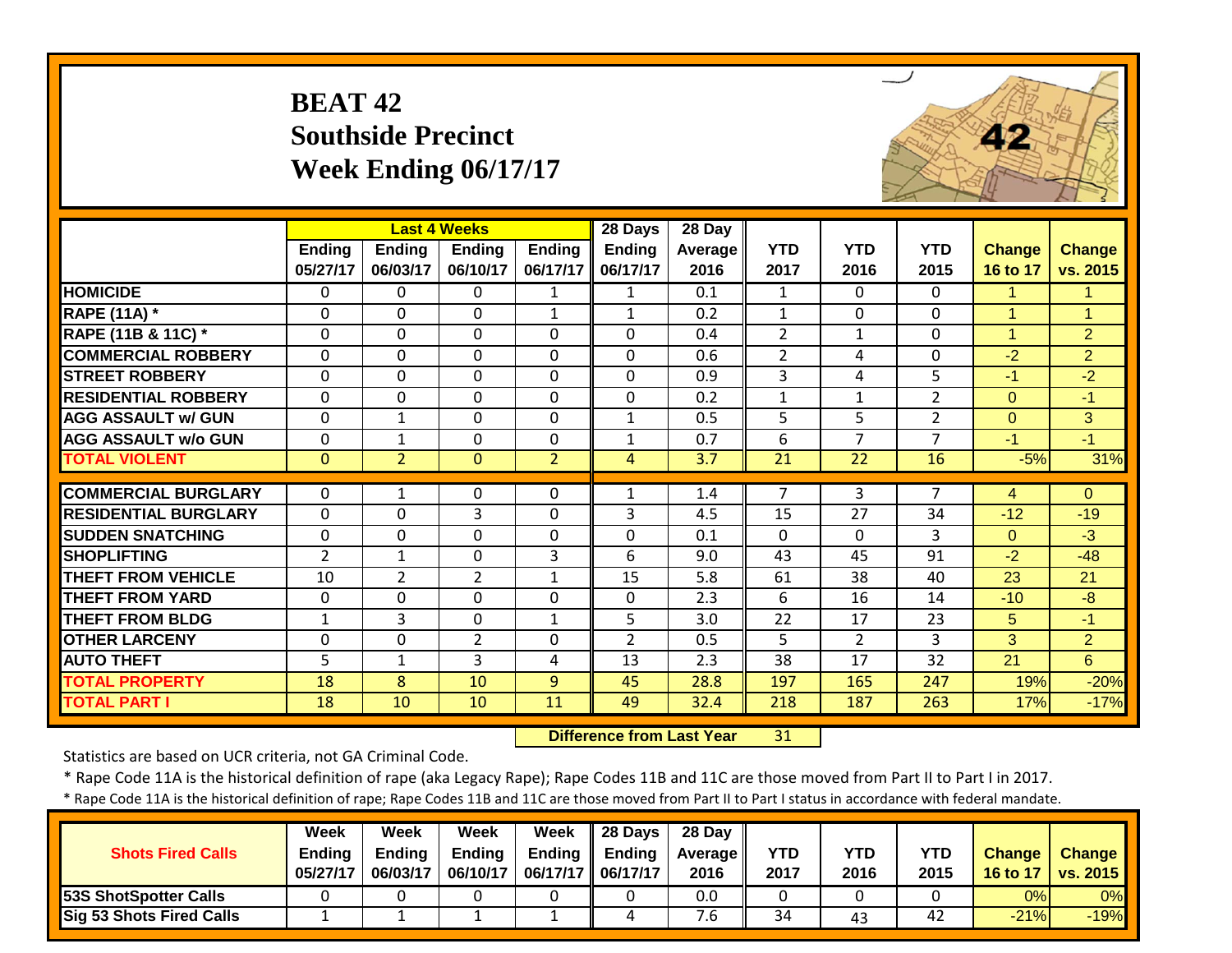# BEAT 42
## Southside Precinct
## Week Ending 06/17/17

| | Last 4 Weeks | | | | 28 Days | 28 Day | | | | | |
|---|---|---|---|---|---|---|---|---|---|---|---|
| | Ending 05/27/17 | Ending 06/03/17 | Ending 06/10/17 | Ending 06/17/17 | Ending 06/17/17 | Average 2016 | YTD 2017 | YTD 2016 | YTD 2015 | Change 16 to 17 | Change vs. 2015 |
| HOMICIDE | 0 | 0 | 0 | 1 | 1 | 0.1 | 1 | 0 | 0 | 1 | 1 |
| RAPE (11A) * | 0 | 0 | 0 | 1 | 1 | 0.2 | 1 | 0 | 0 | 1 | 1 |
| RAPE (11B & 11C) * | 0 | 0 | 0 | 0 | 0 | 0.4 | 2 | 1 | 0 | 1 | 2 |
| COMMERCIAL ROBBERY | 0 | 0 | 0 | 0 | 0 | 0.6 | 2 | 4 | 0 | -2 | 2 |
| STREET ROBBERY | 0 | 0 | 0 | 0 | 0 | 0.9 | 3 | 4 | 5 | -1 | -2 |
| RESIDENTIAL ROBBERY | 0 | 0 | 0 | 0 | 0 | 0.2 | 1 | 1 | 2 | 0 | -1 |
| AGG ASSAULT w/ GUN | 0 | 1 | 0 | 0 | 1 | 0.5 | 5 | 5 | 2 | 0 | 3 |
| AGG ASSAULT w/o GUN | 0 | 1 | 0 | 0 | 1 | 0.7 | 6 | 7 | 7 | -1 | -1 |
| TOTAL VIOLENT | 0 | 2 | 0 | 2 | 4 | 3.7 | 21 | 22 | 16 | -5% | 31% |
| COMMERCIAL BURGLARY | 0 | 1 | 0 | 0 | 1 | 1.4 | 7 | 3 | 7 | 4 | 0 |
| RESIDENTIAL BURGLARY | 0 | 0 | 3 | 0 | 3 | 4.5 | 15 | 27 | 34 | -12 | -19 |
| SUDDEN SNATCHING | 0 | 0 | 0 | 0 | 0 | 0.1 | 0 | 0 | 3 | 0 | -3 |
| SHOPLIFTING | 2 | 1 | 0 | 3 | 6 | 9.0 | 43 | 45 | 91 | -2 | -48 |
| THEFT FROM VEHICLE | 10 | 2 | 2 | 1 | 15 | 5.8 | 61 | 38 | 40 | 23 | 21 |
| THEFT FROM YARD | 0 | 0 | 0 | 0 | 0 | 2.3 | 6 | 16 | 14 | -10 | -8 |
| THEFT FROM BLDG | 1 | 3 | 0 | 1 | 5 | 3.0 | 22 | 17 | 23 | 5 | -1 |
| OTHER LARCENY | 0 | 0 | 2 | 0 | 2 | 0.5 | 5 | 2 | 3 | 3 | 2 |
| AUTO THEFT | 5 | 1 | 3 | 4 | 13 | 2.3 | 38 | 17 | 32 | 21 | 6 |
| TOTAL PROPERTY | 18 | 8 | 10 | 9 | 45 | 28.8 | 197 | 165 | 247 | 19% | -20% |
| TOTAL PART I | 18 | 10 | 10 | 11 | 49 | 32.4 | 218 | 187 | 263 | 17% | -17% |

**Difference from Last Year** 31

Statistics are based on UCR criteria, not GA Criminal Code.

* Rape Code 11A is the historical definition of rape (aka Legacy Rape); Rape Codes 11B and 11C are those moved from Part II to Part I in 2017.

* Rape Code 11A is the historical definition of rape; Rape Codes 11B and 11C are those moved from Part II to Part I status in accordance with federal mandate.

| Shots Fired Calls | Week Ending 05/27/17 | Week Ending 06/03/17 | Week Ending 06/10/17 | Week Ending 06/17/17 | 28 Days Ending 06/17/17 | 28 Day Average 2016 | YTD 2017 | YTD 2016 | YTD 2015 | Change 16 to 17 | Change vs. 2015 |
|---|---|---|---|---|---|---|---|---|---|---|---|
| 53S ShotSpotter Calls | 0 | 0 | 0 | 0 | 0 | 0.0 | 0 | 0 | 0 | 0% | 0% |
| Sig 53 Shots Fired Calls | 1 | 1 | 1 | 1 | 4 | 7.6 | 34 | 43 | 42 | -21% | -19% |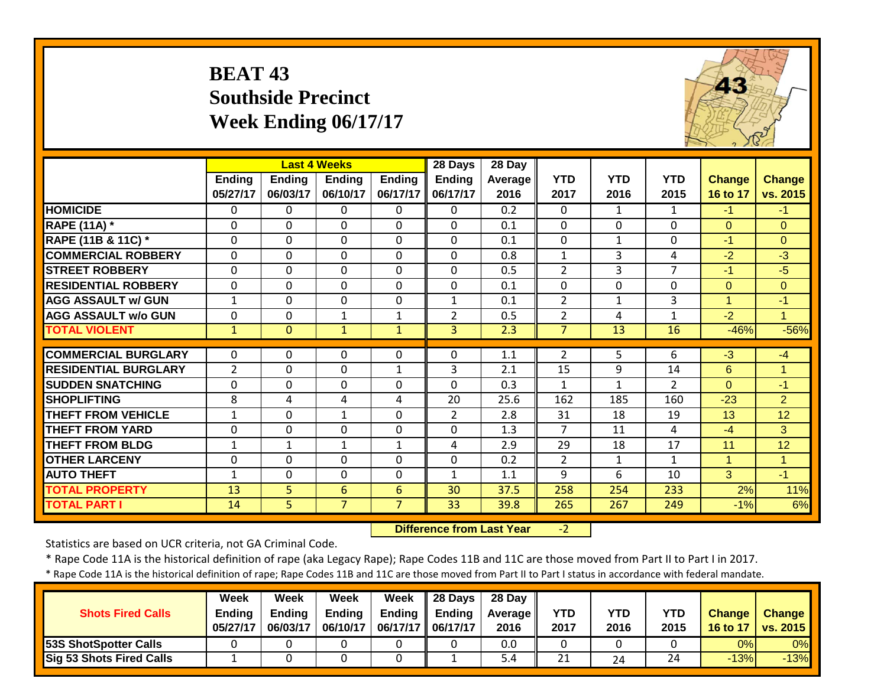# BEAT 43
## Southside Precinct
## Week Ending 06/17/17

| | Last 4 Weeks | | | | 28 Days | 28 Day | | | | | |
|---|---|---|---|---|---|---|---|---|---|---|---|
| | Ending 05/27/17 | Ending 06/03/17 | Ending 06/10/17 | Ending 06/17/17 | Ending 06/17/17 | Average 2016 | YTD 2017 | YTD 2016 | YTD 2015 | Change 16 to 17 | Change vs. 2015 |
| HOMICIDE | 0 | 0 | 0 | 0 | 0 | 0.2 | 0 | 1 | 1 | -1 | -1 |
| RAPE (11A) * | 0 | 0 | 0 | 0 | 0 | 0.1 | 0 | 0 | 0 | 0 | 0 |
| RAPE (11B & 11C) * | 0 | 0 | 0 | 0 | 0 | 0.1 | 0 | 1 | 0 | -1 | 0 |
| COMMERCIAL ROBBERY | 0 | 0 | 0 | 0 | 0 | 0.8 | 1 | 3 | 4 | -2 | -3 |
| STREET ROBBERY | 0 | 0 | 0 | 0 | 0 | 0.5 | 2 | 3 | 7 | -1 | -5 |
| RESIDENTIAL ROBBERY | 0 | 0 | 0 | 0 | 0 | 0.1 | 0 | 0 | 0 | 0 | 0 |
| AGG ASSAULT w/ GUN | 1 | 0 | 0 | 0 | 1 | 0.1 | 2 | 1 | 3 | 1 | -1 |
| AGG ASSAULT w/o GUN | 0 | 0 | 1 | 1 | 2 | 0.5 | 2 | 4 | 1 | -2 | 1 |
| TOTAL VIOLENT | 1 | 0 | 1 | 1 | 3 | 2.3 | 7 | 13 | 16 | -46% | -56% |
| COMMERCIAL BURGLARY | 0 | 0 | 0 | 0 | 0 | 1.1 | 2 | 5 | 6 | -3 | -4 |
| RESIDENTIAL BURGLARY | 2 | 0 | 0 | 1 | 3 | 2.1 | 15 | 9 | 14 | 6 | 1 |
| SUDDEN SNATCHING | 0 | 0 | 0 | 0 | 0 | 0.3 | 1 | 1 | 2 | 0 | -1 |
| SHOPLIFTING | 8 | 4 | 4 | 4 | 20 | 25.6 | 162 | 185 | 160 | -23 | 2 |
| THEFT FROM VEHICLE | 1 | 0 | 1 | 0 | 2 | 2.8 | 31 | 18 | 19 | 13 | 12 |
| THEFT FROM YARD | 0 | 0 | 0 | 0 | 0 | 1.3 | 7 | 11 | 4 | -4 | 3 |
| THEFT FROM BLDG | 1 | 1 | 1 | 1 | 4 | 2.9 | 29 | 18 | 17 | 11 | 12 |
| OTHER LARCENY | 0 | 0 | 0 | 0 | 0 | 0.2 | 2 | 1 | 1 | 1 | 1 |
| AUTO THEFT | 1 | 0 | 0 | 0 | 1 | 1.1 | 9 | 6 | 10 | 3 | -1 |
| TOTAL PROPERTY | 13 | 5 | 6 | 6 | 30 | 37.5 | 258 | 254 | 233 | 2% | 11% |
| TOTAL PART I | 14 | 5 | 7 | 7 | 33 | 39.8 | 265 | 267 | 249 | -1% | 6% |

**Difference from Last Year** -2

Statistics are based on UCR criteria, not GA Criminal Code.

* Rape Code 11A is the historical definition of rape (aka Legacy Rape); Rape Codes 11B and 11C are those moved from Part II to Part I in 2017.

* Rape Code 11A is the historical definition of rape; Rape Codes 11B and 11C are those moved from Part II to Part I status in accordance with federal mandate.

| Shots Fired Calls | Week Ending 05/27/17 | Week Ending 06/03/17 | Week Ending 06/10/17 | Week Ending 06/17/17 | 28 Days Ending 06/17/17 | 28 Day Average 2016 | YTD 2017 | YTD 2016 | YTD 2015 | Change 16 to 17 | Change vs. 2015 |
|---|---|---|---|---|---|---|---|---|---|---|---|
| 53S ShotSpotter Calls | 0 | 0 | 0 | 0 | 0 | 0.0 | 0 | 0 | 0 | 0% | 0% |
| Sig 53 Shots Fired Calls | 1 | 0 | 0 | 0 | 1 | 5.4 | 21 | 24 | 24 | -13% | -13% |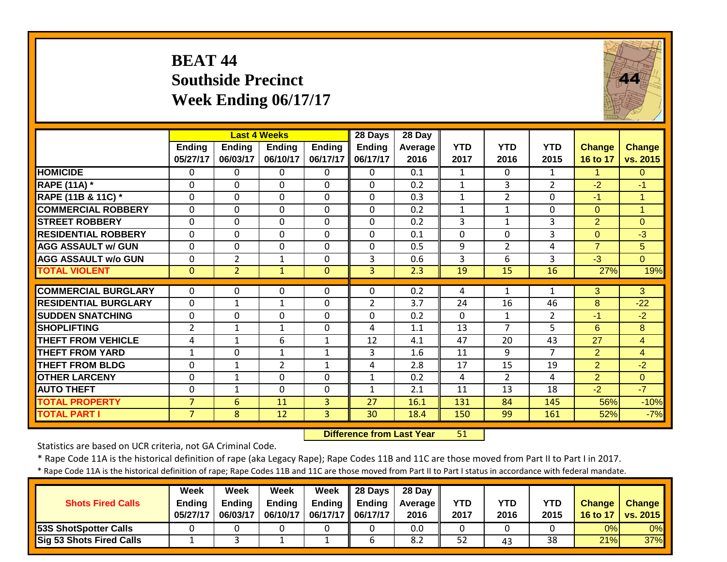# BEAT 44
## Southside Precinct
## Week Ending 06/17/17

| | Last 4 Weeks | | | | 28 Days | 28 Day | | | | | |
|---|---|---|---|---|---|---|---|---|---|---|---|
| | Ending 05/27/17 | Ending 06/03/17 | Ending 06/10/17 | Ending 06/17/17 | Ending 06/17/17 | Average 2016 | YTD 2017 | YTD 2016 | YTD 2015 | Change 16 to 17 | Change vs. 2015 |
| HOMICIDE | 0 | 0 | 0 | 0 | 0 | 0.1 | 1 | 0 | 1 | 1 | 0 |
| RAPE (11A) * | 0 | 0 | 0 | 0 | 0 | 0.2 | 1 | 3 | 2 | -2 | -1 |
| RAPE (11B & 11C) * | 0 | 0 | 0 | 0 | 0 | 0.3 | 1 | 2 | 0 | -1 | 1 |
| COMMERCIAL ROBBERY | 0 | 0 | 0 | 0 | 0 | 0.2 | 1 | 1 | 0 | 0 | 1 |
| STREET ROBBERY | 0 | 0 | 0 | 0 | 0 | 0.2 | 3 | 1 | 3 | 2 | 0 |
| RESIDENTIAL ROBBERY | 0 | 0 | 0 | 0 | 0 | 0.1 | 0 | 0 | 3 | 0 | -3 |
| AGG ASSAULT w/ GUN | 0 | 0 | 0 | 0 | 0 | 0.5 | 9 | 2 | 4 | 7 | 5 |
| AGG ASSAULT w/o GUN | 0 | 2 | 1 | 0 | 3 | 0.6 | 3 | 6 | 3 | -3 | 0 |
| TOTAL VIOLENT | 0 | 2 | 1 | 0 | 3 | 2.3 | 19 | 15 | 16 | 27% | 19% |
| COMMERCIAL BURGLARY | 0 | 0 | 0 | 0 | 0 | 0.2 | 4 | 1 | 1 | 3 | 3 |
| RESIDENTIAL BURGLARY | 0 | 1 | 1 | 0 | 2 | 3.7 | 24 | 16 | 46 | 8 | -22 |
| SUDDEN SNATCHING | 0 | 0 | 0 | 0 | 0 | 0.2 | 0 | 1 | 2 | -1 | -2 |
| SHOPLIFTING | 2 | 1 | 1 | 0 | 4 | 1.1 | 13 | 7 | 5 | 6 | 8 |
| THEFT FROM VEHICLE | 4 | 1 | 6 | 1 | 12 | 4.1 | 47 | 20 | 43 | 27 | 4 |
| THEFT FROM YARD | 1 | 0 | 1 | 1 | 3 | 1.6 | 11 | 9 | 7 | 2 | 4 |
| THEFT FROM BLDG | 0 | 1 | 2 | 1 | 4 | 2.8 | 17 | 15 | 19 | 2 | -2 |
| OTHER LARCENY | 0 | 1 | 0 | 0 | 1 | 0.2 | 4 | 2 | 4 | 2 | 0 |
| AUTO THEFT | 0 | 1 | 0 | 0 | 1 | 2.1 | 11 | 13 | 18 | -2 | -7 |
| TOTAL PROPERTY | 7 | 6 | 11 | 3 | 27 | 16.1 | 131 | 84 | 145 | 56% | -10% |
| TOTAL PART I | 7 | 8 | 12 | 3 | 30 | 18.4 | 150 | 99 | 161 | 52% | -7% |

**Difference from Last Year** 51

Statistics are based on UCR criteria, not GA Criminal Code.

\* Rape Code 11A is the historical definition of rape (aka Legacy Rape); Rape Codes 11B and 11C are those moved from Part II to Part I in 2017.

\* Rape Code 11A is the historical definition of rape; Rape Codes 11B and 11C are those moved from Part II to Part I status in accordance with federal mandate.

| Shots Fired Calls | Week Ending 05/27/17 | Week Ending 06/03/17 | Week Ending 06/10/17 | Week Ending 06/17/17 | 28 Days Ending 06/17/17 | 28 Day Average 2016 | YTD 2017 | YTD 2016 | YTD 2015 | Change 16 to 17 | Change vs. 2015 |
|---|---|---|---|---|---|---|---|---|---|---|---|
| 53S ShotSpotter Calls | 0 | 0 | 0 | 0 | 0 | 0.0 | 0 | 0 | 0 | 0% | 0% |
| Sig 53 Shots Fired Calls | 1 | 3 | 1 | 1 | 6 | 8.2 | 52 | 43 | 38 | 21% | 37% |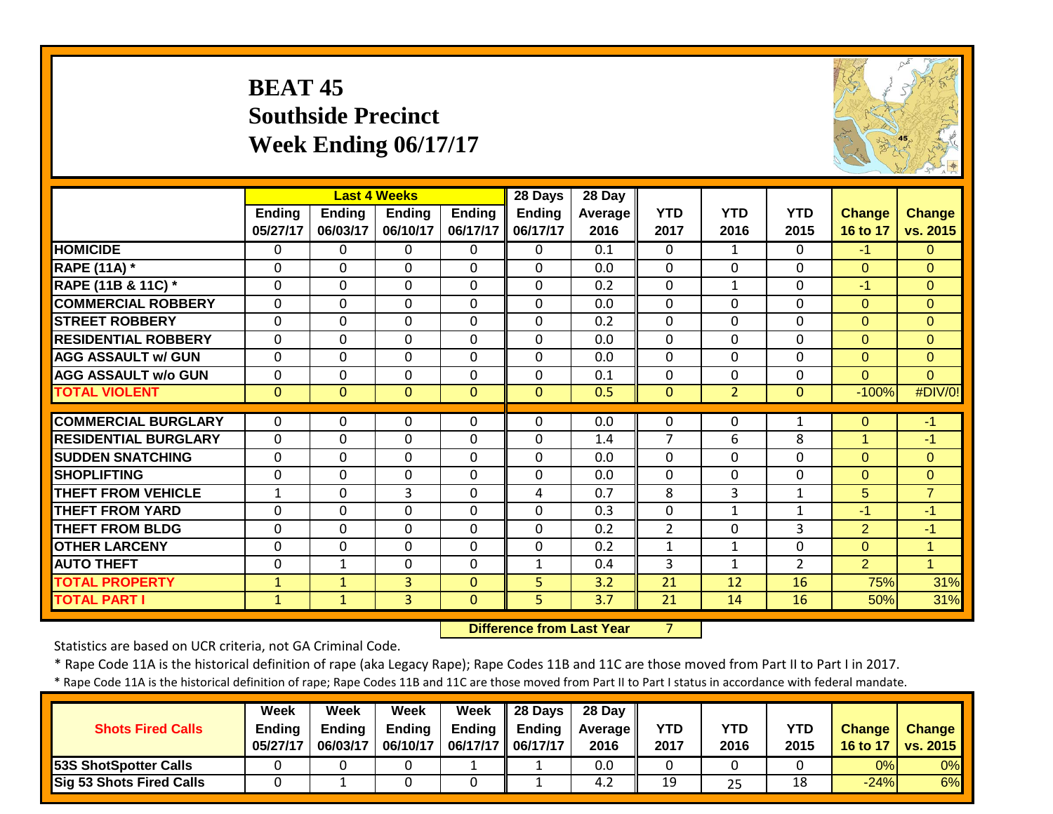# BEAT 45
## Southside Precinct
## Week Ending 06/17/17

| | Last 4 Weeks | | | | 28 Days | 28 Day | | | | | |
|---|---|---|---|---|---|---|---|---|---|---|---|
| | Ending 05/27/17 | Ending 06/03/17 | Ending 06/10/17 | Ending 06/17/17 | Ending 06/17/17 | Average 2016 | YTD 2017 | YTD 2016 | YTD 2015 | Change 16 to 17 | Change vs. 2015 |
| HOMICIDE | 0 | 0 | 0 | 0 | 0 | 0.1 | 0 | 1 | 0 | -1 | 0 |
| RAPE (11A) * | 0 | 0 | 0 | 0 | 0 | 0.0 | 0 | 0 | 0 | 0 | 0 |
| RAPE (11B & 11C) * | 0 | 0 | 0 | 0 | 0 | 0.2 | 0 | 1 | 0 | -1 | 0 |
| COMMERCIAL ROBBERY | 0 | 0 | 0 | 0 | 0 | 0.0 | 0 | 0 | 0 | 0 | 0 |
| STREET ROBBERY | 0 | 0 | 0 | 0 | 0 | 0.2 | 0 | 0 | 0 | 0 | 0 |
| RESIDENTIAL ROBBERY | 0 | 0 | 0 | 0 | 0 | 0.0 | 0 | 0 | 0 | 0 | 0 |
| AGG ASSAULT w/ GUN | 0 | 0 | 0 | 0 | 0 | 0.0 | 0 | 0 | 0 | 0 | 0 |
| AGG ASSAULT w/o GUN | 0 | 0 | 0 | 0 | 0 | 0.1 | 0 | 0 | 0 | 0 | 0 |
| TOTAL VIOLENT | 0 | 0 | 0 | 0 | 0 | 0.5 | 0 | 2 | 0 | -100% | #DIV/0! |
| COMMERCIAL BURGLARY | 0 | 0 | 0 | 0 | 0 | 0.0 | 0 | 0 | 1 | 0 | -1 |
| RESIDENTIAL BURGLARY | 0 | 0 | 0 | 0 | 0 | 1.4 | 7 | 6 | 8 | 1 | -1 |
| SUDDEN SNATCHING | 0 | 0 | 0 | 0 | 0 | 0.0 | 0 | 0 | 0 | 0 | 0 |
| SHOPLIFTING | 0 | 0 | 0 | 0 | 0 | 0.0 | 0 | 0 | 0 | 0 | 0 |
| THEFT FROM VEHICLE | 1 | 0 | 3 | 0 | 4 | 0.7 | 8 | 3 | 1 | 5 | 7 |
| THEFT FROM YARD | 0 | 0 | 0 | 0 | 0 | 0.3 | 0 | 1 | 1 | -1 | -1 |
| THEFT FROM BLDG | 0 | 0 | 0 | 0 | 0 | 0.2 | 2 | 0 | 3 | 2 | -1 |
| OTHER LARCENY | 0 | 0 | 0 | 0 | 0 | 0.2 | 1 | 1 | 0 | 0 | 1 |
| AUTO THEFT | 0 | 1 | 0 | 0 | 1 | 0.4 | 3 | 1 | 2 | 2 | 1 |
| TOTAL PROPERTY | 1 | 1 | 3 | 0 | 5 | 3.2 | 21 | 12 | 16 | 75% | 31% |
| TOTAL PART I | 1 | 1 | 3 | 0 | 5 | 3.7 | 21 | 14 | 16 | 50% | 31% |

**Difference from Last Year** 7

Statistics are based on UCR criteria, not GA Criminal Code.

* Rape Code 11A is the historical definition of rape (aka Legacy Rape); Rape Codes 11B and 11C are those moved from Part II to Part I in 2017.

* Rape Code 11A is the historical definition of rape; Rape Codes 11B and 11C are those moved from Part II to Part I status in accordance with federal mandate.

| Shots Fired Calls | Week Ending 05/27/17 | Week Ending 06/03/17 | Week Ending 06/10/17 | Week Ending 06/17/17 | 28 Days Ending 06/17/17 | 28 Day Average 2016 | YTD 2017 | YTD 2016 | YTD 2015 | Change 16 to 17 | Change vs. 2015 |
|---|---|---|---|---|---|---|---|---|---|---|---|
| 53S ShotSpotter Calls | 0 | 0 | 0 | 1 | 1 | 0.0 | 0 | 0 | 0 | 0% | 0% |
| Sig 53 Shots Fired Calls | 0 | 1 | 0 | 0 | 1 | 4.2 | 19 | 25 | 18 | -24% | 6% |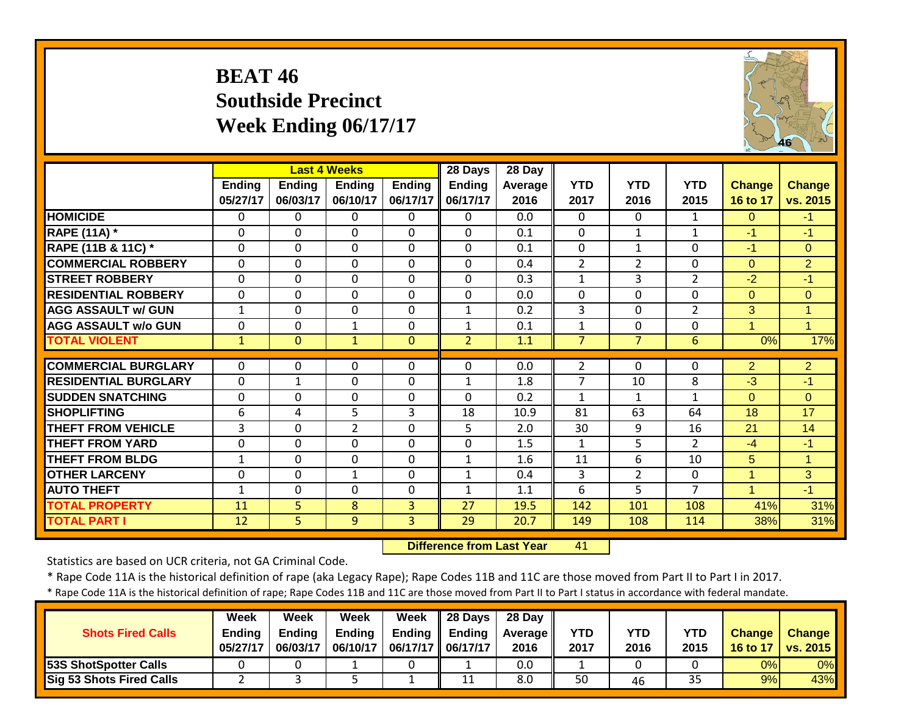# BEAT 46
# Southside Precinct
# Week Ending 06/17/17

| | Last 4 Weeks | | | | 28 Days | 28 Day | | | | | |
|---|---|---|---|---|---|---|---|---|---|---|---|
| | Ending 05/27/17 | Ending 06/03/17 | Ending 06/10/17 | Ending 06/17/17 | Ending 06/17/17 | Average 2016 | YTD 2017 | YTD 2016 | YTD 2015 | Change 16 to 17 | Change vs. 2015 |
| HOMICIDE | 0 | 0 | 0 | 0 | 0 | 0.0 | 0 | 0 | 1 | 0 | -1 |
| RAPE (11A) * | 0 | 0 | 0 | 0 | 0 | 0.1 | 0 | 1 | 1 | -1 | -1 |
| RAPE (11B & 11C) * | 0 | 0 | 0 | 0 | 0 | 0.1 | 0 | 1 | 0 | -1 | 0 |
| COMMERCIAL ROBBERY | 0 | 0 | 0 | 0 | 0 | 0.4 | 2 | 2 | 0 | 0 | 2 |
| STREET ROBBERY | 0 | 0 | 0 | 0 | 0 | 0.3 | 1 | 3 | 2 | -2 | -1 |
| RESIDENTIAL ROBBERY | 0 | 0 | 0 | 0 | 0 | 0.0 | 0 | 0 | 0 | 0 | 0 |
| AGG ASSAULT w/ GUN | 1 | 0 | 0 | 0 | 1 | 0.2 | 3 | 0 | 2 | 3 | 1 |
| AGG ASSAULT w/o GUN | 0 | 0 | 1 | 0 | 1 | 0.1 | 1 | 0 | 0 | 1 | 1 |
| TOTAL VIOLENT | 1 | 0 | 1 | 0 | 2 | 1.1 | 7 | 7 | 6 | 0% | 17% |
| COMMERCIAL BURGLARY | 0 | 0 | 0 | 0 | 0 | 0.0 | 2 | 0 | 0 | 2 | 2 |
| RESIDENTIAL BURGLARY | 0 | 1 | 0 | 0 | 1 | 1.8 | 7 | 10 | 8 | -3 | -1 |
| SUDDEN SNATCHING | 0 | 0 | 0 | 0 | 0 | 0.2 | 1 | 1 | 1 | 0 | 0 |
| SHOPLIFTING | 6 | 4 | 5 | 3 | 18 | 10.9 | 81 | 63 | 64 | 18 | 17 |
| THEFT FROM VEHICLE | 3 | 0 | 2 | 0 | 5 | 2.0 | 30 | 9 | 16 | 21 | 14 |
| THEFT FROM YARD | 0 | 0 | 0 | 0 | 0 | 1.5 | 1 | 5 | 2 | -4 | -1 |
| THEFT FROM BLDG | 1 | 0 | 0 | 0 | 1 | 1.6 | 11 | 6 | 10 | 5 | 1 |
| OTHER LARCENY | 0 | 0 | 1 | 0 | 1 | 0.4 | 3 | 2 | 0 | 1 | 3 |
| AUTO THEFT | 1 | 0 | 0 | 0 | 1 | 1.1 | 6 | 5 | 7 | 1 | -1 |
| TOTAL PROPERTY | 11 | 5 | 8 | 3 | 27 | 19.5 | 142 | 101 | 108 | 41% | 31% |
| TOTAL PART I | 12 | 5 | 9 | 3 | 29 | 20.7 | 149 | 108 | 114 | 38% | 31% |

**Difference from Last Year** 41

Statistics are based on UCR criteria, not GA Criminal Code.

* Rape Code 11A is the historical definition of rape (aka Legacy Rape); Rape Codes 11B and 11C are those moved from Part II to Part I in 2017.

* Rape Code 11A is the historical definition of rape; Rape Codes 11B and 11C are those moved from Part II to Part I status in accordance with federal mandate.

| Shots Fired Calls | Week Ending 05/27/17 | Week Ending 06/03/17 | Week Ending 06/10/17 | Week Ending 06/17/17 | 28 Days Ending 06/17/17 | 28 Day Average 2016 | YTD 2017 | YTD 2016 | YTD 2015 | Change 16 to 17 | Change vs. 2015 |
|---|---|---|---|---|---|---|---|---|---|---|---|
| 53S ShotSpotter Calls | 0 | 0 | 1 | 0 | 1 | 0.0 | 1 | 0 | 0 | 0% | 0% |
| Sig 53 Shots Fired Calls | 2 | 3 | 5 | 1 | 11 | 8.0 | 50 | 46 | 35 | 9% | 43% |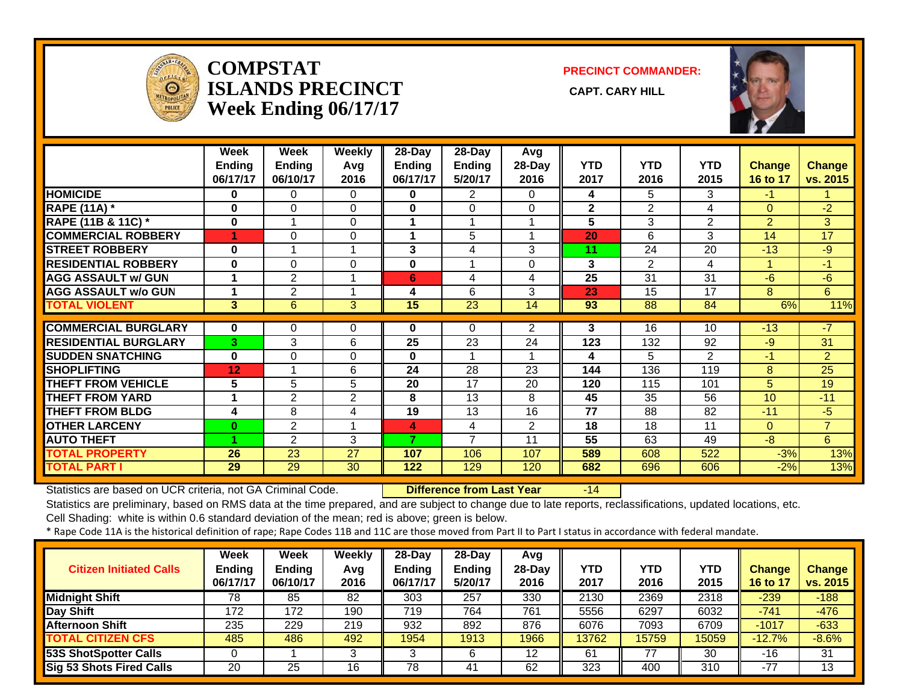# COMPSTAT
# ISLANDS PRECINCT
## Week Ending 06/17/17

**PRECINCT COMMANDER:**

**CAPT. CARY HILL**

| | Week Ending 06/17/17 | Week Ending 06/10/17 | Weekly Avg 2016 | 28-Day Ending 06/17/17 | 28-Day Ending 5/20/17 | Avg 28-Day 2016 | YTD 2017 | YTD 2016 | YTD 2015 | Change 16 to 17 | Change vs. 2015 |
|---|---|---|---|---|---|---|---|---|---|---|---|
| HOMICIDE | 0 | 0 | 0 | 0 | 2 | 0 | 4 | 5 | 3 | -1 | 1 |
| RAPE (11A) * | 0 | 0 | 0 | 0 | 0 | 0 | 2 | 2 | 4 | 0 | -2 |
| RAPE (11B & 11C) * | 0 | 1 | 0 | 1 | 1 | 1 | 5 | 3 | 2 | 2 | 3 |
| COMMERCIAL ROBBERY | 1 | 0 | 0 | 1 | 5 | 1 | 20 | 6 | 3 | 14 | 17 |
| STREET ROBBERY | 0 | 1 | 1 | 3 | 4 | 3 | 11 | 24 | 20 | -13 | -9 |
| RESIDENTIAL ROBBERY | 0 | 0 | 0 | 0 | 1 | 0 | 3 | 2 | 4 | 1 | -1 |
| AGG ASSAULT w/ GUN | 1 | 2 | 1 | 6 | 4 | 4 | 25 | 31 | 31 | -6 | -6 |
| AGG ASSAULT w/o GUN | 1 | 2 | 1 | 4 | 6 | 3 | 23 | 15 | 17 | 8 | 6 |
| TOTAL VIOLENT | 3 | 6 | 3 | 15 | 23 | 14 | 93 | 88 | 84 | 6% | 11% |
| COMMERCIAL BURGLARY | 0 | 0 | 0 | 0 | 0 | 2 | 3 | 16 | 10 | -13 | -7 |
| RESIDENTIAL BURGLARY | 3 | 3 | 6 | 25 | 23 | 24 | 123 | 132 | 92 | -9 | 31 |
| SUDDEN SNATCHING | 0 | 0 | 0 | 0 | 1 | 1 | 4 | 5 | 2 | -1 | 2 |
| SHOPLIFTING | 12 | 1 | 6 | 24 | 28 | 23 | 144 | 136 | 119 | 8 | 25 |
| THEFT FROM VEHICLE | 5 | 5 | 5 | 20 | 17 | 20 | 120 | 115 | 101 | 5 | 19 |
| THEFT FROM YARD | 1 | 2 | 2 | 8 | 13 | 8 | 45 | 35 | 56 | 10 | -11 |
| THEFT FROM BLDG | 4 | 8 | 4 | 19 | 13 | 16 | 77 | 88 | 82 | -11 | -5 |
| OTHER LARCENY | 0 | 2 | 1 | 4 | 4 | 2 | 18 | 18 | 11 | 0 | 7 |
| AUTO THEFT | 1 | 2 | 3 | 7 | 7 | 11 | 55 | 63 | 49 | -8 | 6 |
| TOTAL PROPERTY | 26 | 23 | 27 | 107 | 106 | 107 | 589 | 608 | 522 | -3% | 13% |
| TOTAL PART I | 29 | 29 | 30 | 122 | 129 | 120 | 682 | 696 | 606 | -2% | 13% |

Statistics are based on UCR criteria, not GA Criminal Code. **Difference from Last Year** -14

Statistics are preliminary, based on RMS data at the time prepared, and are subject to change due to late reports, reclassifications, updated locations, etc.

Cell Shading: white is within 0.6 standard deviation of the mean; red is above; green is below.

* Rape Code 11A is the historical definition of rape; Rape Codes 11B and 11C are those moved from Part II to Part I status in accordance with federal mandate.

| Citizen Initiated Calls | Week Ending 06/17/17 | Week Ending 06/10/17 | Weekly Avg 2016 | 28-Day Ending 06/17/17 | 28-Day Ending 5/20/17 | Avg 28-Day 2016 | YTD 2017 | YTD 2016 | YTD 2015 | Change 16 to 17 | Change vs. 2015 |
|---|---|---|---|---|---|---|---|---|---|---|---|
| Midnight Shift | 78 | 85 | 82 | 303 | 257 | 330 | 2130 | 2369 | 2318 | -239 | -188 |
| Day Shift | 172 | 172 | 190 | 719 | 764 | 761 | 5556 | 6297 | 6032 | -741 | -476 |
| Afternoon Shift | 235 | 229 | 219 | 932 | 892 | 876 | 6076 | 7093 | 6709 | -1017 | -633 |
| TOTAL CITIZEN CFS | 485 | 486 | 492 | 1954 | 1913 | 1966 | 13762 | 15759 | 15059 | -12.7% | -8.6% |
| 53S ShotSpotter Calls | 0 | 1 | 3 | 3 | 6 | 12 | 61 | 77 | 30 | -16 | 31 |
| Sig 53 Shots Fired Calls | 20 | 25 | 16 | 78 | 41 | 62 | 323 | 400 | 310 | -77 | 13 |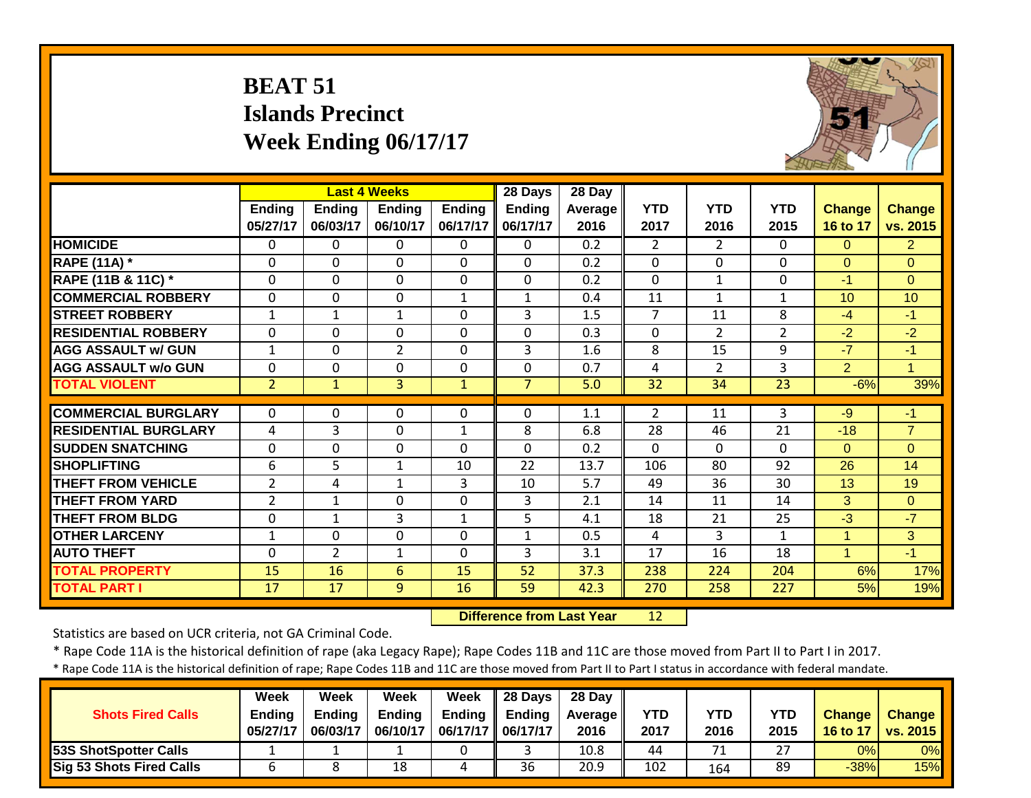# BEAT 51
## Islands Precinct
## Week Ending 06/17/17

| | Last 4 Weeks | | | | 28 Days | 28 Day | | | | | |
|---|---|---|---|---|---|---|---|---|---|---|---|
| | Ending 05/27/17 | Ending 06/03/17 | Ending 06/10/17 | Ending 06/17/17 | Ending 06/17/17 | Average 2016 | YTD 2017 | YTD 2016 | YTD 2015 | Change 16 to 17 | Change vs. 2015 |
| HOMICIDE | 0 | 0 | 0 | 0 | 0 | 0.2 | 2 | 2 | 0 | 0 | 2 |
| RAPE (11A) * | 0 | 0 | 0 | 0 | 0 | 0.2 | 0 | 0 | 0 | 0 | 0 |
| RAPE (11B & 11C) * | 0 | 0 | 0 | 0 | 0 | 0.2 | 0 | 1 | 0 | -1 | 0 |
| COMMERCIAL ROBBERY | 0 | 0 | 0 | 1 | 1 | 0.4 | 11 | 1 | 1 | 10 | 10 |
| STREET ROBBERY | 1 | 1 | 1 | 0 | 3 | 1.5 | 7 | 11 | 8 | -4 | -1 |
| RESIDENTIAL ROBBERY | 0 | 0 | 0 | 0 | 0 | 0.3 | 0 | 2 | 2 | -2 | -2 |
| AGG ASSAULT w/ GUN | 1 | 0 | 2 | 0 | 3 | 1.6 | 8 | 15 | 9 | -7 | -1 |
| AGG ASSAULT w/o GUN | 0 | 0 | 0 | 0 | 0 | 0.7 | 4 | 2 | 3 | 2 | 1 |
| TOTAL VIOLENT | 2 | 1 | 3 | 1 | 7 | 5.0 | 32 | 34 | 23 | -6% | 39% |
| COMMERCIAL BURGLARY | 0 | 0 | 0 | 0 | 0 | 1.1 | 2 | 11 | 3 | -9 | -1 |
| RESIDENTIAL BURGLARY | 4 | 3 | 0 | 1 | 8 | 6.8 | 28 | 46 | 21 | -18 | 7 |
| SUDDEN SNATCHING | 0 | 0 | 0 | 0 | 0 | 0.2 | 0 | 0 | 0 | 0 | 0 |
| SHOPLIFTING | 6 | 5 | 1 | 10 | 22 | 13.7 | 106 | 80 | 92 | 26 | 14 |
| THEFT FROM VEHICLE | 2 | 4 | 1 | 3 | 10 | 5.7 | 49 | 36 | 30 | 13 | 19 |
| THEFT FROM YARD | 2 | 1 | 0 | 0 | 3 | 2.1 | 14 | 11 | 14 | 3 | 0 |
| THEFT FROM BLDG | 0 | 1 | 3 | 1 | 5 | 4.1 | 18 | 21 | 25 | -3 | -7 |
| OTHER LARCENY | 1 | 0 | 0 | 0 | 1 | 0.5 | 4 | 3 | 1 | 1 | 3 |
| AUTO THEFT | 0 | 2 | 1 | 0 | 3 | 3.1 | 17 | 16 | 18 | 1 | -1 |
| TOTAL PROPERTY | 15 | 16 | 6 | 15 | 52 | 37.3 | 238 | 224 | 204 | 6% | 17% |
| TOTAL PART I | 17 | 17 | 9 | 16 | 59 | 42.3 | 270 | 258 | 227 | 5% | 19% |

**Difference from Last Year** 12

Statistics are based on UCR criteria, not GA Criminal Code.

* Rape Code 11A is the historical definition of rape (aka Legacy Rape); Rape Codes 11B and 11C are those moved from Part II to Part I in 2017.

* Rape Code 11A is the historical definition of rape; Rape Codes 11B and 11C are those moved from Part II to Part I status in accordance with federal mandate.

| Shots Fired Calls | Week Ending 05/27/17 | Week Ending 06/03/17 | Week Ending 06/10/17 | Week Ending 06/17/17 | 28 Days Ending 06/17/17 | 28 Day Average 2016 | YTD 2017 | YTD 2016 | YTD 2015 | Change 16 to 17 | Change vs. 2015 |
|---|---|---|---|---|---|---|---|---|---|---|---|
| 53S ShotSpotter Calls | 1 | 1 | 1 | 0 | 3 | 10.8 | 44 | 71 | 27 | 0% | 0% |
| Sig 53 Shots Fired Calls | 6 | 8 | 18 | 4 | 36 | 20.9 | 102 | 164 | 89 | -38% | 15% |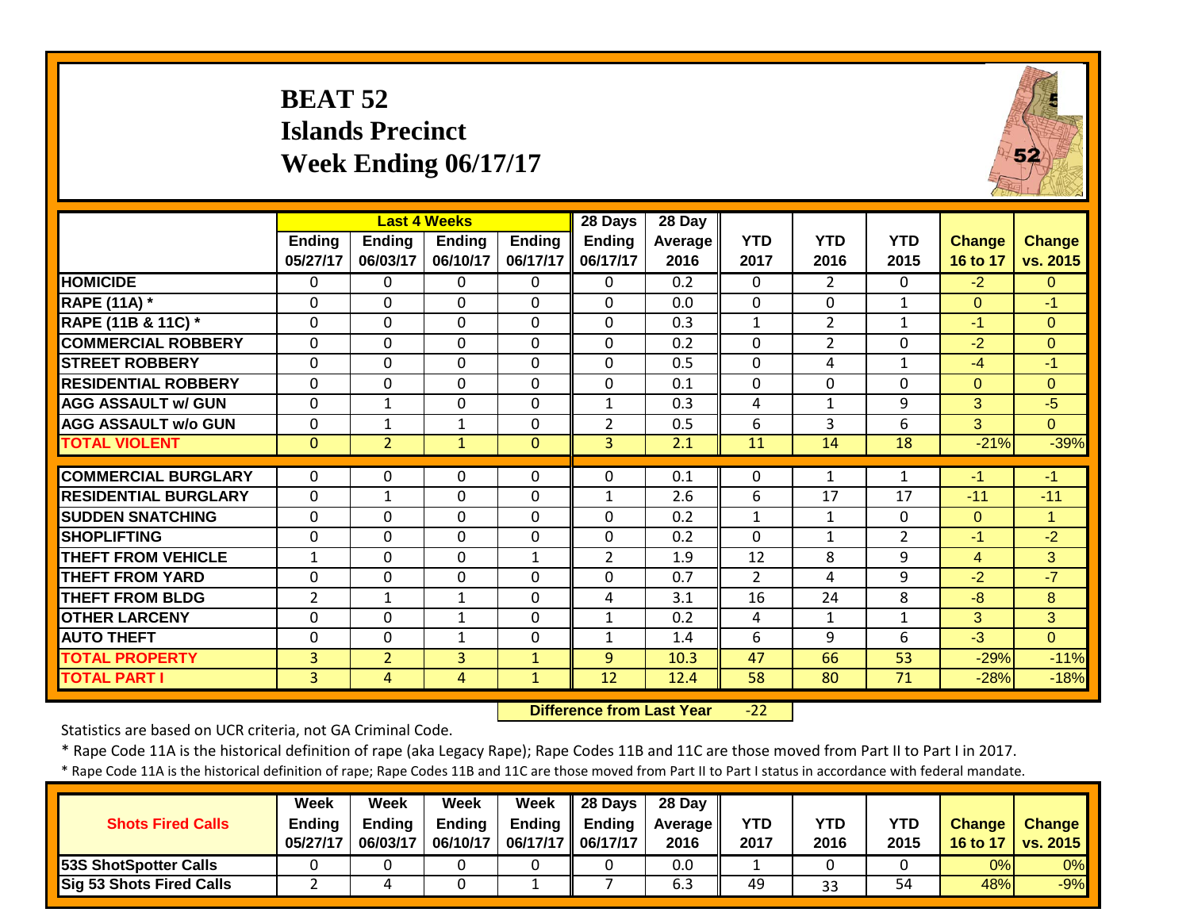# BEAT 52
## Islands Precinct
## Week Ending 06/17/17

| | Last 4 Weeks | | | | 28 Days | 28 Day | | | | | |
|---|---|---|---|---|---|---|---|---|---|---|---|
| | Ending 05/27/17 | Ending 06/03/17 | Ending 06/10/17 | Ending 06/17/17 | Ending 06/17/17 | Average 2016 | YTD 2017 | YTD 2016 | YTD 2015 | Change 16 to 17 | Change vs. 2015 |
| HOMICIDE | 0 | 0 | 0 | 0 | 0 | 0.2 | 0 | 2 | 0 | -2 | 0 |
| RAPE (11A) * | 0 | 0 | 0 | 0 | 0 | 0.0 | 0 | 0 | 1 | 0 | -1 |
| RAPE (11B & 11C) * | 0 | 0 | 0 | 0 | 0 | 0.3 | 1 | 2 | 1 | -1 | 0 |
| COMMERCIAL ROBBERY | 0 | 0 | 0 | 0 | 0 | 0.2 | 0 | 2 | 0 | -2 | 0 |
| STREET ROBBERY | 0 | 0 | 0 | 0 | 0 | 0.5 | 0 | 4 | 1 | -4 | -1 |
| RESIDENTIAL ROBBERY | 0 | 0 | 0 | 0 | 0 | 0.1 | 0 | 0 | 0 | 0 | 0 |
| AGG ASSAULT w/ GUN | 0 | 1 | 0 | 0 | 1 | 0.3 | 4 | 1 | 9 | 3 | -5 |
| AGG ASSAULT w/o GUN | 0 | 1 | 1 | 0 | 2 | 0.5 | 6 | 3 | 6 | 3 | 0 |
| TOTAL VIOLENT | 0 | 2 | 1 | 0 | 3 | 2.1 | 11 | 14 | 18 | -21% | -39% |
| COMMERCIAL BURGLARY | 0 | 0 | 0 | 0 | 0 | 0.1 | 0 | 1 | 1 | -1 | -1 |
| RESIDENTIAL BURGLARY | 0 | 1 | 0 | 0 | 1 | 2.6 | 6 | 17 | 17 | -11 | -11 |
| SUDDEN SNATCHING | 0 | 0 | 0 | 0 | 0 | 0.2 | 1 | 1 | 0 | 0 | 1 |
| SHOPLIFTING | 0 | 0 | 0 | 0 | 0 | 0.2 | 0 | 1 | 2 | -1 | -2 |
| THEFT FROM VEHICLE | 1 | 0 | 0 | 1 | 2 | 1.9 | 12 | 8 | 9 | 4 | 3 |
| THEFT FROM YARD | 0 | 0 | 0 | 0 | 0 | 0.7 | 2 | 4 | 9 | -2 | -7 |
| THEFT FROM BLDG | 2 | 1 | 1 | 0 | 4 | 3.1 | 16 | 24 | 8 | -8 | 8 |
| OTHER LARCENY | 0 | 0 | 1 | 0 | 1 | 0.2 | 4 | 1 | 1 | 3 | 3 |
| AUTO THEFT | 0 | 0 | 1 | 0 | 1 | 1.4 | 6 | 9 | 6 | -3 | 0 |
| TOTAL PROPERTY | 3 | 2 | 3 | 1 | 9 | 10.3 | 47 | 66 | 53 | -29% | -11% |
| TOTAL PART I | 3 | 4 | 4 | 1 | 12 | 12.4 | 58 | 80 | 71 | -28% | -18% |

**Difference from Last Year** -22

Statistics are based on UCR criteria, not GA Criminal Code.

* Rape Code 11A is the historical definition of rape (aka Legacy Rape); Rape Codes 11B and 11C are those moved from Part II to Part I in 2017.

* Rape Code 11A is the historical definition of rape; Rape Codes 11B and 11C are those moved from Part II to Part I status in accordance with federal mandate.

| Shots Fired Calls | Week Ending 05/27/17 | Week Ending 06/03/17 | Week Ending 06/10/17 | Week Ending 06/17/17 | 28 Days Ending 06/17/17 | 28 Day Average 2016 | YTD 2017 | YTD 2016 | YTD 2015 | Change 16 to 17 | Change vs. 2015 |
|---|---|---|---|---|---|---|---|---|---|---|---|
| 53S ShotSpotter Calls | 0 | 0 | 0 | 0 | 0 | 0.0 | 1 | 0 | 0 | 0% | 0% |
| Sig 53 Shots Fired Calls | 2 | 4 | 0 | 1 | 7 | 6.3 | 49 | 33 | 54 | 48% | -9% |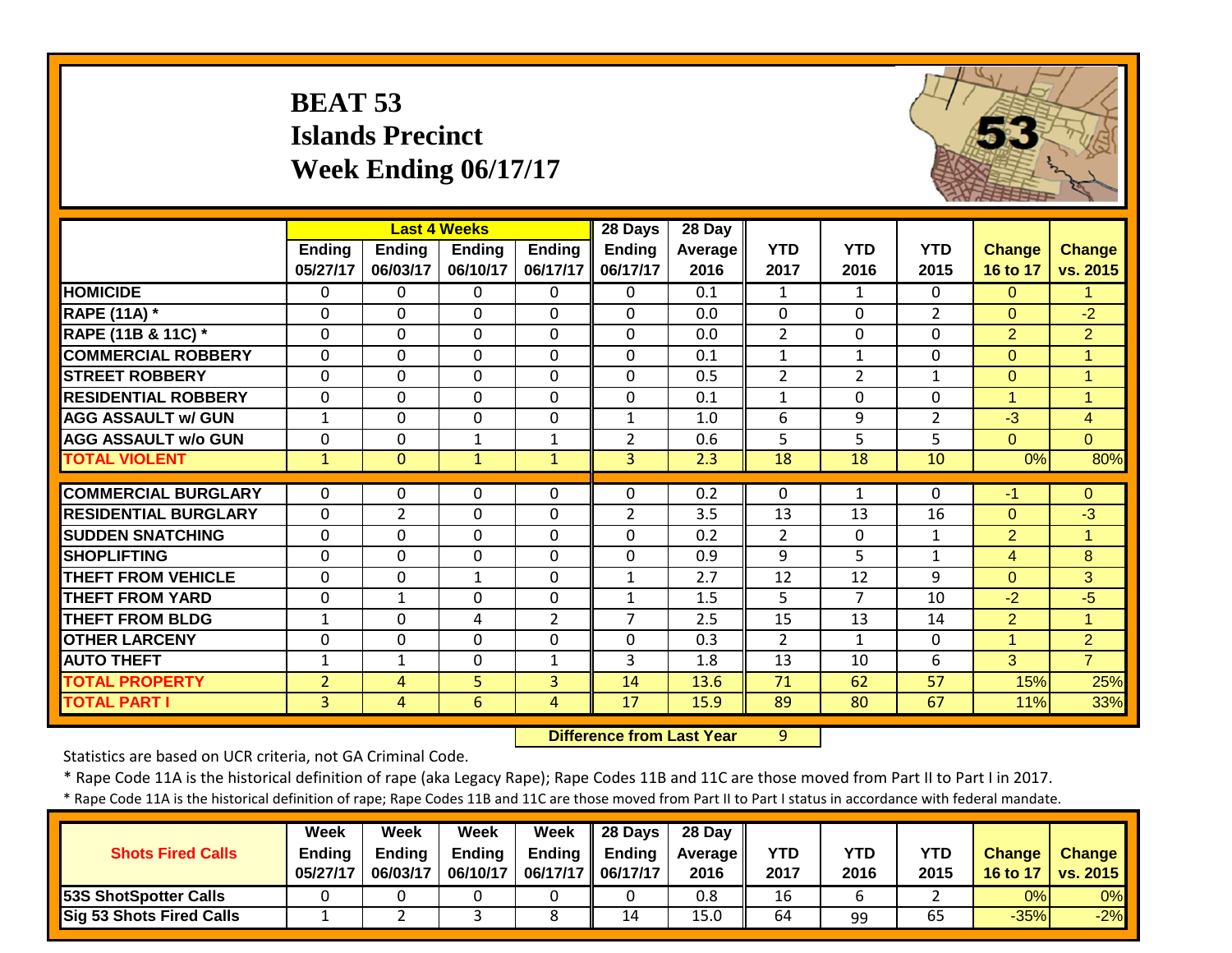# BEAT 53
## Islands Precinct
## Week Ending 06/17/17

| | Last 4 Weeks | | | | 28 Days | 28 Day | | | | | |
|---|---|---|---|---|---|---|---|---|---|---|---|
| | Ending 05/27/17 | Ending 06/03/17 | Ending 06/10/17 | Ending 06/17/17 | Ending 06/17/17 | Average 2016 | YTD 2017 | YTD 2016 | YTD 2015 | Change 16 to 17 | Change vs. 2015 |
| **HOMICIDE** | 0 | 0 | 0 | 0 | 0 | 0.1 | 1 | 1 | 0 | 0 | 1 |
| **RAPE (11A) *** | 0 | 0 | 0 | 0 | 0 | 0.0 | 0 | 0 | 2 | 0 | -2 |
| **RAPE (11B & 11C) *** | 0 | 0 | 0 | 0 | 0 | 0.0 | 2 | 0 | 0 | 2 | 2 |
| **COMMERCIAL ROBBERY** | 0 | 0 | 0 | 0 | 0 | 0.1 | 1 | 1 | 0 | 0 | 1 |
| **STREET ROBBERY** | 0 | 0 | 0 | 0 | 0 | 0.5 | 2 | 2 | 1 | 0 | 1 |
| **RESIDENTIAL ROBBERY** | 0 | 0 | 0 | 0 | 0 | 0.1 | 1 | 0 | 0 | 1 | 1 |
| **AGG ASSAULT w/ GUN** | 1 | 0 | 0 | 0 | 1 | 1.0 | 6 | 9 | 2 | -3 | 4 |
| **AGG ASSAULT w/o GUN** | 0 | 0 | 1 | 1 | 2 | 0.6 | 5 | 5 | 5 | 0 | 0 |
| **TOTAL VIOLENT** | 1 | 0 | 1 | 1 | 3 | 2.3 | 18 | 18 | 10 | 0% | 80% |
| **COMMERCIAL BURGLARY** | 0 | 0 | 0 | 0 | 0 | 0.2 | 0 | 1 | 0 | -1 | 0 |
| **RESIDENTIAL BURGLARY** | 0 | 2 | 0 | 0 | 2 | 3.5 | 13 | 13 | 16 | 0 | -3 |
| **SUDDEN SNATCHING** | 0 | 0 | 0 | 0 | 0 | 0.2 | 2 | 0 | 1 | 2 | 1 |
| **SHOPLIFTING** | 0 | 0 | 0 | 0 | 0 | 0.9 | 9 | 5 | 1 | 4 | 8 |
| **THEFT FROM VEHICLE** | 0 | 0 | 1 | 0 | 1 | 2.7 | 12 | 12 | 9 | 0 | 3 |
| **THEFT FROM YARD** | 0 | 1 | 0 | 0 | 1 | 1.5 | 5 | 7 | 10 | -2 | -5 |
| **THEFT FROM BLDG** | 1 | 0 | 4 | 2 | 7 | 2.5 | 15 | 13 | 14 | 2 | 1 |
| **OTHER LARCENY** | 0 | 0 | 0 | 0 | 0 | 0.3 | 2 | 1 | 0 | 1 | 2 |
| **AUTO THEFT** | 1 | 1 | 0 | 1 | 3 | 1.8 | 13 | 10 | 6 | 3 | 7 |
| **TOTAL PROPERTY** | 2 | 4 | 5 | 3 | 14 | 13.6 | 71 | 62 | 57 | 15% | 25% |
| **TOTAL PART I** | 3 | 4 | 6 | 4 | 17 | 15.9 | 89 | 80 | 67 | 11% | 33% |

**Difference from Last Year** 9

Statistics are based on UCR criteria, not GA Criminal Code.

* Rape Code 11A is the historical definition of rape (aka Legacy Rape); Rape Codes 11B and 11C are those moved from Part II to Part I in 2017.

* Rape Code 11A is the historical definition of rape; Rape Codes 11B and 11C are those moved from Part II to Part I status in accordance with federal mandate.

| Shots Fired Calls | Week Ending 05/27/17 | Week Ending 06/03/17 | Week Ending 06/10/17 | Week Ending 06/17/17 | 28 Days Ending 06/17/17 | 28 Day Average 2016 | YTD 2017 | YTD 2016 | YTD 2015 | Change 16 to 17 | Change vs. 2015 |
|---|---|---|---|---|---|---|---|---|---|---|---|
| **53S ShotSpotter Calls** | 0 | 0 | 0 | 0 | 0 | 0.8 | 16 | 6 | 2 | 0% | 0% |
| **Sig 53 Shots Fired Calls** | 1 | 2 | 3 | 8 | 14 | 15.0 | 64 | 99 | 65 | -35% | -2% |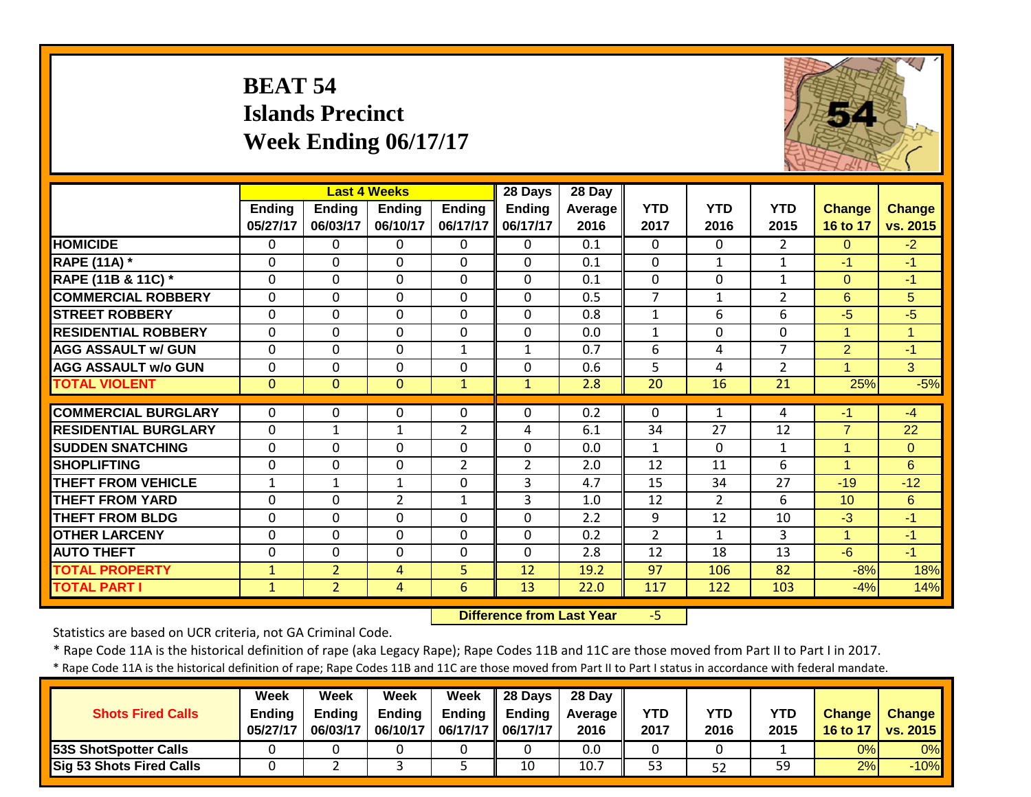# BEAT 54
# Islands Precinct
# Week Ending 06/17/17

| | Last 4 Weeks | | | | 28 Days | 28 Day | | | | | |
|---|---|---|---|---|---|---|---|---|---|---|---|
| | Ending 05/27/17 | Ending 06/03/17 | Ending 06/10/17 | Ending 06/17/17 | Ending 06/17/17 | Average 2016 | YTD 2017 | YTD 2016 | YTD 2015 | Change 16 to 17 | Change vs. 2015 |
| HOMICIDE | 0 | 0 | 0 | 0 | 0 | 0.1 | 0 | 0 | 2 | 0 | -2 |
| RAPE (11A) * | 0 | 0 | 0 | 0 | 0 | 0.1 | 0 | 1 | 1 | -1 | -1 |
| RAPE (11B & 11C) * | 0 | 0 | 0 | 0 | 0 | 0.1 | 0 | 0 | 1 | 0 | -1 |
| COMMERCIAL ROBBERY | 0 | 0 | 0 | 0 | 0 | 0.5 | 7 | 1 | 2 | 6 | 5 |
| STREET ROBBERY | 0 | 0 | 0 | 0 | 0 | 0.8 | 1 | 6 | 6 | -5 | -5 |
| RESIDENTIAL ROBBERY | 0 | 0 | 0 | 0 | 0 | 0.0 | 1 | 0 | 0 | 1 | 1 |
| AGG ASSAULT w/ GUN | 0 | 0 | 0 | 1 | 1 | 0.7 | 6 | 4 | 7 | 2 | -1 |
| AGG ASSAULT w/o GUN | 0 | 0 | 0 | 0 | 0 | 0.6 | 5 | 4 | 2 | 1 | 3 |
| TOTAL VIOLENT | 0 | 0 | 0 | 1 | 1 | 2.8 | 20 | 16 | 21 | 25% | -5% |
| COMMERCIAL BURGLARY | 0 | 0 | 0 | 0 | 0 | 0.2 | 0 | 1 | 4 | -1 | -4 |
| RESIDENTIAL BURGLARY | 0 | 1 | 1 | 2 | 4 | 6.1 | 34 | 27 | 12 | 7 | 22 |
| SUDDEN SNATCHING | 0 | 0 | 0 | 0 | 0 | 0.0 | 1 | 0 | 1 | 1 | 0 |
| SHOPLIFTING | 0 | 0 | 0 | 2 | 2 | 2.0 | 12 | 11 | 6 | 1 | 6 |
| THEFT FROM VEHICLE | 1 | 1 | 1 | 0 | 3 | 4.7 | 15 | 34 | 27 | -19 | -12 |
| THEFT FROM YARD | 0 | 0 | 2 | 1 | 3 | 1.0 | 12 | 2 | 6 | 10 | 6 |
| THEFT FROM BLDG | 0 | 0 | 0 | 0 | 0 | 2.2 | 9 | 12 | 10 | -3 | -1 |
| OTHER LARCENY | 0 | 0 | 0 | 0 | 0 | 0.2 | 2 | 1 | 3 | 1 | -1 |
| AUTO THEFT | 0 | 0 | 0 | 0 | 0 | 2.8 | 12 | 18 | 13 | -6 | -1 |
| TOTAL PROPERTY | 1 | 2 | 4 | 5 | 12 | 19.2 | 97 | 106 | 82 | -8% | 18% |
| TOTAL PART I | 1 | 2 | 4 | 6 | 13 | 22.0 | 117 | 122 | 103 | -4% | 14% |

**Difference from Last Year** -5

Statistics are based on UCR criteria, not GA Criminal Code.

\* Rape Code 11A is the historical definition of rape (aka Legacy Rape); Rape Codes 11B and 11C are those moved from Part II to Part I in 2017.

\* Rape Code 11A is the historical definition of rape; Rape Codes 11B and 11C are those moved from Part II to Part I status in accordance with federal mandate.

| Shots Fired Calls | Week Ending 05/27/17 | Week Ending 06/03/17 | Week Ending 06/10/17 | Week Ending 06/17/17 | 28 Days Ending 06/17/17 | 28 Day Average 2016 | YTD 2017 | YTD 2016 | YTD 2015 | Change 16 to 17 | Change vs. 2015 |
|---|---|---|---|---|---|---|---|---|---|---|---|
| 53S ShotSpotter Calls | 0 | 0 | 0 | 0 | 0 | 0.0 | 0 | 0 | 1 | 0% | 0% |
| Sig 53 Shots Fired Calls | 0 | 2 | 3 | 5 | 10 | 10.7 | 53 | 52 | 59 | 2% | -10% |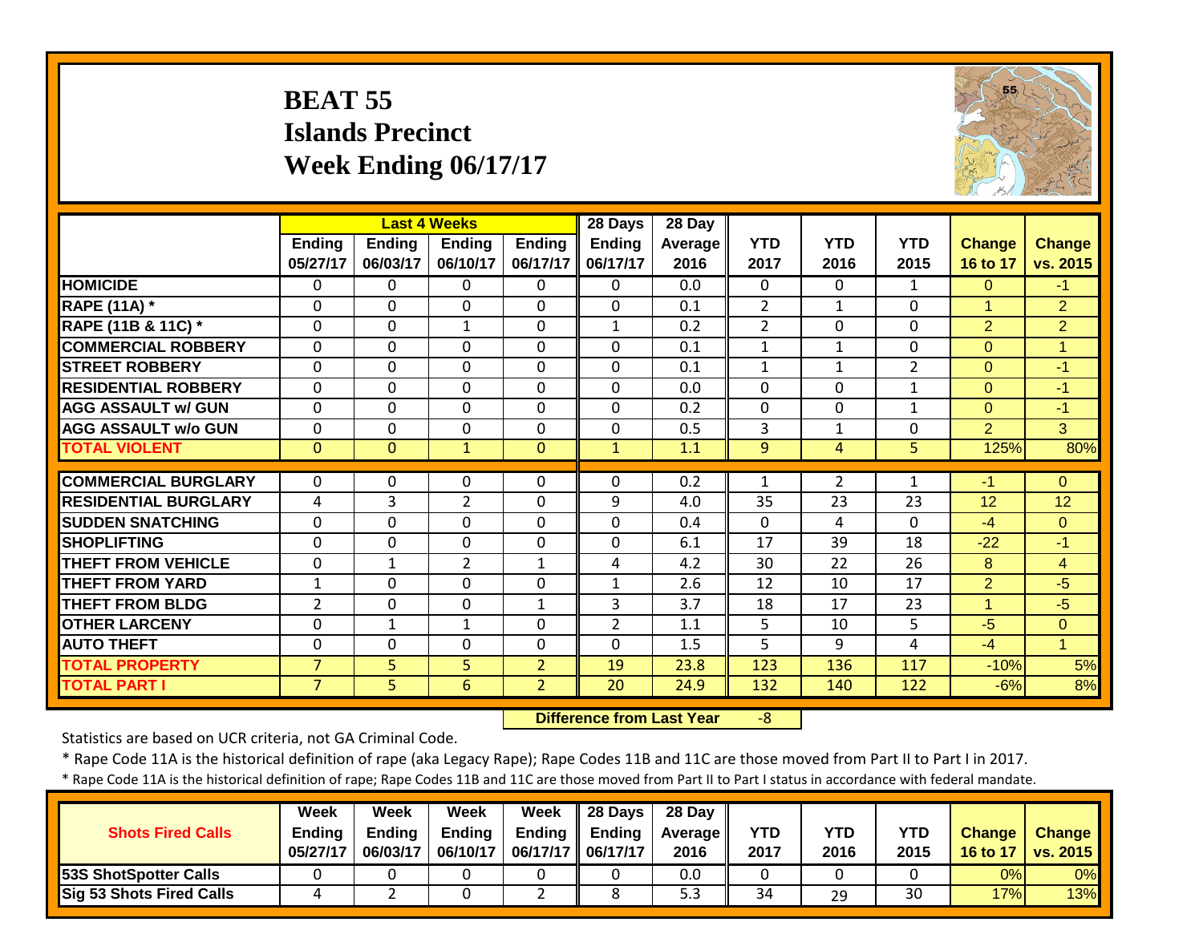# BEAT 55
# Islands Precinct
# Week Ending 06/17/17

| | Last 4 Weeks | | | | 28 Days | 28 Day | | | | | |
|---|---|---|---|---|---|---|---|---|---|---|---|
| | Ending 05/27/17 | Ending 06/03/17 | Ending 06/10/17 | Ending 06/17/17 | Ending 06/17/17 | Average 2016 | YTD 2017 | YTD 2016 | YTD 2015 | Change 16 to 17 | Change vs. 2015 |
| HOMICIDE | 0 | 0 | 0 | 0 | 0 | 0.0 | 0 | 0 | 1 | 0 | -1 |
| RAPE (11A) * | 0 | 0 | 0 | 0 | 0 | 0.1 | 2 | 1 | 0 | 1 | 2 |
| RAPE (11B & 11C) * | 0 | 0 | 1 | 0 | 1 | 0.2 | 2 | 0 | 0 | 2 | 2 |
| COMMERCIAL ROBBERY | 0 | 0 | 0 | 0 | 0 | 0.1 | 1 | 1 | 0 | 0 | 1 |
| STREET ROBBERY | 0 | 0 | 0 | 0 | 0 | 0.1 | 1 | 1 | 2 | 0 | -1 |
| RESIDENTIAL ROBBERY | 0 | 0 | 0 | 0 | 0 | 0.0 | 0 | 0 | 1 | 0 | -1 |
| AGG ASSAULT w/ GUN | 0 | 0 | 0 | 0 | 0 | 0.2 | 0 | 0 | 1 | 0 | -1 |
| AGG ASSAULT w/o GUN | 0 | 0 | 0 | 0 | 0 | 0.5 | 3 | 1 | 0 | 2 | 3 |
| TOTAL VIOLENT | 0 | 0 | 1 | 0 | 1 | 1.1 | 9 | 4 | 5 | 125% | 80% |
| COMMERCIAL BURGLARY | 0 | 0 | 0 | 0 | 0 | 0.2 | 1 | 2 | 1 | -1 | 0 |
| RESIDENTIAL BURGLARY | 4 | 3 | 2 | 0 | 9 | 4.0 | 35 | 23 | 23 | 12 | 12 |
| SUDDEN SNATCHING | 0 | 0 | 0 | 0 | 0 | 0.4 | 0 | 4 | 0 | -4 | 0 |
| SHOPLIFTING | 0 | 0 | 0 | 0 | 0 | 6.1 | 17 | 39 | 18 | -22 | -1 |
| THEFT FROM VEHICLE | 0 | 1 | 2 | 1 | 4 | 4.2 | 30 | 22 | 26 | 8 | 4 |
| THEFT FROM YARD | 1 | 0 | 0 | 0 | 1 | 2.6 | 12 | 10 | 17 | 2 | -5 |
| THEFT FROM BLDG | 2 | 0 | 0 | 1 | 3 | 3.7 | 18 | 17 | 23 | 1 | -5 |
| OTHER LARCENY | 0 | 1 | 1 | 0 | 2 | 1.1 | 5 | 10 | 5 | -5 | 0 |
| AUTO THEFT | 0 | 0 | 0 | 0 | 0 | 1.5 | 5 | 9 | 4 | -4 | 1 |
| TOTAL PROPERTY | 7 | 5 | 5 | 2 | 19 | 23.8 | 123 | 136 | 117 | -10% | 5% |
| TOTAL PART I | 7 | 5 | 6 | 2 | 20 | 24.9 | 132 | 140 | 122 | -6% | 8% |

**Difference from Last Year** -8

Statistics are based on UCR criteria, not GA Criminal Code.

* Rape Code 11A is the historical definition of rape (aka Legacy Rape); Rape Codes 11B and 11C are those moved from Part II to Part I in 2017.

* Rape Code 11A is the historical definition of rape; Rape Codes 11B and 11C are those moved from Part II to Part I status in accordance with federal mandate.

| Shots Fired Calls | Week Ending 05/27/17 | Week Ending 06/03/17 | Week Ending 06/10/17 | Week Ending 06/17/17 | 28 Days Ending 06/17/17 | 28 Day Average 2016 | YTD 2017 | YTD 2016 | YTD 2015 | Change 16 to 17 | Change vs. 2015 |
|---|---|---|---|---|---|---|---|---|---|---|---|
| 53S ShotSpotter Calls | 0 | 0 | 0 | 0 | 0 | 0.0 | 0 | 0 | 0 | 0% | 0% |
| Sig 53 Shots Fired Calls | 4 | 2 | 0 | 2 | 8 | 5.3 | 34 | 29 | 30 | 17% | 13% |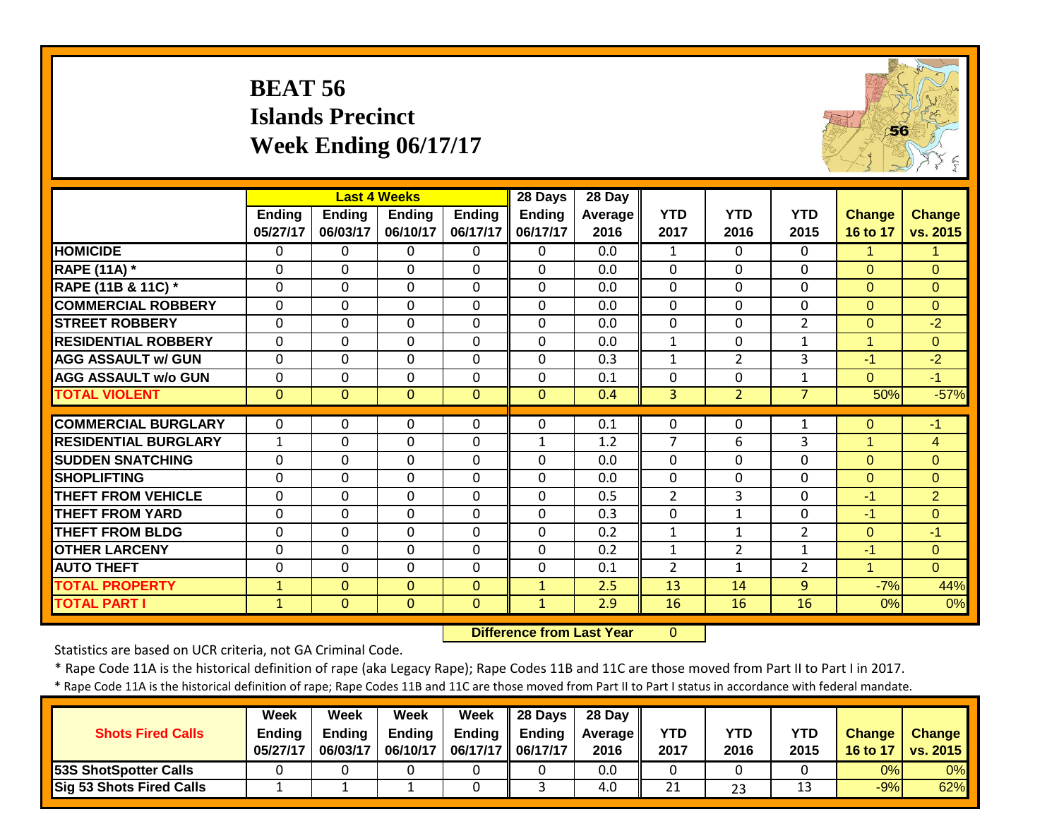# BEAT 56
## Islands Precinct
## Week Ending 06/17/17

| | Last 4 Weeks | | | | 28 Days | 28 Day | | | | | |
|---|---|---|---|---|---|---|---|---|---|---|---|
| | Ending 05/27/17 | Ending 06/03/17 | Ending 06/10/17 | Ending 06/17/17 | Ending 06/17/17 | Average 2016 | YTD 2017 | YTD 2016 | YTD 2015 | Change 16 to 17 | Change vs. 2015 |
| HOMICIDE | 0 | 0 | 0 | 0 | 0 | 0.0 | 1 | 0 | 0 | 1 | 1 |
| RAPE (11A) * | 0 | 0 | 0 | 0 | 0 | 0.0 | 0 | 0 | 0 | 0 | 0 |
| RAPE (11B & 11C) * | 0 | 0 | 0 | 0 | 0 | 0.0 | 0 | 0 | 0 | 0 | 0 |
| COMMERCIAL ROBBERY | 0 | 0 | 0 | 0 | 0 | 0.0 | 0 | 0 | 0 | 0 | 0 |
| STREET ROBBERY | 0 | 0 | 0 | 0 | 0 | 0.0 | 0 | 0 | 2 | 0 | -2 |
| RESIDENTIAL ROBBERY | 0 | 0 | 0 | 0 | 0 | 0.0 | 1 | 0 | 1 | 1 | 0 |
| AGG ASSAULT w/ GUN | 0 | 0 | 0 | 0 | 0 | 0.3 | 1 | 2 | 3 | -1 | -2 |
| AGG ASSAULT w/o GUN | 0 | 0 | 0 | 0 | 0 | 0.1 | 0 | 0 | 1 | 0 | -1 |
| TOTAL VIOLENT | 0 | 0 | 0 | 0 | 0 | 0.4 | 3 | 2 | 7 | 50% | -57% |
| COMMERCIAL BURGLARY | 0 | 0 | 0 | 0 | 0 | 0.1 | 0 | 0 | 1 | 0 | -1 |
| RESIDENTIAL BURGLARY | 1 | 0 | 0 | 0 | 1 | 1.2 | 7 | 6 | 3 | 1 | 4 |
| SUDDEN SNATCHING | 0 | 0 | 0 | 0 | 0 | 0.0 | 0 | 0 | 0 | 0 | 0 |
| SHOPLIFTING | 0 | 0 | 0 | 0 | 0 | 0.0 | 0 | 0 | 0 | 0 | 0 |
| THEFT FROM VEHICLE | 0 | 0 | 0 | 0 | 0 | 0.5 | 2 | 3 | 0 | -1 | 2 |
| THEFT FROM YARD | 0 | 0 | 0 | 0 | 0 | 0.3 | 0 | 1 | 0 | -1 | 0 |
| THEFT FROM BLDG | 0 | 0 | 0 | 0 | 0 | 0.2 | 1 | 1 | 2 | 0 | -1 |
| OTHER LARCENY | 0 | 0 | 0 | 0 | 0 | 0.2 | 1 | 2 | 1 | -1 | 0 |
| AUTO THEFT | 0 | 0 | 0 | 0 | 0 | 0.1 | 2 | 1 | 2 | 1 | 0 |
| TOTAL PROPERTY | 1 | 0 | 0 | 0 | 1 | 2.5 | 13 | 14 | 9 | -7% | 44% |
| TOTAL PART I | 1 | 0 | 0 | 0 | 1 | 2.9 | 16 | 16 | 16 | 0% | 0% |

**Difference from Last Year** 0

Statistics are based on UCR criteria, not GA Criminal Code.

\* Rape Code 11A is the historical definition of rape (aka Legacy Rape); Rape Codes 11B and 11C are those moved from Part II to Part I in 2017.

\* Rape Code 11A is the historical definition of rape; Rape Codes 11B and 11C are those moved from Part II to Part I status in accordance with federal mandate.

| Shots Fired Calls | Week Ending 05/27/17 | Week Ending 06/03/17 | Week Ending 06/10/17 | Week Ending 06/17/17 | 28 Days Ending 06/17/17 | 28 Day Average 2016 | YTD 2017 | YTD 2016 | YTD 2015 | Change 16 to 17 | Change vs. 2015 |
|---|---|---|---|---|---|---|---|---|---|---|---|
| 53S ShotSpotter Calls | 0 | 0 | 0 | 0 | 0 | 0.0 | 0 | 0 | 0 | 0% | 0% |
| Sig 53 Shots Fired Calls | 1 | 1 | 1 | 0 | 3 | 4.0 | 21 | 23 | 13 | -9% | 62% |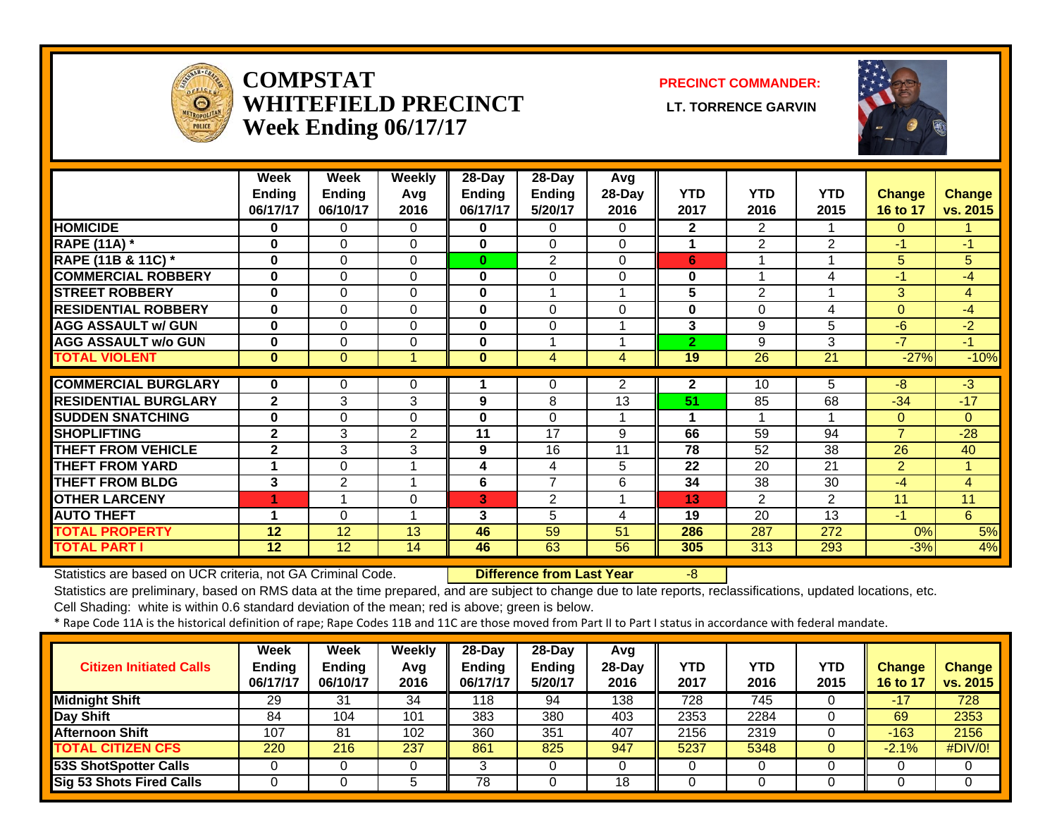# COMPSTAT
# WHITEFIELD PRECINCT
## Week Ending 06/17/17

**PRECINCT COMMANDER:**

**LT. TORRENCE GARVIN**

| | Week Ending 06/17/17 | Week Ending 06/10/17 | Weekly Avg 2016 | 28-Day Ending 06/17/17 | 28-Day Ending 5/20/17 | Avg 28-Day 2016 | YTD 2017 | YTD 2016 | YTD 2015 | Change 16 to 17 | Change vs. 2015 |
|---|---|---|---|---|---|---|---|---|---|---|---|
| HOMICIDE | 0 | 0 | 0 | 0 | 0 | 0 | 2 | 2 | 1 | 0 | 1 |
| RAPE (11A) * | 0 | 0 | 0 | 0 | 0 | 0 | 1 | 2 | 2 | -1 | -1 |
| RAPE (11B & 11C) * | 0 | 0 | 0 | 0 | 2 | 0 | 6 | 1 | 1 | 5 | 5 |
| COMMERCIAL ROBBERY | 0 | 0 | 0 | 0 | 0 | 0 | 0 | 1 | 4 | -1 | -4 |
| STREET ROBBERY | 0 | 0 | 0 | 0 | 1 | 1 | 5 | 2 | 1 | 3 | 4 |
| RESIDENTIAL ROBBERY | 0 | 0 | 0 | 0 | 0 | 0 | 0 | 0 | 4 | 0 | -4 |
| AGG ASSAULT w/ GUN | 0 | 0 | 0 | 0 | 0 | 1 | 3 | 9 | 5 | -6 | -2 |
| AGG ASSAULT w/o GUN | 0 | 0 | 0 | 0 | 1 | 1 | 2 | 9 | 3 | -7 | -1 |
| TOTAL VIOLENT | 0 | 0 | 1 | 0 | 4 | 4 | 19 | 26 | 21 | -27% | -10% |
| COMMERCIAL BURGLARY | 0 | 0 | 0 | 1 | 0 | 2 | 2 | 10 | 5 | -8 | -3 |
| RESIDENTIAL BURGLARY | 2 | 3 | 3 | 9 | 8 | 13 | 51 | 85 | 68 | -34 | -17 |
| SUDDEN SNATCHING | 0 | 0 | 0 | 0 | 0 | 1 | 1 | 1 | 1 | 0 | 0 |
| SHOPLIFTING | 2 | 3 | 2 | 11 | 17 | 9 | 66 | 59 | 94 | 7 | -28 |
| THEFT FROM VEHICLE | 2 | 3 | 3 | 9 | 16 | 11 | 78 | 52 | 38 | 26 | 40 |
| THEFT FROM YARD | 1 | 0 | 1 | 4 | 4 | 5 | 22 | 20 | 21 | 2 | 1 |
| THEFT FROM BLDG | 3 | 2 | 1 | 6 | 7 | 6 | 34 | 38 | 30 | -4 | 4 |
| OTHER LARCENY | 1 | 1 | 0 | 3 | 2 | 1 | 13 | 2 | 2 | 11 | 11 |
| AUTO THEFT | 1 | 0 | 1 | 3 | 5 | 4 | 19 | 20 | 13 | -1 | 6 |
| TOTAL PROPERTY | 12 | 12 | 13 | 46 | 59 | 51 | 286 | 287 | 272 | 0% | 5% |
| TOTAL PART I | 12 | 12 | 14 | 46 | 63 | 56 | 305 | 313 | 293 | -3% | 4% |

Statistics are based on UCR criteria, not GA Criminal Code. **Difference from Last Year** -8

Statistics are preliminary, based on RMS data at the time prepared, and are subject to change due to late reports, reclassifications, updated locations, etc.

Cell Shading: white is within 0.6 standard deviation of the mean; red is above; green is below.

* Rape Code 11A is the historical definition of rape; Rape Codes 11B and 11C are those moved from Part II to Part I status in accordance with federal mandate.

| Citizen Initiated Calls | Week Ending 06/17/17 | Week Ending 06/10/17 | Weekly Avg 2016 | 28-Day Ending 06/17/17 | 28-Day Ending 5/20/17 | Avg 28-Day 2016 | YTD 2017 | YTD 2016 | YTD 2015 | Change 16 to 17 | Change vs. 2015 |
|---|---|---|---|---|---|---|---|---|---|---|---|
| Midnight Shift | 29 | 31 | 34 | 118 | 94 | 138 | 728 | 745 | 0 | -17 | 728 |
| Day Shift | 84 | 104 | 101 | 383 | 380 | 403 | 2353 | 2284 | 0 | 69 | 2353 |
| Afternoon Shift | 107 | 81 | 102 | 360 | 351 | 407 | 2156 | 2319 | 0 | -163 | 2156 |
| TOTAL CITIZEN CFS | 220 | 216 | 237 | 861 | 825 | 947 | 5237 | 5348 | 0 | -2.1% | #DIV/0! |
| 53S ShotSpotter Calls | 0 | 0 | 0 | 3 | 0 | 0 | 0 | 0 | 0 | 0 | 0 |
| Sig 53 Shots Fired Calls | 0 | 0 | 5 | 78 | 0 | 18 | 0 | 0 | 0 | 0 | 0 |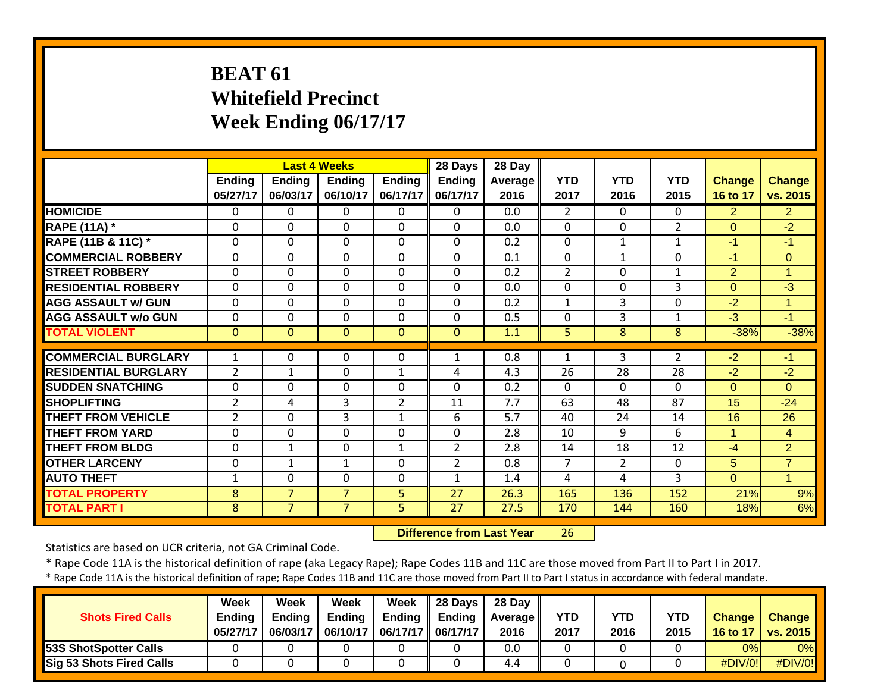# BEAT 61
# Whitefield Precinct
# Week Ending 06/17/17

| | Last 4 Weeks | | | | 28 Days | 28 Day | | | | | |
|---|---|---|---|---|---|---|---|---|---|---|---|
| | Ending 05/27/17 | Ending 06/03/17 | Ending 06/10/17 | Ending 06/17/17 | Ending 06/17/17 | Average 2016 | YTD 2017 | YTD 2016 | YTD 2015 | Change 16 to 17 | Change vs. 2015 |
| HOMICIDE | 0 | 0 | 0 | 0 | 0 | 0.0 | 2 | 0 | 0 | 2 | 2 |
| RAPE (11A) * | 0 | 0 | 0 | 0 | 0 | 0.0 | 0 | 0 | 2 | 0 | -2 |
| RAPE (11B & 11C) * | 0 | 0 | 0 | 0 | 0 | 0.2 | 0 | 1 | 1 | -1 | -1 |
| COMMERCIAL ROBBERY | 0 | 0 | 0 | 0 | 0 | 0.1 | 0 | 1 | 0 | -1 | 0 |
| STREET ROBBERY | 0 | 0 | 0 | 0 | 0 | 0.2 | 2 | 0 | 1 | 2 | 1 |
| RESIDENTIAL ROBBERY | 0 | 0 | 0 | 0 | 0 | 0.0 | 0 | 0 | 3 | 0 | -3 |
| AGG ASSAULT w/ GUN | 0 | 0 | 0 | 0 | 0 | 0.2 | 1 | 3 | 0 | -2 | 1 |
| AGG ASSAULT w/o GUN | 0 | 0 | 0 | 0 | 0 | 0.5 | 0 | 3 | 1 | -3 | -1 |
| TOTAL VIOLENT | 0 | 0 | 0 | 0 | 0 | 1.1 | 5 | 8 | 8 | -38% | -38% |
| COMMERCIAL BURGLARY | 1 | 0 | 0 | 0 | 1 | 0.8 | 1 | 3 | 2 | -2 | -1 |
| RESIDENTIAL BURGLARY | 2 | 1 | 0 | 1 | 4 | 4.3 | 26 | 28 | 28 | -2 | -2 |
| SUDDEN SNATCHING | 0 | 0 | 0 | 0 | 0 | 0.2 | 0 | 0 | 0 | 0 | 0 |
| SHOPLIFTING | 2 | 4 | 3 | 2 | 11 | 7.7 | 63 | 48 | 87 | 15 | -24 |
| THEFT FROM VEHICLE | 2 | 0 | 3 | 1 | 6 | 5.7 | 40 | 24 | 14 | 16 | 26 |
| THEFT FROM YARD | 0 | 0 | 0 | 0 | 0 | 2.8 | 10 | 9 | 6 | 1 | 4 |
| THEFT FROM BLDG | 0 | 1 | 0 | 1 | 2 | 2.8 | 14 | 18 | 12 | -4 | 2 |
| OTHER LARCENY | 0 | 1 | 1 | 0 | 2 | 0.8 | 7 | 2 | 0 | 5 | 7 |
| AUTO THEFT | 1 | 0 | 0 | 0 | 1 | 1.4 | 4 | 4 | 3 | 0 | 1 |
| TOTAL PROPERTY | 8 | 7 | 7 | 5 | 27 | 26.3 | 165 | 136 | 152 | 21% | 9% |
| TOTAL PART I | 8 | 7 | 7 | 5 | 27 | 27.5 | 170 | 144 | 160 | 18% | 6% |

**Difference from Last Year** 26

Statistics are based on UCR criteria, not GA Criminal Code.

* Rape Code 11A is the historical definition of rape (aka Legacy Rape); Rape Codes 11B and 11C are those moved from Part II to Part I in 2017.

* Rape Code 11A is the historical definition of rape; Rape Codes 11B and 11C are those moved from Part II to Part I status in accordance with federal mandate.

| Shots Fired Calls | Week Ending 05/27/17 | Week Ending 06/03/17 | Week Ending 06/10/17 | Week Ending 06/17/17 | 28 Days Ending 06/17/17 | 28 Day Average 2016 | YTD 2017 | YTD 2016 | YTD 2015 | Change 16 to 17 | Change vs. 2015 |
|---|---|---|---|---|---|---|---|---|---|---|---|
| 53S ShotSpotter Calls | 0 | 0 | 0 | 0 | 0 | 0.0 | 0 | 0 | 0 | 0% | 0% |
| Sig 53 Shots Fired Calls | 0 | 0 | 0 | 0 | 0 | 4.4 | 0 | 0 | 0 | #DIV/0! | #DIV/0! |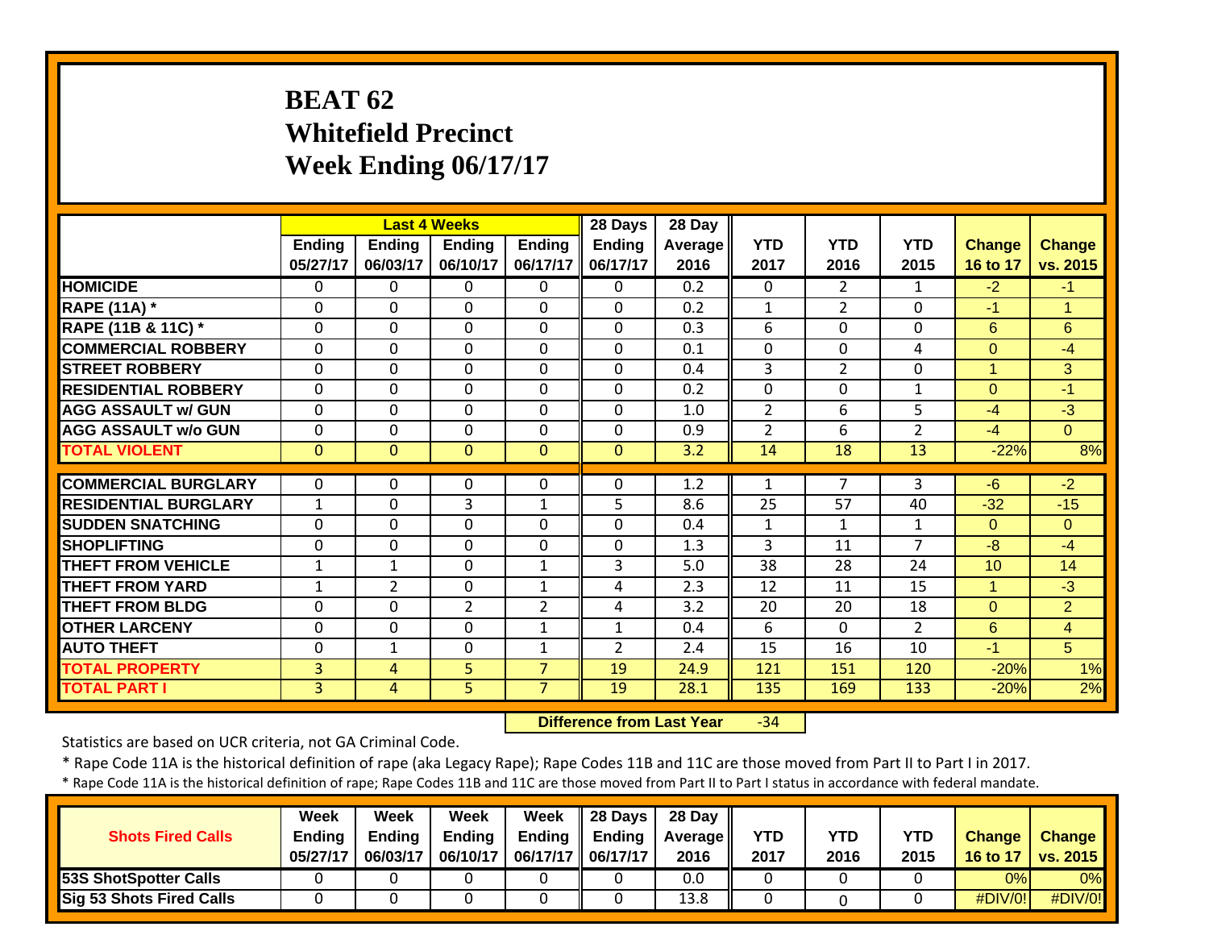# BEAT 62
# Whitefield Precinct
# Week Ending 06/17/17

| | Last 4 Weeks | | | | 28 Days | 28 Day | | | | | |
|---|---|---|---|---|---|---|---|---|---|---|---|
| | Ending 05/27/17 | Ending 06/03/17 | Ending 06/10/17 | Ending 06/17/17 | Ending 06/17/17 | Average 2016 | YTD 2017 | YTD 2016 | YTD 2015 | Change 16 to 17 | Change vs. 2015 |
| HOMICIDE | 0 | 0 | 0 | 0 | 0 | 0.2 | 0 | 2 | 1 | -2 | -1 |
| RAPE (11A) * | 0 | 0 | 0 | 0 | 0 | 0.2 | 1 | 2 | 0 | -1 | 1 |
| RAPE (11B & 11C) * | 0 | 0 | 0 | 0 | 0 | 0.3 | 6 | 0 | 0 | 6 | 6 |
| COMMERCIAL ROBBERY | 0 | 0 | 0 | 0 | 0 | 0.1 | 0 | 0 | 4 | 0 | -4 |
| STREET ROBBERY | 0 | 0 | 0 | 0 | 0 | 0.4 | 3 | 2 | 0 | 1 | 3 |
| RESIDENTIAL ROBBERY | 0 | 0 | 0 | 0 | 0 | 0.2 | 0 | 0 | 1 | 0 | -1 |
| AGG ASSAULT w/ GUN | 0 | 0 | 0 | 0 | 0 | 1.0 | 2 | 6 | 5 | -4 | -3 |
| AGG ASSAULT w/o GUN | 0 | 0 | 0 | 0 | 0 | 0.9 | 2 | 6 | 2 | -4 | 0 |
| TOTAL VIOLENT | 0 | 0 | 0 | 0 | 0 | 3.2 | 14 | 18 | 13 | -22% | 8% |
| COMMERCIAL BURGLARY | 0 | 0 | 0 | 0 | 0 | 1.2 | 1 | 7 | 3 | -6 | -2 |
| RESIDENTIAL BURGLARY | 1 | 0 | 3 | 1 | 5 | 8.6 | 25 | 57 | 40 | -32 | -15 |
| SUDDEN SNATCHING | 0 | 0 | 0 | 0 | 0 | 0.4 | 1 | 1 | 1 | 0 | 0 |
| SHOPLIFTING | 0 | 0 | 0 | 0 | 0 | 1.3 | 3 | 11 | 7 | -8 | -4 |
| THEFT FROM VEHICLE | 1 | 1 | 0 | 1 | 3 | 5.0 | 38 | 28 | 24 | 10 | 14 |
| THEFT FROM YARD | 1 | 2 | 0 | 1 | 4 | 2.3 | 12 | 11 | 15 | 1 | -3 |
| THEFT FROM BLDG | 0 | 0 | 2 | 2 | 4 | 3.2 | 20 | 20 | 18 | 0 | 2 |
| OTHER LARCENY | 0 | 0 | 0 | 1 | 1 | 0.4 | 6 | 0 | 2 | 6 | 4 |
| AUTO THEFT | 0 | 1 | 0 | 1 | 2 | 2.4 | 15 | 16 | 10 | -1 | 5 |
| TOTAL PROPERTY | 3 | 4 | 5 | 7 | 19 | 24.9 | 121 | 151 | 120 | -20% | 1% |
| TOTAL PART I | 3 | 4 | 5 | 7 | 19 | 28.1 | 135 | 169 | 133 | -20% | 2% |

**Difference from Last Year** -34

Statistics are based on UCR criteria, not GA Criminal Code.

* Rape Code 11A is the historical definition of rape (aka Legacy Rape); Rape Codes 11B and 11C are those moved from Part II to Part I in 2017.

* Rape Code 11A is the historical definition of rape; Rape Codes 11B and 11C are those moved from Part II to Part I status in accordance with federal mandate.

| Shots Fired Calls | Week Ending 05/27/17 | Week Ending 06/03/17 | Week Ending 06/10/17 | Week Ending 06/17/17 | 28 Days Ending 06/17/17 | 28 Day Average 2016 | YTD 2017 | YTD 2016 | YTD 2015 | Change 16 to 17 | Change vs. 2015 |
|---|---|---|---|---|---|---|---|---|---|---|---|
| 53S ShotSpotter Calls | 0 | 0 | 0 | 0 | 0 | 0.0 | 0 | 0 | 0 | 0% | 0% |
| Sig 53 Shots Fired Calls | 0 | 0 | 0 | 0 | 0 | 13.8 | 0 | 0 | 0 | #DIV/0! | #DIV/0! |